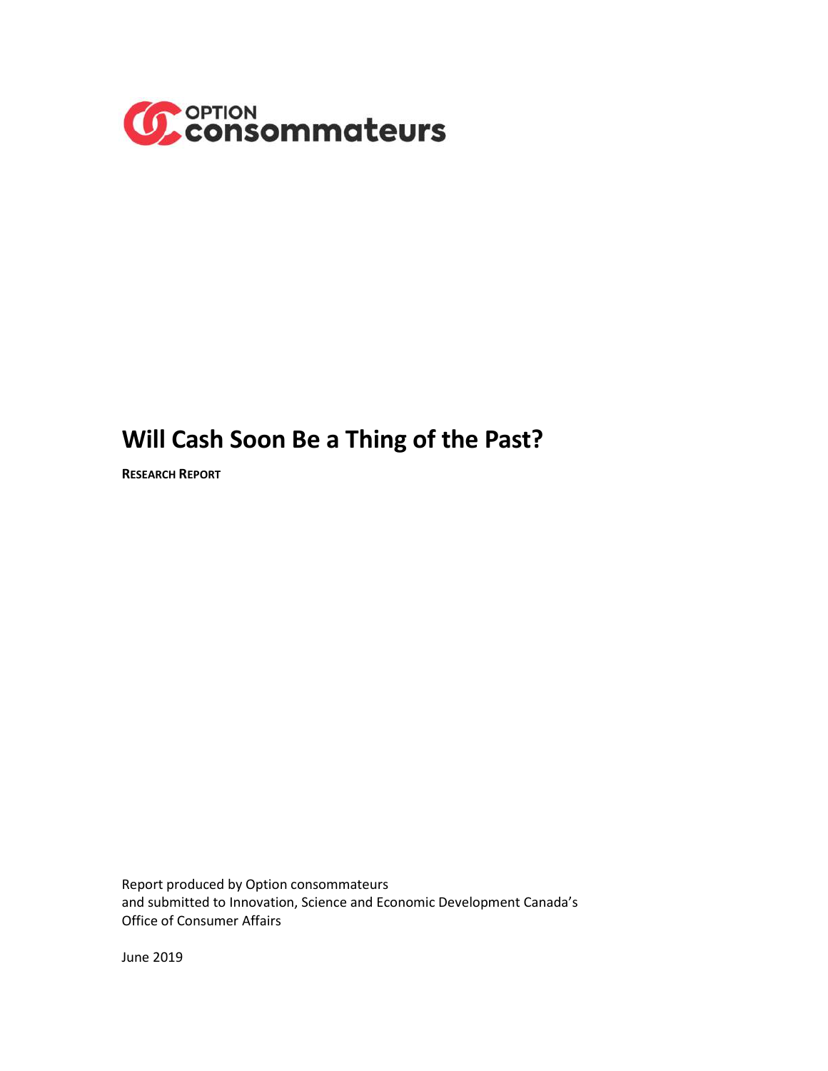OPTION consommateurs

# Will Cash Soon Be a Thing of the Past?

**RESEARCH REPORT**

Report produced by Option consommateurs
and submitted to Innovation, Science and Economic Development Canada's
Office of Consumer Affairs

June 2019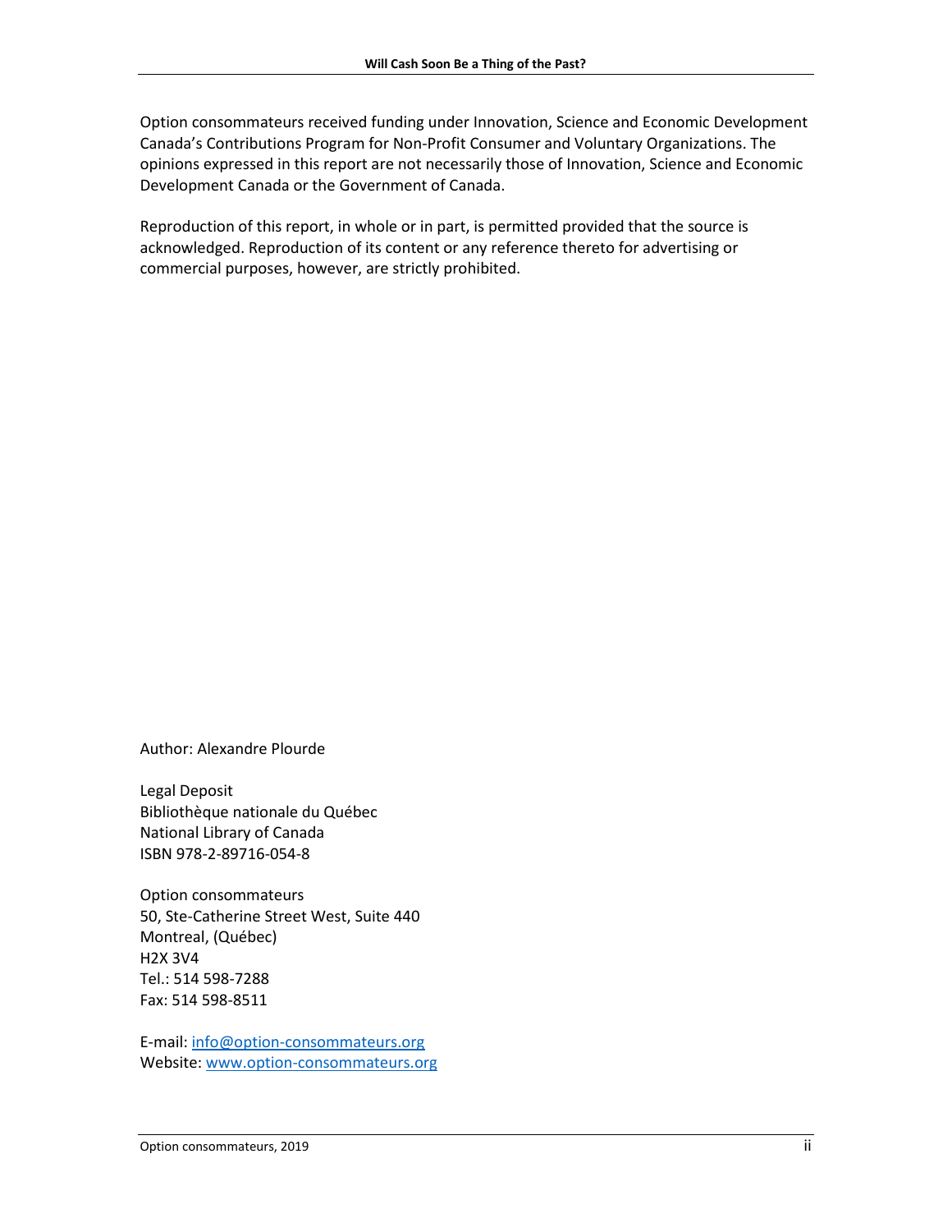Option consommateurs received funding under Innovation, Science and Economic Development Canada's Contributions Program for Non-Profit Consumer and Voluntary Organizations. The opinions expressed in this report are not necessarily those of Innovation, Science and Economic Development Canada or the Government of Canada.

Reproduction of this report, in whole or in part, is permitted provided that the source is acknowledged. Reproduction of its content or any reference thereto for advertising or commercial purposes, however, are strictly prohibited.

Author: Alexandre Plourde

Legal Deposit
Bibliothèque nationale du Québec
National Library of Canada
ISBN 978-2-89716-054-8

Option consommateurs
50, Ste-Catherine Street West, Suite 440
Montreal, (Québec)
H2X 3V4
Tel.: 514 598-7288
Fax: 514 598-8511

E-mail: info@option-consommateurs.org
Website: www.option-consommateurs.org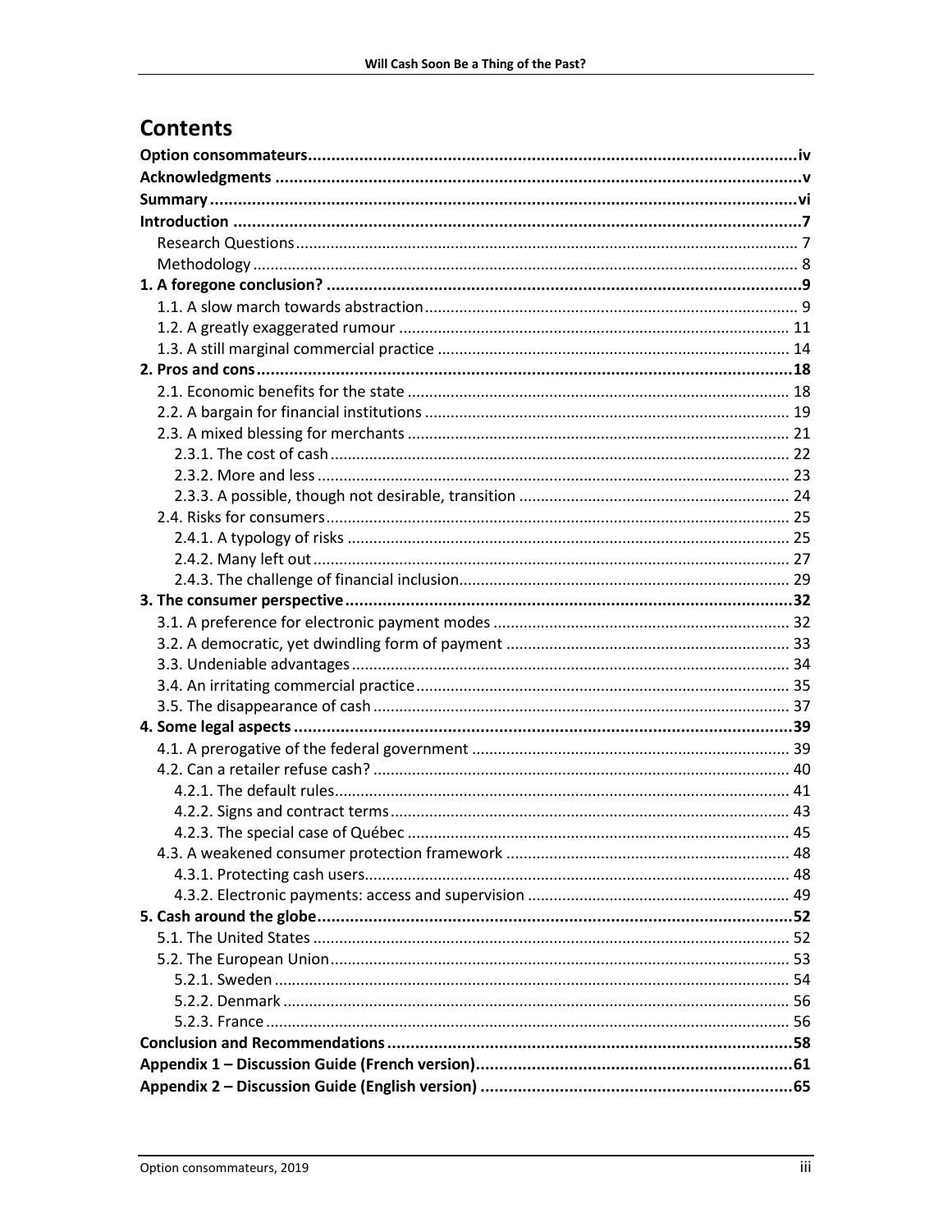# Contents

**Option consommateurs** .......... iv
**Acknowledgments** .......... v
**Summary** .......... vi
**Introduction** .......... 7
- Research Questions .......... 7
- Methodology .......... 8

**1. A foregone conclusion?** .......... 9
- 1.1. A slow march towards abstraction .......... 9
- 1.2. A greatly exaggerated rumour .......... 11
- 1.3. A still marginal commercial practice .......... 14

**2. Pros and cons** .......... 18
- 2.1. Economic benefits for the state .......... 18
- 2.2. A bargain for financial institutions .......... 19
- 2.3. A mixed blessing for merchants .......... 21
  - 2.3.1. The cost of cash .......... 22
  - 2.3.2. More and less .......... 23
  - 2.3.3. A possible, though not desirable, transition .......... 24
- 2.4. Risks for consumers .......... 25
  - 2.4.1. A typology of risks .......... 25
  - 2.4.2. Many left out .......... 27
  - 2.4.3. The challenge of financial inclusion .......... 29

**3. The consumer perspective** .......... 32
- 3.1. A preference for electronic payment modes .......... 32
- 3.2. A democratic, yet dwindling form of payment .......... 33
- 3.3. Undeniable advantages .......... 34
- 3.4. An irritating commercial practice .......... 35
- 3.5. The disappearance of cash .......... 37

**4. Some legal aspects** .......... 39
- 4.1. A prerogative of the federal government .......... 39
- 4.2. Can a retailer refuse cash? .......... 40
  - 4.2.1. The default rules .......... 41
  - 4.2.2. Signs and contract terms .......... 43
  - 4.2.3. The special case of Québec .......... 45
- 4.3. A weakened consumer protection framework .......... 48
  - 4.3.1. Protecting cash users .......... 48
  - 4.3.2. Electronic payments: access and supervision .......... 49

**5. Cash around the globe** .......... 52
- 5.1. The United States .......... 52
- 5.2. The European Union .......... 53
  - 5.2.1. Sweden .......... 54
  - 5.2.2. Denmark .......... 56
  - 5.2.3. France .......... 56

**Conclusion and Recommendations** .......... 58
**Appendix 1 – Discussion Guide (French version)** .......... 61
**Appendix 2 – Discussion Guide (English version)** .......... 65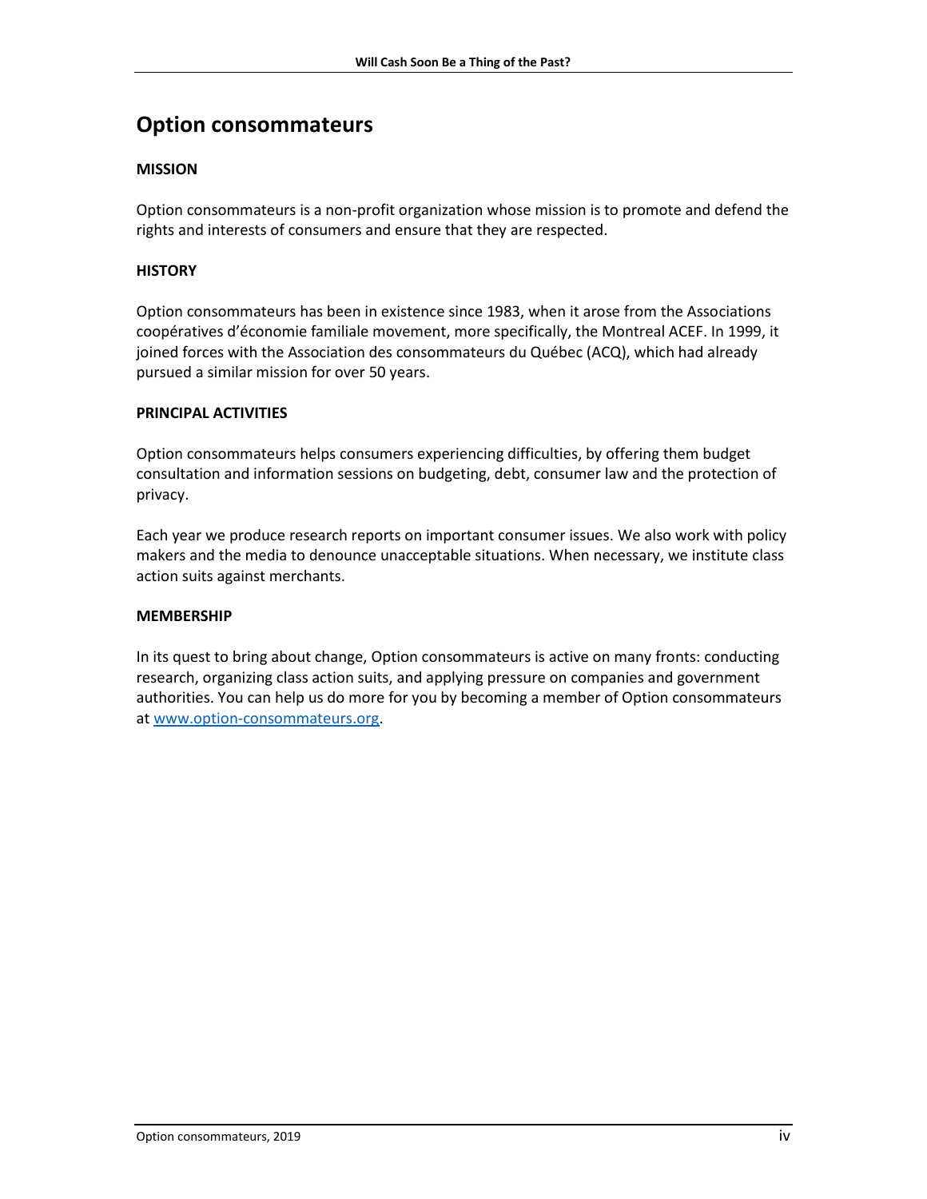# Option consommateurs

**MISSION**

Option consommateurs is a non-profit organization whose mission is to promote and defend the rights and interests of consumers and ensure that they are respected.

**HISTORY**

Option consommateurs has been in existence since 1983, when it arose from the Associations coopératives d'économie familiale movement, more specifically, the Montreal ACEF. In 1999, it joined forces with the Association des consommateurs du Québec (ACQ), which had already pursued a similar mission for over 50 years.

**PRINCIPAL ACTIVITIES**

Option consommateurs helps consumers experiencing difficulties, by offering them budget consultation and information sessions on budgeting, debt, consumer law and the protection of privacy.

Each year we produce research reports on important consumer issues. We also work with policy makers and the media to denounce unacceptable situations. When necessary, we institute class action suits against merchants.

**MEMBERSHIP**

In its quest to bring about change, Option consommateurs is active on many fronts: conducting research, organizing class action suits, and applying pressure on companies and government authorities. You can help us do more for you by becoming a member of Option consommateurs at [www.option-consommateurs.org](www.option-consommateurs.org).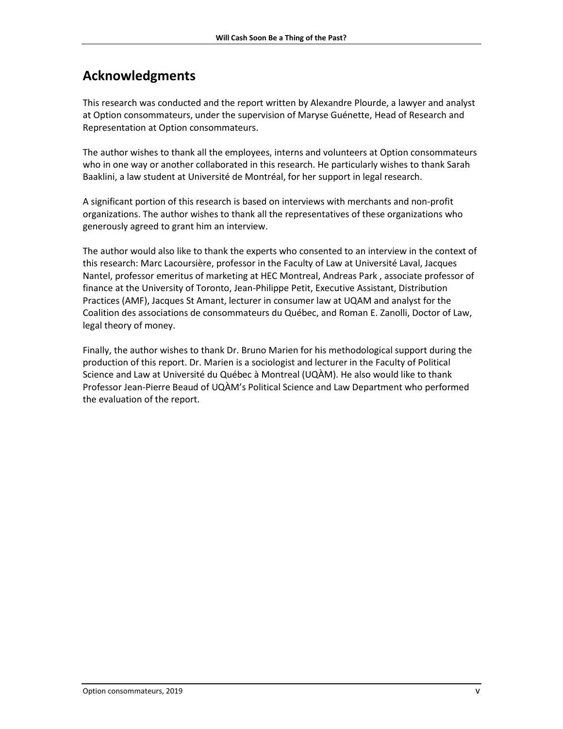## Acknowledgments

This research was conducted and the report written by Alexandre Plourde, a lawyer and analyst at Option consommateurs, under the supervision of Maryse Guénette, Head of Research and Representation at Option consommateurs.

The author wishes to thank all the employees, interns and volunteers at Option consommateurs who in one way or another collaborated in this research. He particularly wishes to thank Sarah Baaklini, a law student at Université de Montréal, for her support in legal research.

A significant portion of this research is based on interviews with merchants and non-profit organizations. The author wishes to thank all the representatives of these organizations who generously agreed to grant him an interview.

The author would also like to thank the experts who consented to an interview in the context of this research: Marc Lacoursière, professor in the Faculty of Law at Université Laval, Jacques Nantel, professor emeritus of marketing at HEC Montreal, Andreas Park , associate professor of finance at the University of Toronto, Jean-Philippe Petit, Executive Assistant, Distribution Practices (AMF), Jacques St Amant, lecturer in consumer law at UQAM and analyst for the Coalition des associations de consommateurs du Québec, and Roman E. Zanolli, Doctor of Law, legal theory of money.

Finally, the author wishes to thank Dr. Bruno Marien for his methodological support during the production of this report. Dr. Marien is a sociologist and lecturer in the Faculty of Political Science and Law at Université du Québec à Montreal (UQÀM). He also would like to thank Professor Jean-Pierre Beaud of UQÀM's Political Science and Law Department who performed the evaluation of the report.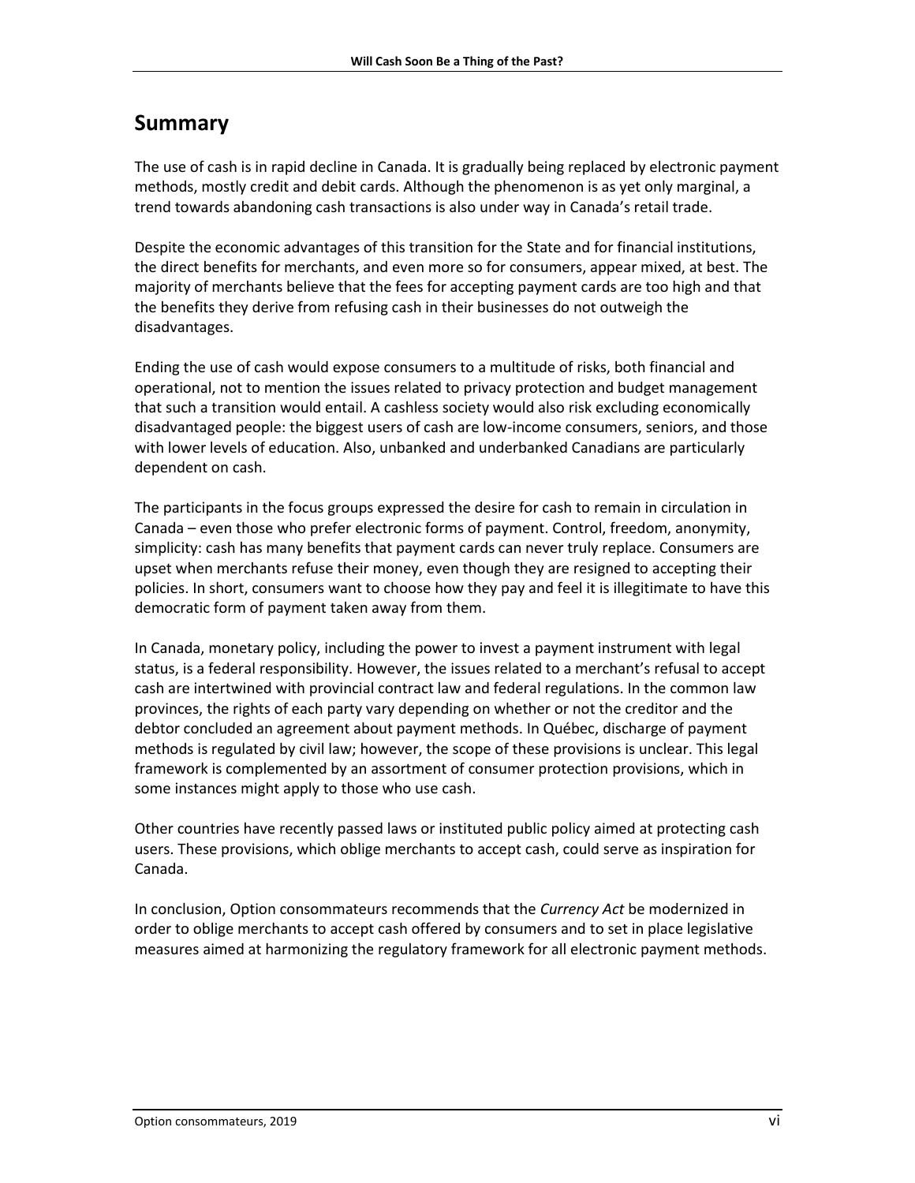## Summary

The use of cash is in rapid decline in Canada. It is gradually being replaced by electronic payment methods, mostly credit and debit cards. Although the phenomenon is as yet only marginal, a trend towards abandoning cash transactions is also under way in Canada's retail trade.

Despite the economic advantages of this transition for the State and for financial institutions, the direct benefits for merchants, and even more so for consumers, appear mixed, at best. The majority of merchants believe that the fees for accepting payment cards are too high and that the benefits they derive from refusing cash in their businesses do not outweigh the disadvantages.

Ending the use of cash would expose consumers to a multitude of risks, both financial and operational, not to mention the issues related to privacy protection and budget management that such a transition would entail. A cashless society would also risk excluding economically disadvantaged people: the biggest users of cash are low-income consumers, seniors, and those with lower levels of education. Also, unbanked and underbanked Canadians are particularly dependent on cash.

The participants in the focus groups expressed the desire for cash to remain in circulation in Canada – even those who prefer electronic forms of payment. Control, freedom, anonymity, simplicity: cash has many benefits that payment cards can never truly replace. Consumers are upset when merchants refuse their money, even though they are resigned to accepting their policies. In short, consumers want to choose how they pay and feel it is illegitimate to have this democratic form of payment taken away from them.

In Canada, monetary policy, including the power to invest a payment instrument with legal status, is a federal responsibility. However, the issues related to a merchant's refusal to accept cash are intertwined with provincial contract law and federal regulations. In the common law provinces, the rights of each party vary depending on whether or not the creditor and the debtor concluded an agreement about payment methods. In Québec, discharge of payment methods is regulated by civil law; however, the scope of these provisions is unclear. This legal framework is complemented by an assortment of consumer protection provisions, which in some instances might apply to those who use cash.

Other countries have recently passed laws or instituted public policy aimed at protecting cash users. These provisions, which oblige merchants to accept cash, could serve as inspiration for Canada.

In conclusion, Option consommateurs recommends that the *Currency Act* be modernized in order to oblige merchants to accept cash offered by consumers and to set in place legislative measures aimed at harmonizing the regulatory framework for all electronic payment methods.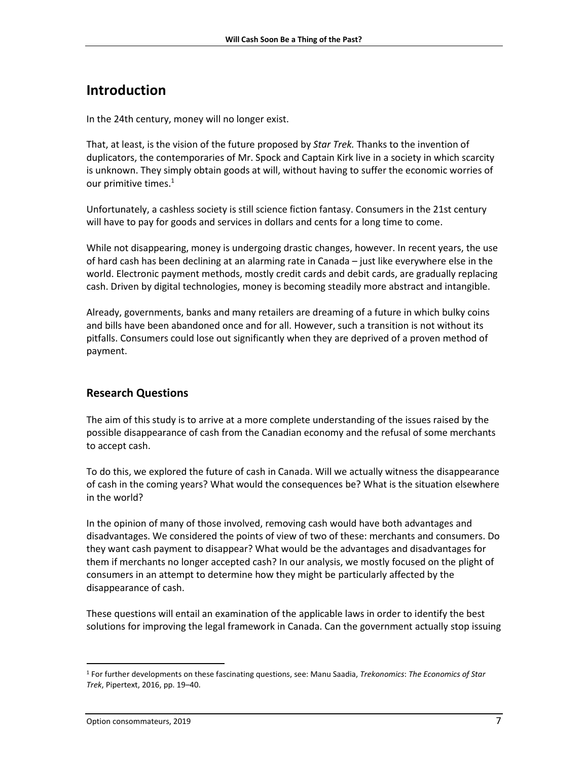## Introduction

In the 24th century, money will no longer exist.

That, at least, is the vision of the future proposed by *Star Trek.* Thanks to the invention of duplicators, the contemporaries of Mr. Spock and Captain Kirk live in a society in which scarcity is unknown. They simply obtain goods at will, without having to suffer the economic worries of our primitive times.[1]

Unfortunately, a cashless society is still science fiction fantasy. Consumers in the 21st century will have to pay for goods and services in dollars and cents for a long time to come.

While not disappearing, money is undergoing drastic changes, however. In recent years, the use of hard cash has been declining at an alarming rate in Canada – just like everywhere else in the world. Electronic payment methods, mostly credit cards and debit cards, are gradually replacing cash. Driven by digital technologies, money is becoming steadily more abstract and intangible.

Already, governments, banks and many retailers are dreaming of a future in which bulky coins and bills have been abandoned once and for all. However, such a transition is not without its pitfalls. Consumers could lose out significantly when they are deprived of a proven method of payment.

### Research Questions

The aim of this study is to arrive at a more complete understanding of the issues raised by the possible disappearance of cash from the Canadian economy and the refusal of some merchants to accept cash.

To do this, we explored the future of cash in Canada. Will we actually witness the disappearance of cash in the coming years? What would the consequences be? What is the situation elsewhere in the world?

In the opinion of many of those involved, removing cash would have both advantages and disadvantages. We considered the points of view of two of these: merchants and consumers. Do they want cash payment to disappear? What would be the advantages and disadvantages for them if merchants no longer accepted cash? In our analysis, we mostly focused on the plight of consumers in an attempt to determine how they might be particularly affected by the disappearance of cash.

These questions will entail an examination of the applicable laws in order to identify the best solutions for improving the legal framework in Canada. Can the government actually stop issuing

---

[1] For further developments on these fascinating questions, see: Manu Saadia, *Trekonomics*: *The Economics of Star Trek*, Pipertext, 2016, pp. 19–40.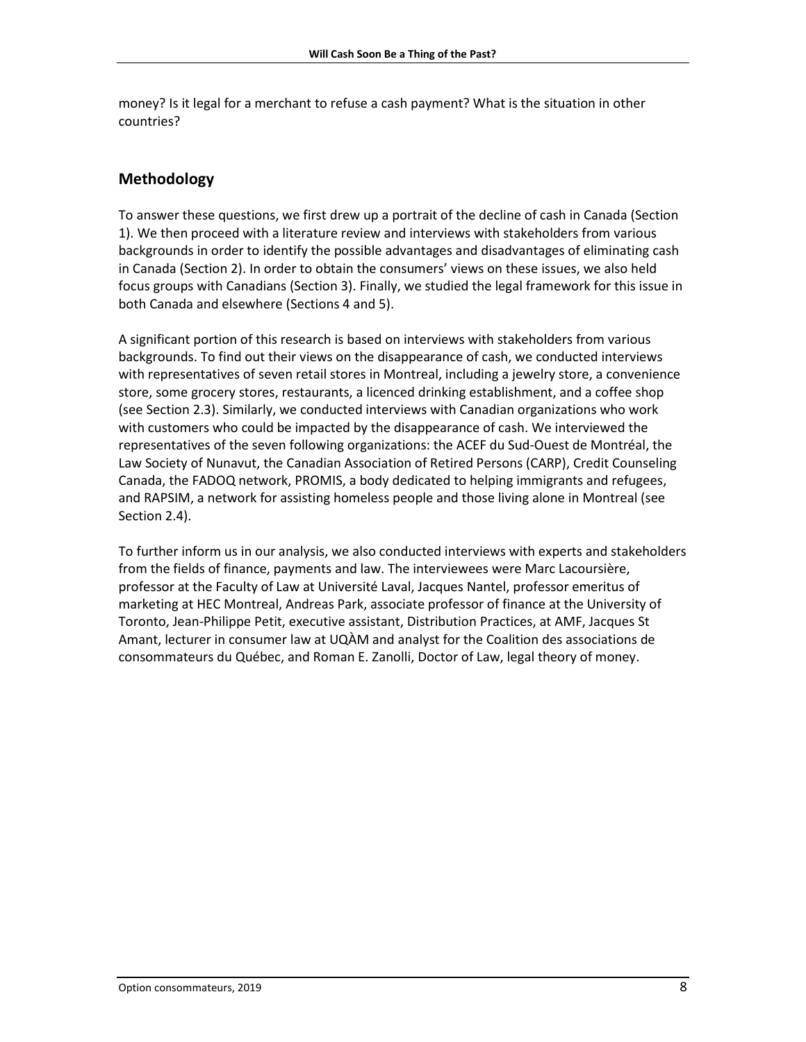money? Is it legal for a merchant to refuse a cash payment? What is the situation in other countries?

## Methodology

To answer these questions, we first drew up a portrait of the decline of cash in Canada (Section 1). We then proceed with a literature review and interviews with stakeholders from various backgrounds in order to identify the possible advantages and disadvantages of eliminating cash in Canada (Section 2). In order to obtain the consumers' views on these issues, we also held focus groups with Canadians (Section 3). Finally, we studied the legal framework for this issue in both Canada and elsewhere (Sections 4 and 5).

A significant portion of this research is based on interviews with stakeholders from various backgrounds. To find out their views on the disappearance of cash, we conducted interviews with representatives of seven retail stores in Montreal, including a jewelry store, a convenience store, some grocery stores, restaurants, a licenced drinking establishment, and a coffee shop (see Section 2.3). Similarly, we conducted interviews with Canadian organizations who work with customers who could be impacted by the disappearance of cash. We interviewed the representatives of the seven following organizations: the ACEF du Sud-Ouest de Montréal, the Law Society of Nunavut, the Canadian Association of Retired Persons (CARP), Credit Counseling Canada, the FADOQ network, PROMIS, a body dedicated to helping immigrants and refugees, and RAPSIM, a network for assisting homeless people and those living alone in Montreal (see Section 2.4).

To further inform us in our analysis, we also conducted interviews with experts and stakeholders from the fields of finance, payments and law. The interviewees were Marc Lacoursière, professor at the Faculty of Law at Université Laval, Jacques Nantel, professor emeritus of marketing at HEC Montreal, Andreas Park, associate professor of finance at the University of Toronto, Jean-Philippe Petit, executive assistant, Distribution Practices, at AMF, Jacques St Amant, lecturer in consumer law at UQÀM and analyst for the Coalition des associations de consommateurs du Québec, and Roman E. Zanolli, Doctor of Law, legal theory of money.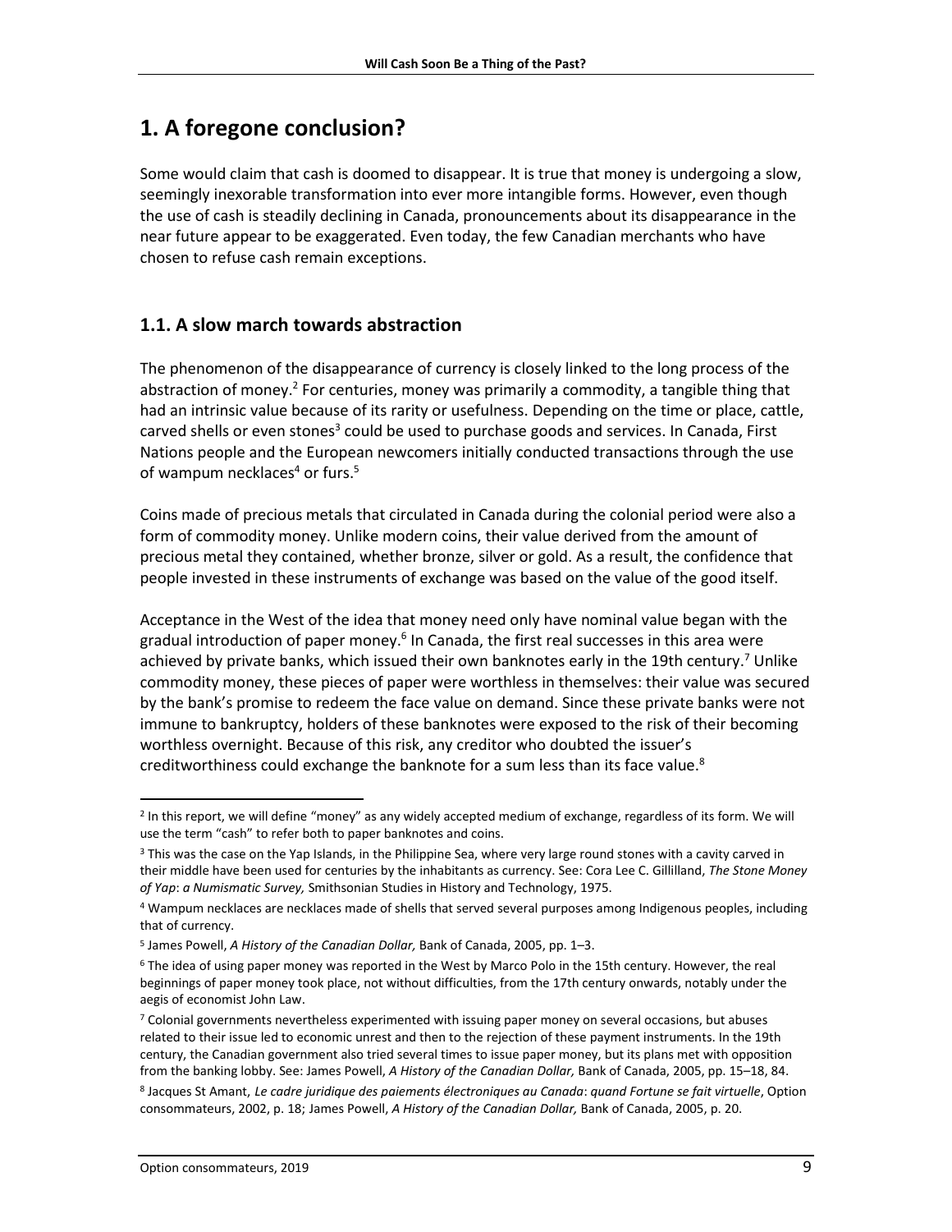# 1. A foregone conclusion?

Some would claim that cash is doomed to disappear. It is true that money is undergoing a slow, seemingly inexorable transformation into ever more intangible forms. However, even though the use of cash is steadily declining in Canada, pronouncements about its disappearance in the near future appear to be exaggerated. Even today, the few Canadian merchants who have chosen to refuse cash remain exceptions.

## 1.1. A slow march towards abstraction

The phenomenon of the disappearance of currency is closely linked to the long process of the abstraction of money.[2] For centuries, money was primarily a commodity, a tangible thing that had an intrinsic value because of its rarity or usefulness. Depending on the time or place, cattle, carved shells or even stones[3] could be used to purchase goods and services. In Canada, First Nations people and the European newcomers initially conducted transactions through the use of wampum necklaces[4] or furs.[5]

Coins made of precious metals that circulated in Canada during the colonial period were also a form of commodity money. Unlike modern coins, their value derived from the amount of precious metal they contained, whether bronze, silver or gold. As a result, the confidence that people invested in these instruments of exchange was based on the value of the good itself.

Acceptance in the West of the idea that money need only have nominal value began with the gradual introduction of paper money.[6] In Canada, the first real successes in this area were achieved by private banks, which issued their own banknotes early in the 19th century.[7] Unlike commodity money, these pieces of paper were worthless in themselves: their value was secured by the bank's promise to redeem the face value on demand. Since these private banks were not immune to bankruptcy, holders of these banknotes were exposed to the risk of their becoming worthless overnight. Because of this risk, any creditor who doubted the issuer's creditworthiness could exchange the banknote for a sum less than its face value.[8]

---

[2] In this report, we will define "money" as any widely accepted medium of exchange, regardless of its form. We will use the term "cash" to refer both to paper banknotes and coins.

[3] This was the case on the Yap Islands, in the Philippine Sea, where very large round stones with a cavity carved in their middle have been used for centuries by the inhabitants as currency. See: Cora Lee C. Gillilland, *The Stone Money of Yap*: *a Numismatic Survey,* Smithsonian Studies in History and Technology, 1975.

[4] Wampum necklaces are necklaces made of shells that served several purposes among Indigenous peoples, including that of currency.

[5] James Powell, *A History of the Canadian Dollar,* Bank of Canada, 2005, pp. 1–3.

[6] The idea of using paper money was reported in the West by Marco Polo in the 15th century. However, the real beginnings of paper money took place, not without difficulties, from the 17th century onwards, notably under the aegis of economist John Law.

[7] Colonial governments nevertheless experimented with issuing paper money on several occasions, but abuses related to their issue led to economic unrest and then to the rejection of these payment instruments. In the 19th century, the Canadian government also tried several times to issue paper money, but its plans met with opposition from the banking lobby. See: James Powell, *A History of the Canadian Dollar,* Bank of Canada, 2005, pp. 15–18, 84.

[8] Jacques St Amant, *Le cadre juridique des paiements électroniques au Canada*: *quand Fortune se fait virtuelle*, Option consommateurs, 2002, p. 18; James Powell, *A History of the Canadian Dollar,* Bank of Canada, 2005, p. 20.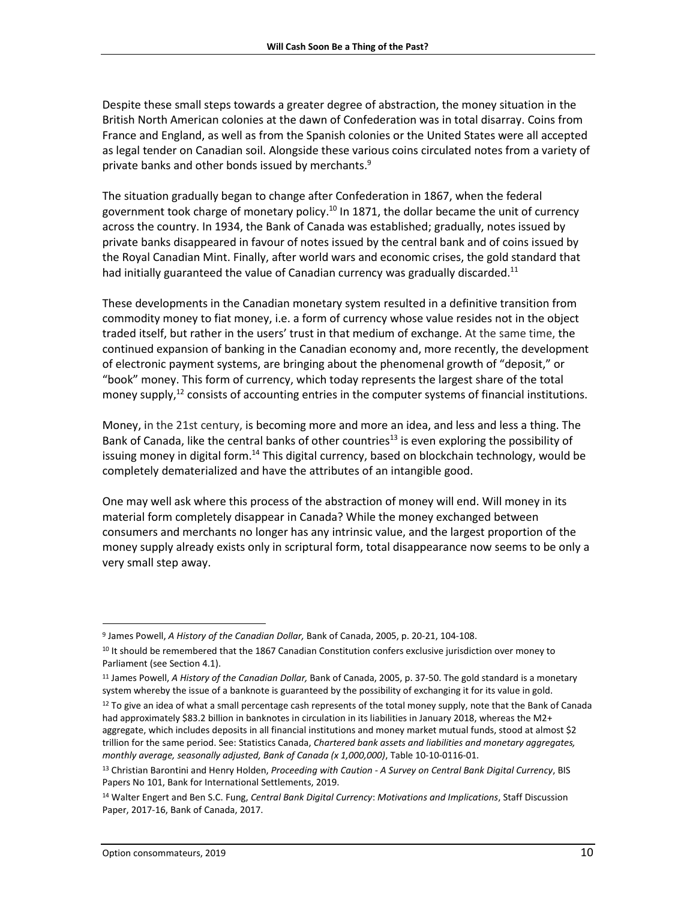Despite these small steps towards a greater degree of abstraction, the money situation in the British North American colonies at the dawn of Confederation was in total disarray. Coins from France and England, as well as from the Spanish colonies or the United States were all accepted as legal tender on Canadian soil. Alongside these various coins circulated notes from a variety of private banks and other bonds issued by merchants.[9]

The situation gradually began to change after Confederation in 1867, when the federal government took charge of monetary policy.[10] In 1871, the dollar became the unit of currency across the country. In 1934, the Bank of Canada was established; gradually, notes issued by private banks disappeared in favour of notes issued by the central bank and of coins issued by the Royal Canadian Mint. Finally, after world wars and economic crises, the gold standard that had initially guaranteed the value of Canadian currency was gradually discarded.[11]

These developments in the Canadian monetary system resulted in a definitive transition from commodity money to fiat money, i.e. a form of currency whose value resides not in the object traded itself, but rather in the users' trust in that medium of exchange. At the same time, the continued expansion of banking in the Canadian economy and, more recently, the development of electronic payment systems, are bringing about the phenomenal growth of "deposit," or "book" money. This form of currency, which today represents the largest share of the total money supply,[12] consists of accounting entries in the computer systems of financial institutions.

Money, in the 21st century, is becoming more and more an idea, and less and less a thing. The Bank of Canada, like the central banks of other countries[13] is even exploring the possibility of issuing money in digital form.[14] This digital currency, based on blockchain technology, would be completely dematerialized and have the attributes of an intangible good.

One may well ask where this process of the abstraction of money will end. Will money in its material form completely disappear in Canada? While the money exchanged between consumers and merchants no longer has any intrinsic value, and the largest proportion of the money supply already exists only in scriptural form, total disappearance now seems to be only a very small step away.

---

[9] James Powell, *A History of the Canadian Dollar,* Bank of Canada, 2005, p. 20-21, 104-108.

[10] It should be remembered that the 1867 Canadian Constitution confers exclusive jurisdiction over money to Parliament (see Section 4.1).

[11] James Powell, *A History of the Canadian Dollar,* Bank of Canada, 2005, p. 37-50. The gold standard is a monetary system whereby the issue of a banknote is guaranteed by the possibility of exchanging it for its value in gold.

[12] To give an idea of what a small percentage cash represents of the total money supply, note that the Bank of Canada had approximately $83.2 billion in banknotes in circulation in its liabilities in January 2018, whereas the M2+ aggregate, which includes deposits in all financial institutions and money market mutual funds, stood at almost $2 trillion for the same period. See: Statistics Canada, *Chartered bank assets and liabilities and monetary aggregates, monthly average, seasonally adjusted, Bank of Canada (x 1,000,000)*, Table 10-10-0116-01.

[13] Christian Barontini and Henry Holden, *Proceeding with Caution - A Survey on Central Bank Digital Currency*, BIS Papers No 101, Bank for International Settlements, 2019.

[14] Walter Engert and Ben S.C. Fung, *Central Bank Digital Currency*: *Motivations and Implications*, Staff Discussion Paper, 2017-16, Bank of Canada, 2017.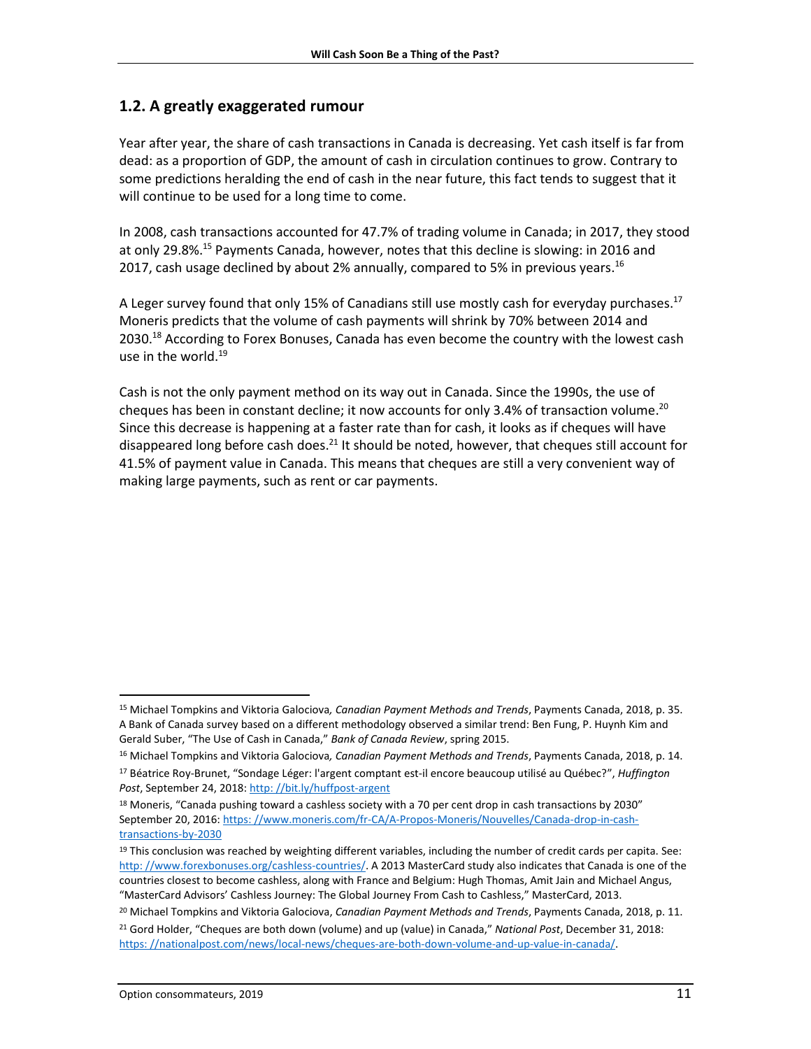## 1.2. A greatly exaggerated rumour

Year after year, the share of cash transactions in Canada is decreasing. Yet cash itself is far from dead: as a proportion of GDP, the amount of cash in circulation continues to grow. Contrary to some predictions heralding the end of cash in the near future, this fact tends to suggest that it will continue to be used for a long time to come.

In 2008, cash transactions accounted for 47.7% of trading volume in Canada; in 2017, they stood at only 29.8%.[15] Payments Canada, however, notes that this decline is slowing: in 2016 and 2017, cash usage declined by about 2% annually, compared to 5% in previous years.[16]

A Leger survey found that only 15% of Canadians still use mostly cash for everyday purchases.[17] Moneris predicts that the volume of cash payments will shrink by 70% between 2014 and 2030.[18] According to Forex Bonuses, Canada has even become the country with the lowest cash use in the world.[19]

Cash is not the only payment method on its way out in Canada. Since the 1990s, the use of cheques has been in constant decline; it now accounts for only 3.4% of transaction volume.[20] Since this decrease is happening at a faster rate than for cash, it looks as if cheques will have disappeared long before cash does.[21] It should be noted, however, that cheques still account for 41.5% of payment value in Canada. This means that cheques are still a very convenient way of making large payments, such as rent or car payments.

---

[15] Michael Tompkins and Viktoria Galociova, *Canadian Payment Methods and Trends*, Payments Canada, 2018, p. 35. A Bank of Canada survey based on a different methodology observed a similar trend: Ben Fung, P. Huynh Kim and Gerald Suber, "The Use of Cash in Canada," *Bank of Canada Review*, spring 2015.

[16] Michael Tompkins and Viktoria Galociova, *Canadian Payment Methods and Trends*, Payments Canada, 2018, p. 14.

[17] Béatrice Roy-Brunet, "Sondage Léger: l'argent comptant est-il encore beaucoup utilisé au Québec?", *Huffington Post*, September 24, 2018: http: //bit.ly/huffpost-argent

[18] Moneris, "Canada pushing toward a cashless society with a 70 per cent drop in cash transactions by 2030" September 20, 2016: https: //www.moneris.com/fr-CA/A-Propos-Moneris/Nouvelles/Canada-drop-in-cash-transactions-by-2030

[19] This conclusion was reached by weighting different variables, including the number of credit cards per capita. See: http: //www.forexbonuses.org/cashless-countries/. A 2013 MasterCard study also indicates that Canada is one of the countries closest to become cashless, along with France and Belgium: Hugh Thomas, Amit Jain and Michael Angus, "MasterCard Advisors' Cashless Journey: The Global Journey From Cash to Cashless," MasterCard, 2013.

[20] Michael Tompkins and Viktoria Galociova, *Canadian Payment Methods and Trends*, Payments Canada, 2018, p. 11.

[21] Gord Holder, "Cheques are both down (volume) and up (value) in Canada," *National Post*, December 31, 2018: https: //nationalpost.com/news/local-news/cheques-are-both-down-volume-and-up-value-in-canada/.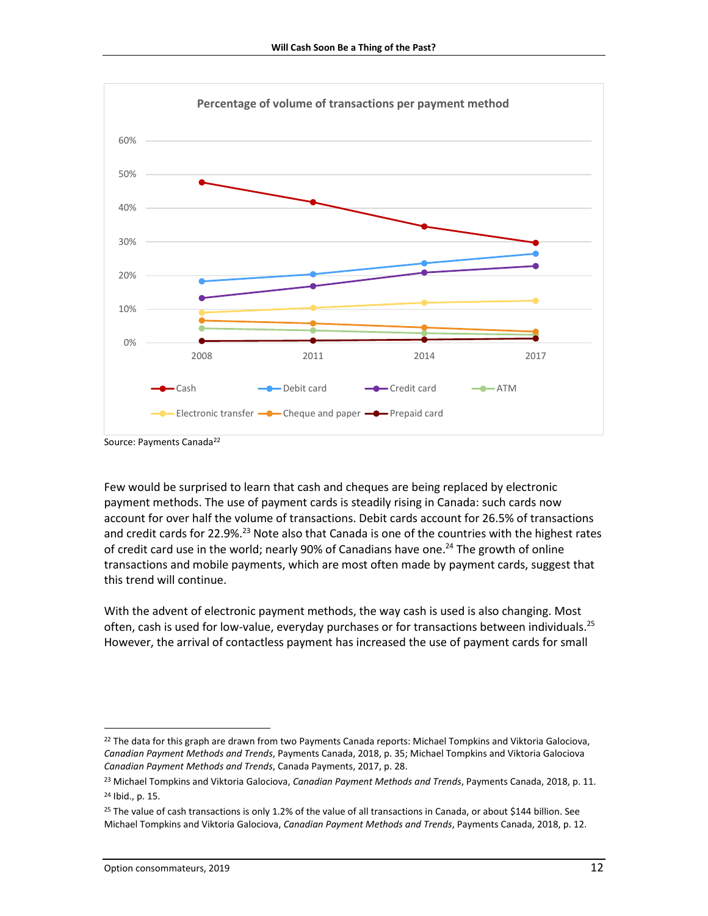Percentage of volume of transactions per payment method

Source: Payments Canada[22]

Few would be surprised to learn that cash and cheques are being replaced by electronic payment methods. The use of payment cards is steadily rising in Canada: such cards now account for over half the volume of transactions. Debit cards account for 26.5% of transactions and credit cards for 22.9%.[23] Note also that Canada is one of the countries with the highest rates of credit card use in the world; nearly 90% of Canadians have one.[24] The growth of online transactions and mobile payments, which are most often made by payment cards, suggest that this trend will continue.

With the advent of electronic payment methods, the way cash is used is also changing. Most often, cash is used for low-value, everyday purchases or for transactions between individuals.[25] However, the arrival of contactless payment has increased the use of payment cards for small

---

[22] The data for this graph are drawn from two Payments Canada reports: Michael Tompkins and Viktoria Galociova, *Canadian Payment Methods and Trends*, Payments Canada, 2018, p. 35; Michael Tompkins and Viktoria Galociova *Canadian Payment Methods and Trends*, Canada Payments, 2017, p. 28.

[23] Michael Tompkins and Viktoria Galociova, *Canadian Payment Methods and Trends*, Payments Canada, 2018, p. 11.

[24] Ibid., p. 15.

[25] The value of cash transactions is only 1.2% of the value of all transactions in Canada, or about $144 billion. See Michael Tompkins and Viktoria Galociova, *Canadian Payment Methods and Trends*, Payments Canada, 2018, p. 12.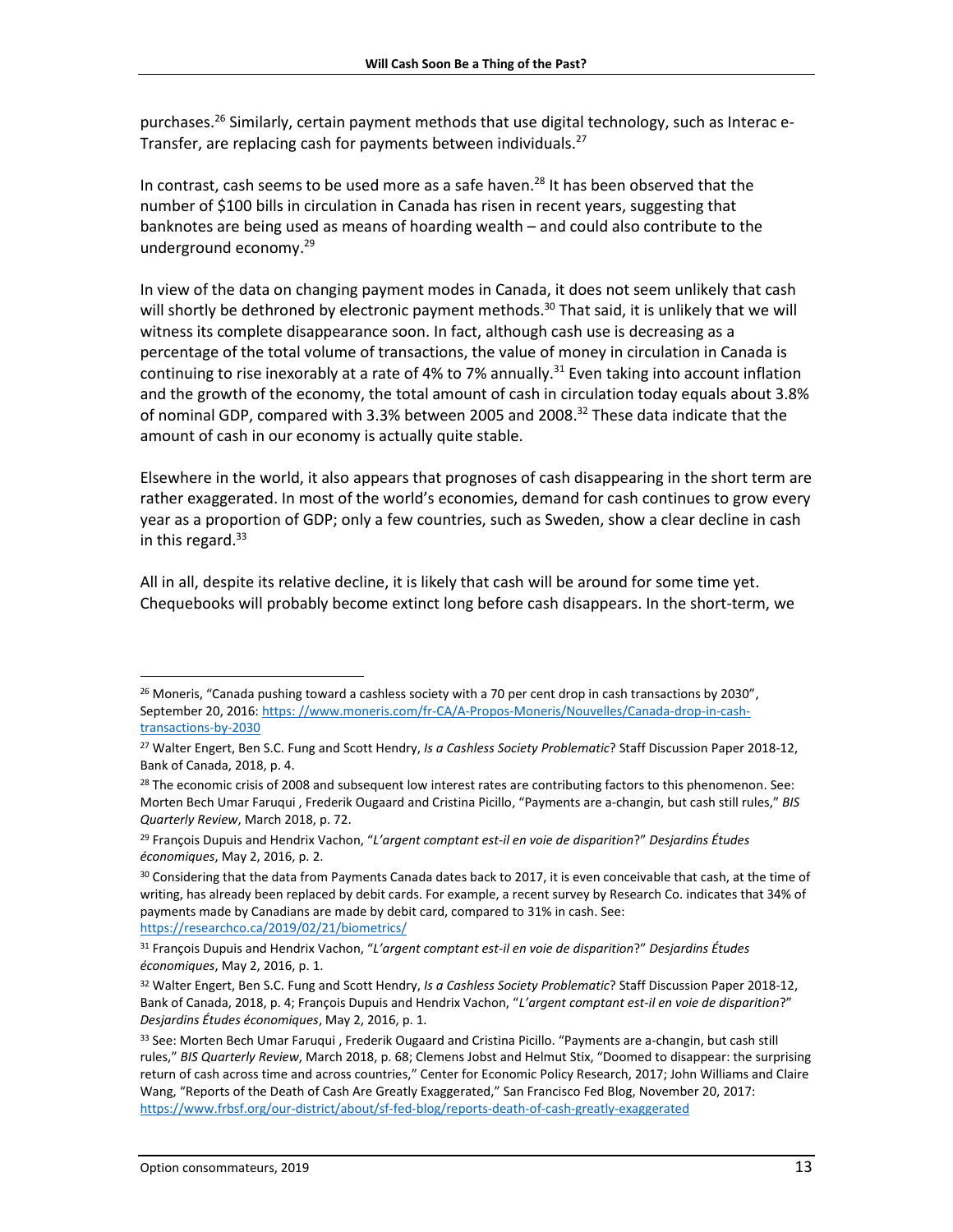purchases.[26] Similarly, certain payment methods that use digital technology, such as Interac e-Transfer, are replacing cash for payments between individuals.[27]

In contrast, cash seems to be used more as a safe haven.[28] It has been observed that the number of $100 bills in circulation in Canada has risen in recent years, suggesting that banknotes are being used as means of hoarding wealth – and could also contribute to the underground economy.[29]

In view of the data on changing payment modes in Canada, it does not seem unlikely that cash will shortly be dethroned by electronic payment methods.[30] That said, it is unlikely that we will witness its complete disappearance soon. In fact, although cash use is decreasing as a percentage of the total volume of transactions, the value of money in circulation in Canada is continuing to rise inexorably at a rate of 4% to 7% annually.[31] Even taking into account inflation and the growth of the economy, the total amount of cash in circulation today equals about 3.8% of nominal GDP, compared with 3.3% between 2005 and 2008.[32] These data indicate that the amount of cash in our economy is actually quite stable.

Elsewhere in the world, it also appears that prognoses of cash disappearing in the short term are rather exaggerated. In most of the world's economies, demand for cash continues to grow every year as a proportion of GDP; only a few countries, such as Sweden, show a clear decline in cash in this regard.[33]

All in all, despite its relative decline, it is likely that cash will be around for some time yet. Chequebooks will probably become extinct long before cash disappears. In the short-term, we

---

[26] Moneris, "Canada pushing toward a cashless society with a 70 per cent drop in cash transactions by 2030", September 20, 2016: https: //www.moneris.com/fr-CA/A-Propos-Moneris/Nouvelles/Canada-drop-in-cash-transactions-by-2030

[27] Walter Engert, Ben S.C. Fung and Scott Hendry, *Is a Cashless Society Problematic*? Staff Discussion Paper 2018-12, Bank of Canada, 2018, p. 4.

[28] The economic crisis of 2008 and subsequent low interest rates are contributing factors to this phenomenon. See: Morten Bech Umar Faruqui , Frederik Ougaard and Cristina Picillo, "Payments are a-changin, but cash still rules," *BIS Quarterly Review*, March 2018, p. 72.

[29] François Dupuis and Hendrix Vachon, "*L'argent comptant est-il en voie de disparition*?" *Desjardins Études économiques*, May 2, 2016, p. 2.

[30] Considering that the data from Payments Canada dates back to 2017, it is even conceivable that cash, at the time of writing, has already been replaced by debit cards. For example, a recent survey by Research Co. indicates that 34% of payments made by Canadians are made by debit card, compared to 31% in cash. See: https://researchco.ca/2019/02/21/biometrics/

[31] François Dupuis and Hendrix Vachon, "*L'argent comptant est-il en voie de disparition*?" *Desjardins Études économiques*, May 2, 2016, p. 1.

[32] Walter Engert, Ben S.C. Fung and Scott Hendry, *Is a Cashless Society Problematic*? Staff Discussion Paper 2018-12, Bank of Canada, 2018, p. 4; François Dupuis and Hendrix Vachon, "*L'argent comptant est-il en voie de disparition*?" *Desjardins Études économiques*, May 2, 2016, p. 1.

[33] See: Morten Bech Umar Faruqui , Frederik Ougaard and Cristina Picillo. "Payments are a-changin, but cash still rules," *BIS Quarterly Review*, March 2018, p. 68; Clemens Jobst and Helmut Stix, "Doomed to disappear: the surprising return of cash across time and across countries," Center for Economic Policy Research, 2017; John Williams and Claire Wang, "Reports of the Death of Cash Are Greatly Exaggerated," San Francisco Fed Blog, November 20, 2017: https://www.frbsf.org/our-district/about/sf-fed-blog/reports-death-of-cash-greatly-exaggerated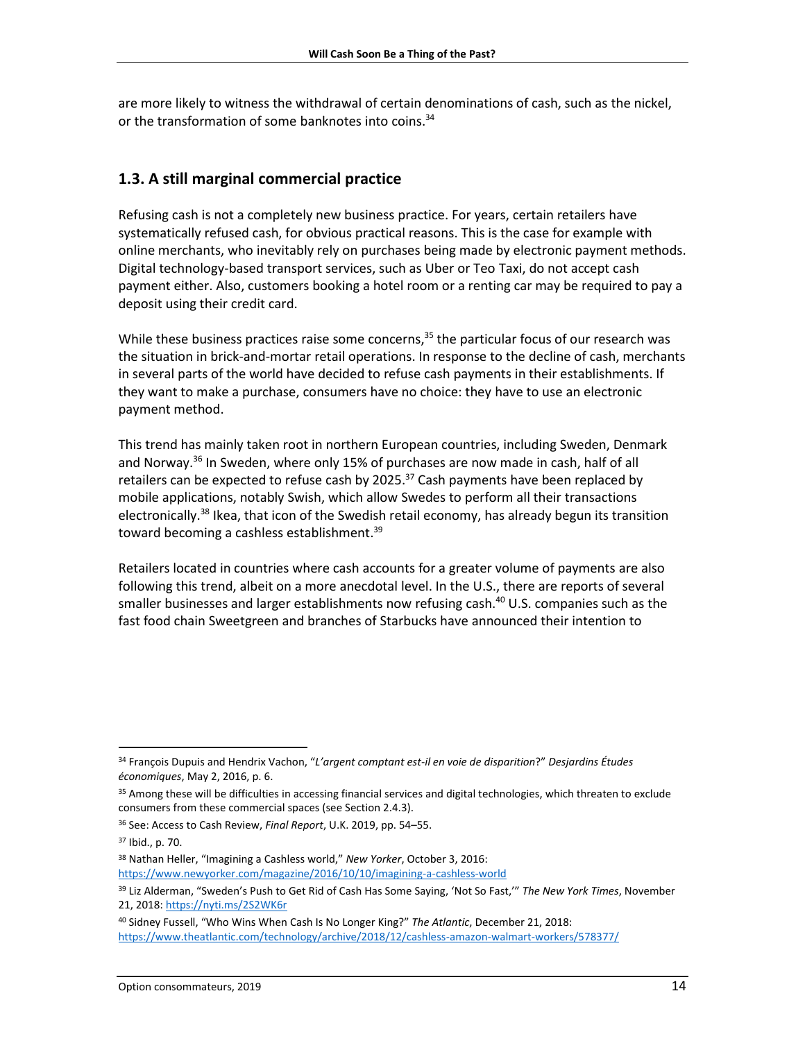are more likely to witness the withdrawal of certain denominations of cash, such as the nickel, or the transformation of some banknotes into coins.[34]

## 1.3. A still marginal commercial practice

Refusing cash is not a completely new business practice. For years, certain retailers have systematically refused cash, for obvious practical reasons. This is the case for example with online merchants, who inevitably rely on purchases being made by electronic payment methods. Digital technology-based transport services, such as Uber or Teo Taxi, do not accept cash payment either. Also, customers booking a hotel room or a renting car may be required to pay a deposit using their credit card.

While these business practices raise some concerns,[35] the particular focus of our research was the situation in brick-and-mortar retail operations. In response to the decline of cash, merchants in several parts of the world have decided to refuse cash payments in their establishments. If they want to make a purchase, consumers have no choice: they have to use an electronic payment method.

This trend has mainly taken root in northern European countries, including Sweden, Denmark and Norway.[36] In Sweden, where only 15% of purchases are now made in cash, half of all retailers can be expected to refuse cash by 2025.[37] Cash payments have been replaced by mobile applications, notably Swish, which allow Swedes to perform all their transactions electronically.[38] Ikea, that icon of the Swedish retail economy, has already begun its transition toward becoming a cashless establishment.[39]

Retailers located in countries where cash accounts for a greater volume of payments are also following this trend, albeit on a more anecdotal level. In the U.S., there are reports of several smaller businesses and larger establishments now refusing cash.[40] U.S. companies such as the fast food chain Sweetgreen and branches of Starbucks have announced their intention to

---

[34] François Dupuis and Hendrix Vachon, "*L'argent comptant est-il en voie de disparition*?" *Desjardins Études économiques*, May 2, 2016, p. 6.

[35] Among these will be difficulties in accessing financial services and digital technologies, which threaten to exclude consumers from these commercial spaces (see Section 2.4.3).

[36] See: Access to Cash Review, *Final Report*, U.K. 2019, pp. 54–55.

[37] Ibid., p. 70.

[38] Nathan Heller, "Imagining a Cashless world," *New Yorker*, October 3, 2016: https://www.newyorker.com/magazine/2016/10/10/imagining-a-cashless-world

[39] Liz Alderman, "Sweden's Push to Get Rid of Cash Has Some Saying, 'Not So Fast,'" *The New York Times*, November 21, 2018: https://nyti.ms/2S2WK6r

[40] Sidney Fussell, "Who Wins When Cash Is No Longer King?" *The Atlantic*, December 21, 2018: https://www.theatlantic.com/technology/archive/2018/12/cashless-amazon-walmart-workers/578377/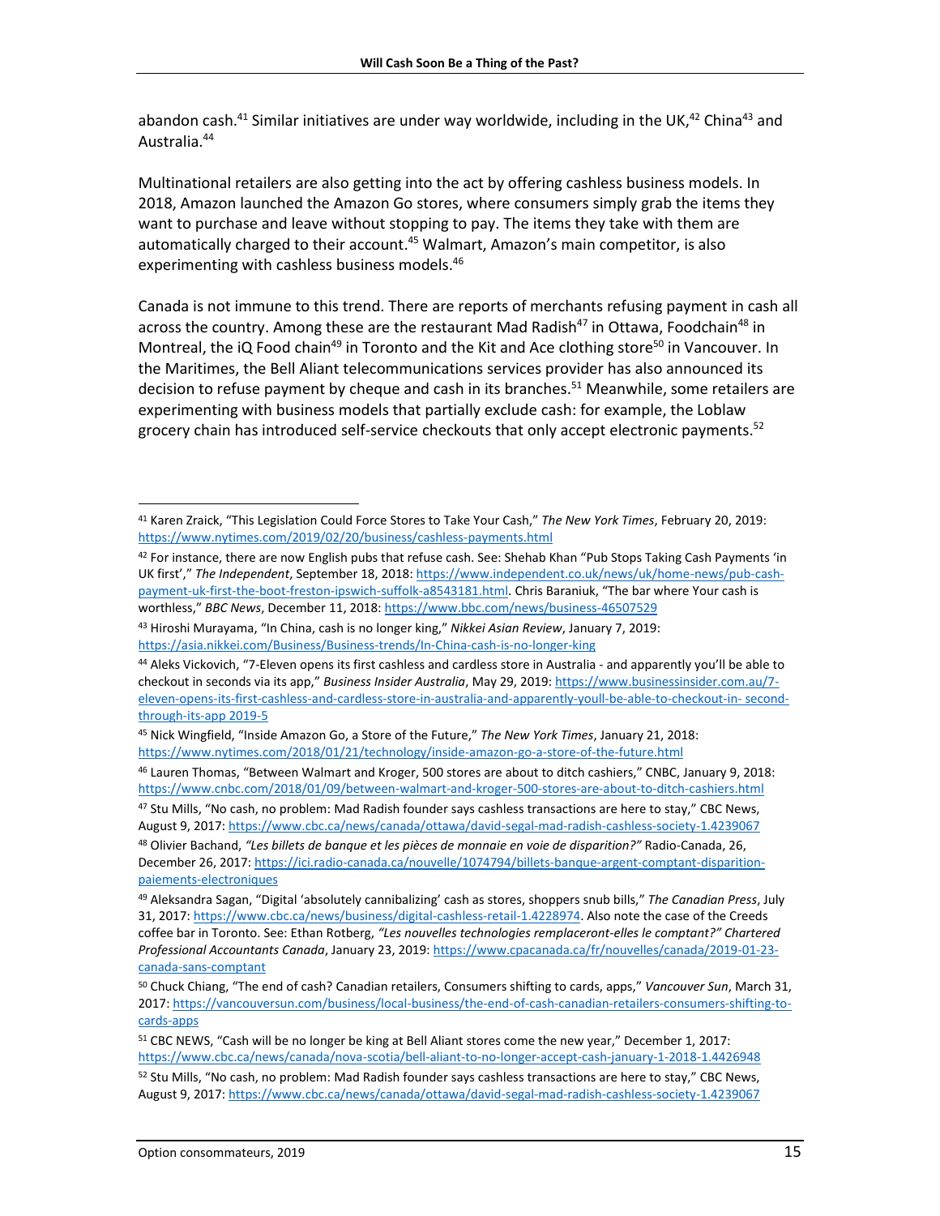abandon cash.[41] Similar initiatives are under way worldwide, including in the UK,[42] China[43] and Australia.[44]

Multinational retailers are also getting into the act by offering cashless business models. In 2018, Amazon launched the Amazon Go stores, where consumers simply grab the items they want to purchase and leave without stopping to pay. The items they take with them are automatically charged to their account.[45] Walmart, Amazon's main competitor, is also experimenting with cashless business models.[46]

Canada is not immune to this trend. There are reports of merchants refusing payment in cash all across the country. Among these are the restaurant Mad Radish[47] in Ottawa, Foodchain[48] in Montreal, the iQ Food chain[49] in Toronto and the Kit and Ace clothing store[50] in Vancouver. In the Maritimes, the Bell Aliant telecommunications services provider has also announced its decision to refuse payment by cheque and cash in its branches.[51] Meanwhile, some retailers are experimenting with business models that partially exclude cash: for example, the Loblaw grocery chain has introduced self-service checkouts that only accept electronic payments.[52]

---

[41] Karen Zraick, "This Legislation Could Force Stores to Take Your Cash," *The New York Times*, February 20, 2019: https://www.nytimes.com/2019/02/20/business/cashless-payments.html

[42] For instance, there are now English pubs that refuse cash. See: Shehab Khan "Pub Stops Taking Cash Payments 'in UK first'," *The Independent*, September 18, 2018: https://www.independent.co.uk/news/uk/home-news/pub-cash-payment-uk-first-the-boot-freston-ipswich-suffolk-a8543181.html. Chris Baraniuk, "The bar where Your cash is worthless," *BBC News*, December 11, 2018: https://www.bbc.com/news/business-46507529

[43] Hiroshi Murayama, "In China, cash is no longer king," *Nikkei Asian Review*, January 7, 2019: https://asia.nikkei.com/Business/Business-trends/In-China-cash-is-no-longer-king

[44] Aleks Vickovich, "7-Eleven opens its first cashless and cardless store in Australia - and apparently you'll be able to checkout in seconds via its app," *Business Insider Australia*, May 29, 2019: https://www.businessinsider.com.au/7-eleven-opens-its-first-cashless-and-cardless-store-in-australia-and-apparently-youll-be-able-to-checkout-in- second-through-its-app 2019-5

[45] Nick Wingfield, "Inside Amazon Go, a Store of the Future," *The New York Times*, January 21, 2018: https://www.nytimes.com/2018/01/21/technology/inside-amazon-go-a-store-of-the-future.html

[46] Lauren Thomas, "Between Walmart and Kroger, 500 stores are about to ditch cashiers," CNBC, January 9, 2018: https://www.cnbc.com/2018/01/09/between-walmart-and-kroger-500-stores-are-about-to-ditch-cashiers.html

[47] Stu Mills, "No cash, no problem: Mad Radish founder says cashless transactions are here to stay," CBC News, August 9, 2017: https://www.cbc.ca/news/canada/ottawa/david-segal-mad-radish-cashless-society-1.4239067

[48] Olivier Bachand, *"Les billets de banque et les pièces de monnaie en voie de disparition?"* Radio-Canada, 26, December 26, 2017: https://ici.radio-canada.ca/nouvelle/1074794/billets-banque-argent-comptant-disparition-paiements-electroniques

[49] Aleksandra Sagan, "Digital 'absolutely cannibalizing' cash as stores, shoppers snub bills," *The Canadian Press*, July 31, 2017: https://www.cbc.ca/news/business/digital-cashless-retail-1.4228974. Also note the case of the Creeds coffee bar in Toronto. See: Ethan Rotberg, *"Les nouvelles technologies remplaceront-elles le comptant?" Chartered Professional Accountants Canada*, January 23, 2019: https://www.cpacanada.ca/fr/nouvelles/canada/2019-01-23-canada-sans-comptant

[50] Chuck Chiang, "The end of cash? Canadian retailers, Consumers shifting to cards, apps," *Vancouver Sun*, March 31, 2017: https://vancouversun.com/business/local-business/the-end-of-cash-canadian-retailers-consumers-shifting-to-cards-apps

[51] CBC NEWS, "Cash will be no longer be king at Bell Aliant stores come the new year," December 1, 2017: https://www.cbc.ca/news/canada/nova-scotia/bell-aliant-to-no-longer-accept-cash-january-1-2018-1.4426948

[52] Stu Mills, "No cash, no problem: Mad Radish founder says cashless transactions are here to stay," CBC News, August 9, 2017: https://www.cbc.ca/news/canada/ottawa/david-segal-mad-radish-cashless-society-1.4239067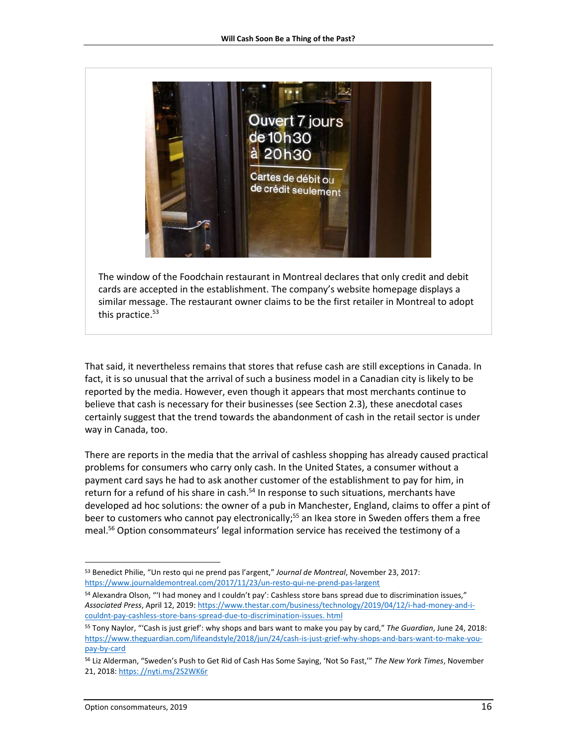The window of the Foodchain restaurant in Montreal declares that only credit and debit cards are accepted in the establishment. The company's website homepage displays a similar message. The restaurant owner claims to be the first retailer in Montreal to adopt this practice.[53]

That said, it nevertheless remains that stores that refuse cash are still exceptions in Canada. In fact, it is so unusual that the arrival of such a business model in a Canadian city is likely to be reported by the media. However, even though it appears that most merchants continue to believe that cash is necessary for their businesses (see Section 2.3), these anecdotal cases certainly suggest that the trend towards the abandonment of cash in the retail sector is under way in Canada, too.

There are reports in the media that the arrival of cashless shopping has already caused practical problems for consumers who carry only cash. In the United States, a consumer without a payment card says he had to ask another customer of the establishment to pay for him, in return for a refund of his share in cash.[54] In response to such situations, merchants have developed ad hoc solutions: the owner of a pub in Manchester, England, claims to offer a pint of beer to customers who cannot pay electronically;[55] an Ikea store in Sweden offers them a free meal.[56] Option consommateurs' legal information service has received the testimony of a

---

[53] Benedict Philie, "Un resto qui ne prend pas l'argent," *Journal de Montreal*, November 23, 2017: https://www.journaldemontreal.com/2017/11/23/un-resto-qui-ne-prend-pas-largent

[54] Alexandra Olson, "'I had money and I couldn't pay': Cashless store bans spread due to discrimination issues," *Associated Press*, April 12, 2019: https://www.thestar.com/business/technology/2019/04/12/i-had-money-and-i-couldnt-pay-cashless-store-bans-spread-due-to-discrimination-issues. html

[55] Tony Naylor, "'Cash is just grief': why shops and bars want to make you pay by card," *The Guardian*, June 24, 2018: https://www.theguardian.com/lifeandstyle/2018/jun/24/cash-is-just-grief-why-shops-and-bars-want-to-make-you-pay-by-card

[56] Liz Alderman, "Sweden's Push to Get Rid of Cash Has Some Saying, 'Not So Fast,'" *The New York Times*, November 21, 2018: https: //nyti.ms/2S2WK6r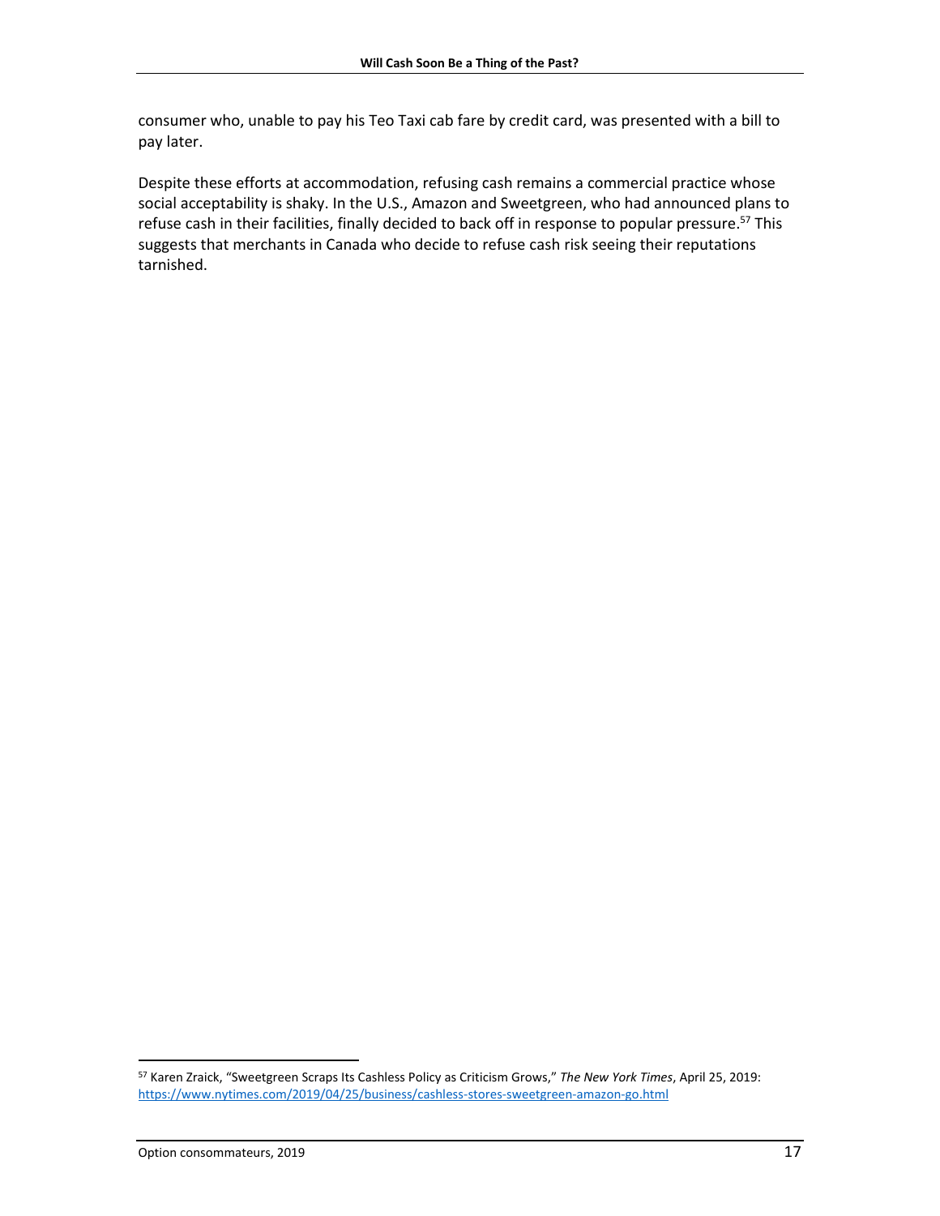consumer who, unable to pay his Teo Taxi cab fare by credit card, was presented with a bill to pay later.

Despite these efforts at accommodation, refusing cash remains a commercial practice whose social acceptability is shaky. In the U.S., Amazon and Sweetgreen, who had announced plans to refuse cash in their facilities, finally decided to back off in response to popular pressure.[57] This suggests that merchants in Canada who decide to refuse cash risk seeing their reputations tarnished.

[57] Karen Zraick, "Sweetgreen Scraps Its Cashless Policy as Criticism Grows," *The New York Times*, April 25, 2019: https://www.nytimes.com/2019/04/25/business/cashless-stores-sweetgreen-amazon-go.html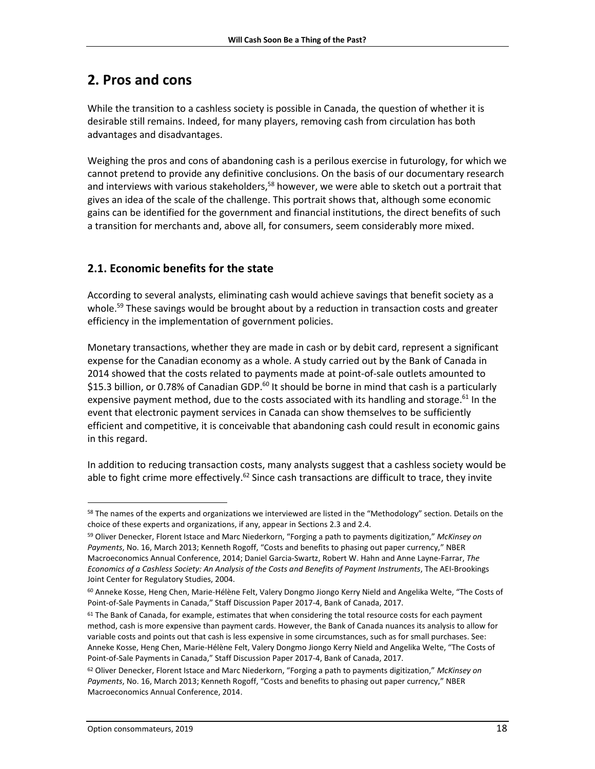# 2. Pros and cons

While the transition to a cashless society is possible in Canada, the question of whether it is desirable still remains. Indeed, for many players, removing cash from circulation has both advantages and disadvantages.

Weighing the pros and cons of abandoning cash is a perilous exercise in futurology, for which we cannot pretend to provide any definitive conclusions. On the basis of our documentary research and interviews with various stakeholders,[58] however, we were able to sketch out a portrait that gives an idea of the scale of the challenge. This portrait shows that, although some economic gains can be identified for the government and financial institutions, the direct benefits of such a transition for merchants and, above all, for consumers, seem considerably more mixed.

## 2.1. Economic benefits for the state

According to several analysts, eliminating cash would achieve savings that benefit society as a whole.[59] These savings would be brought about by a reduction in transaction costs and greater efficiency in the implementation of government policies.

Monetary transactions, whether they are made in cash or by debit card, represent a significant expense for the Canadian economy as a whole. A study carried out by the Bank of Canada in 2014 showed that the costs related to payments made at point-of-sale outlets amounted to $15.3 billion, or 0.78% of Canadian GDP.[60] It should be borne in mind that cash is a particularly expensive payment method, due to the costs associated with its handling and storage.[61] In the event that electronic payment services in Canada can show themselves to be sufficiently efficient and competitive, it is conceivable that abandoning cash could result in economic gains in this regard.

In addition to reducing transaction costs, many analysts suggest that a cashless society would be able to fight crime more effectively.[62] Since cash transactions are difficult to trace, they invite

---

[58] The names of the experts and organizations we interviewed are listed in the "Methodology" section. Details on the choice of these experts and organizations, if any, appear in Sections 2.3 and 2.4.

[59] Oliver Denecker, Florent Istace and Marc Niederkorn, "Forging a path to payments digitization," *McKinsey on Payments*, No. 16, March 2013; Kenneth Rogoff, "Costs and benefits to phasing out paper currency," NBER Macroeconomics Annual Conference, 2014; Daniel Garcia-Swartz, Robert W. Hahn and Anne Layne-Farrar, *The Economics of a Cashless Society: An Analysis of the Costs and Benefits of Payment Instruments*, The AEI-Brookings Joint Center for Regulatory Studies, 2004.

[60] Anneke Kosse, Heng Chen, Marie-Hélène Felt, Valery Dongmo Jiongo Kerry Nield and Angelika Welte, "The Costs of Point-of-Sale Payments in Canada," Staff Discussion Paper 2017-4, Bank of Canada, 2017.

[61] The Bank of Canada, for example, estimates that when considering the total resource costs for each payment method, cash is more expensive than payment cards. However, the Bank of Canada nuances its analysis to allow for variable costs and points out that cash is less expensive in some circumstances, such as for small purchases. See: Anneke Kosse, Heng Chen, Marie-Hélène Felt, Valery Dongmo Jiongo Kerry Nield and Angelika Welte, "The Costs of Point-of-Sale Payments in Canada," Staff Discussion Paper 2017-4, Bank of Canada, 2017.

[62] Oliver Denecker, Florent Istace and Marc Niederkorn, "Forging a path to payments digitization," *McKinsey on Payments*, No. 16, March 2013; Kenneth Rogoff, "Costs and benefits to phasing out paper currency," NBER Macroeconomics Annual Conference, 2014.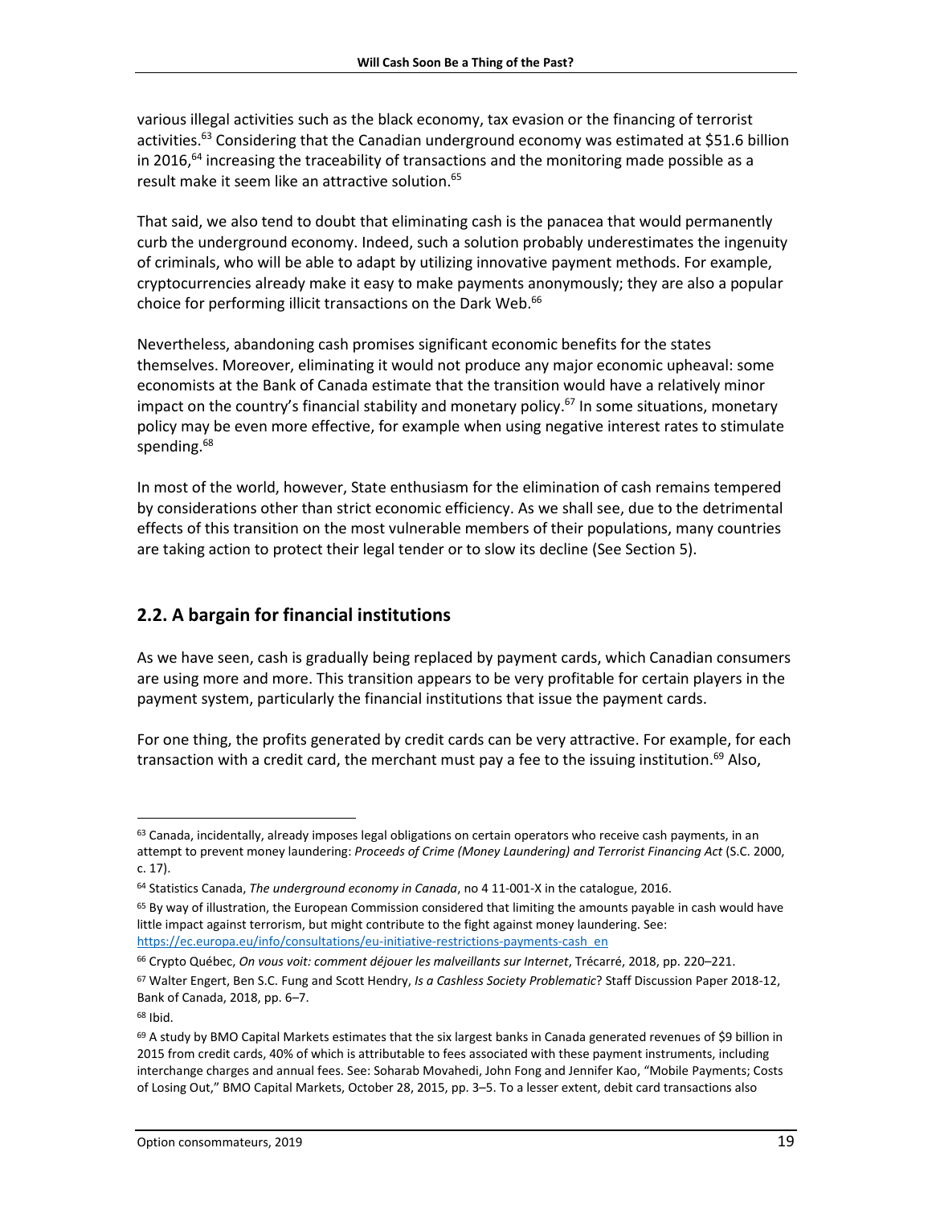various illegal activities such as the black economy, tax evasion or the financing of terrorist activities.[63] Considering that the Canadian underground economy was estimated at $51.6 billion in 2016,[64] increasing the traceability of transactions and the monitoring made possible as a result make it seem like an attractive solution.[65]

That said, we also tend to doubt that eliminating cash is the panacea that would permanently curb the underground economy. Indeed, such a solution probably underestimates the ingenuity of criminals, who will be able to adapt by utilizing innovative payment methods. For example, cryptocurrencies already make it easy to make payments anonymously; they are also a popular choice for performing illicit transactions on the Dark Web.[66]

Nevertheless, abandoning cash promises significant economic benefits for the states themselves. Moreover, eliminating it would not produce any major economic upheaval: some economists at the Bank of Canada estimate that the transition would have a relatively minor impact on the country's financial stability and monetary policy.[67] In some situations, monetary policy may be even more effective, for example when using negative interest rates to stimulate spending.[68]

In most of the world, however, State enthusiasm for the elimination of cash remains tempered by considerations other than strict economic efficiency. As we shall see, due to the detrimental effects of this transition on the most vulnerable members of their populations, many countries are taking action to protect their legal tender or to slow its decline (See Section 5).

## 2.2. A bargain for financial institutions

As we have seen, cash is gradually being replaced by payment cards, which Canadian consumers are using more and more. This transition appears to be very profitable for certain players in the payment system, particularly the financial institutions that issue the payment cards.

For one thing, the profits generated by credit cards can be very attractive. For example, for each transaction with a credit card, the merchant must pay a fee to the issuing institution.[69] Also,

---

[63] Canada, incidentally, already imposes legal obligations on certain operators who receive cash payments, in an attempt to prevent money laundering: *Proceeds of Crime (Money Laundering) and Terrorist Financing Act* (S.C. 2000, c. 17).

[64] Statistics Canada, *The underground economy in Canada*, no 4 11-001-X in the catalogue, 2016.

[65] By way of illustration, the European Commission considered that limiting the amounts payable in cash would have little impact against terrorism, but might contribute to the fight against money laundering. See: https://ec.europa.eu/info/consultations/eu-initiative-restrictions-payments-cash_en

[66] Crypto Québec, *On vous voit: comment déjouer les malveillants sur Internet*, Trécarré, 2018, pp. 220–221.

[67] Walter Engert, Ben S.C. Fung and Scott Hendry, *Is a Cashless Society Problematic*? Staff Discussion Paper 2018-12, Bank of Canada, 2018, pp. 6–7.

[68] Ibid.

[69] A study by BMO Capital Markets estimates that the six largest banks in Canada generated revenues of $9 billion in 2015 from credit cards, 40% of which is attributable to fees associated with these payment instruments, including interchange charges and annual fees. See: Soharab Movahedi, John Fong and Jennifer Kao, "Mobile Payments; Costs of Losing Out," BMO Capital Markets, October 28, 2015, pp. 3–5. To a lesser extent, debit card transactions also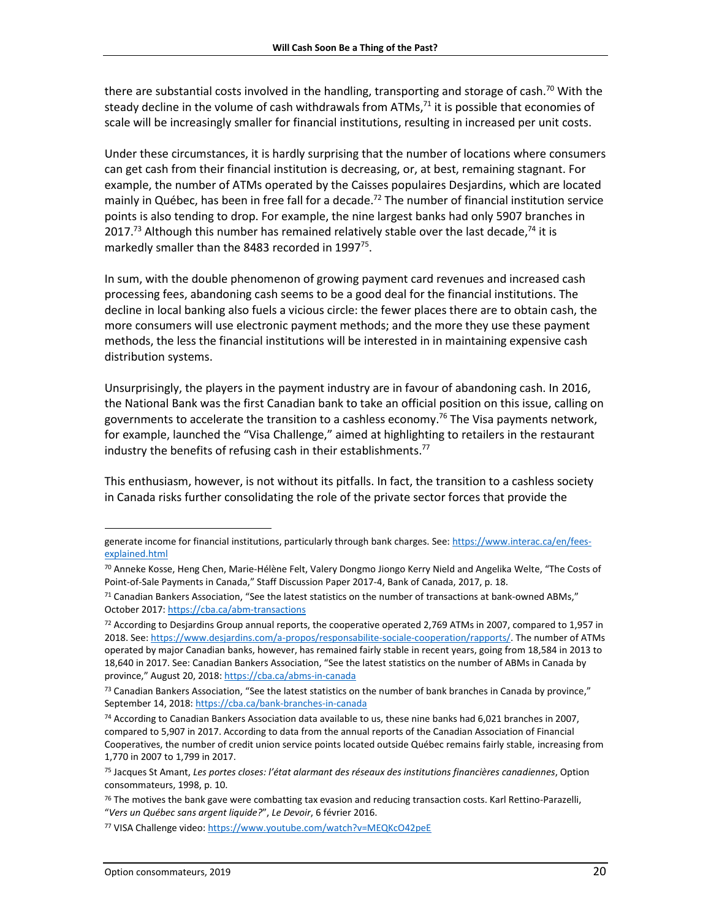there are substantial costs involved in the handling, transporting and storage of cash.[70] With the steady decline in the volume of cash withdrawals from ATMs,[71] it is possible that economies of scale will be increasingly smaller for financial institutions, resulting in increased per unit costs.

Under these circumstances, it is hardly surprising that the number of locations where consumers can get cash from their financial institution is decreasing, or, at best, remaining stagnant. For example, the number of ATMs operated by the Caisses populaires Desjardins, which are located mainly in Québec, has been in free fall for a decade.[72] The number of financial institution service points is also tending to drop. For example, the nine largest banks had only 5907 branches in 2017.[73] Although this number has remained relatively stable over the last decade,[74] it is markedly smaller than the 8483 recorded in 1997[75].

In sum, with the double phenomenon of growing payment card revenues and increased cash processing fees, abandoning cash seems to be a good deal for the financial institutions. The decline in local banking also fuels a vicious circle: the fewer places there are to obtain cash, the more consumers will use electronic payment methods; and the more they use these payment methods, the less the financial institutions will be interested in in maintaining expensive cash distribution systems.

Unsurprisingly, the players in the payment industry are in favour of abandoning cash. In 2016, the National Bank was the first Canadian bank to take an official position on this issue, calling on governments to accelerate the transition to a cashless economy.[76] The Visa payments network, for example, launched the "Visa Challenge," aimed at highlighting to retailers in the restaurant industry the benefits of refusing cash in their establishments.[77]

This enthusiasm, however, is not without its pitfalls. In fact, the transition to a cashless society in Canada risks further consolidating the role of the private sector forces that provide the

---

generate income for financial institutions, particularly through bank charges. See: https://www.interac.ca/en/fees-explained.html

[70] Anneke Kosse, Heng Chen, Marie-Hélène Felt, Valery Dongmo Jiongo Kerry Nield and Angelika Welte, "The Costs of Point-of-Sale Payments in Canada," Staff Discussion Paper 2017-4, Bank of Canada, 2017, p. 18.

[71] Canadian Bankers Association, "See the latest statistics on the number of transactions at bank-owned ABMs," October 2017: https://cba.ca/abm-transactions

[72] According to Desjardins Group annual reports, the cooperative operated 2,769 ATMs in 2007, compared to 1,957 in 2018. See: https://www.desjardins.com/a-propos/responsabilite-sociale-cooperation/rapports/. The number of ATMs operated by major Canadian banks, however, has remained fairly stable in recent years, going from 18,584 in 2013 to 18,640 in 2017. See: Canadian Bankers Association, "See the latest statistics on the number of ABMs in Canada by province," August 20, 2018: https://cba.ca/abms-in-canada

[73] Canadian Bankers Association, "See the latest statistics on the number of bank branches in Canada by province," September 14, 2018: https://cba.ca/bank-branches-in-canada

[74] According to Canadian Bankers Association data available to us, these nine banks had 6,021 branches in 2007, compared to 5,907 in 2017. According to data from the annual reports of the Canadian Association of Financial Cooperatives, the number of credit union service points located outside Québec remains fairly stable, increasing from 1,770 in 2007 to 1,799 in 2017.

[75] Jacques St Amant, *Les portes closes: l'état alarmant des réseaux des institutions financières canadiennes*, Option consommateurs, 1998, p. 10.

[76] The motives the bank gave were combatting tax evasion and reducing transaction costs. Karl Rettino-Parazelli, "*Vers un Québec sans argent liquide?*", *Le Devoir*, 6 février 2016.

[77] VISA Challenge video: https://www.youtube.com/watch?v=MEQKcO42peE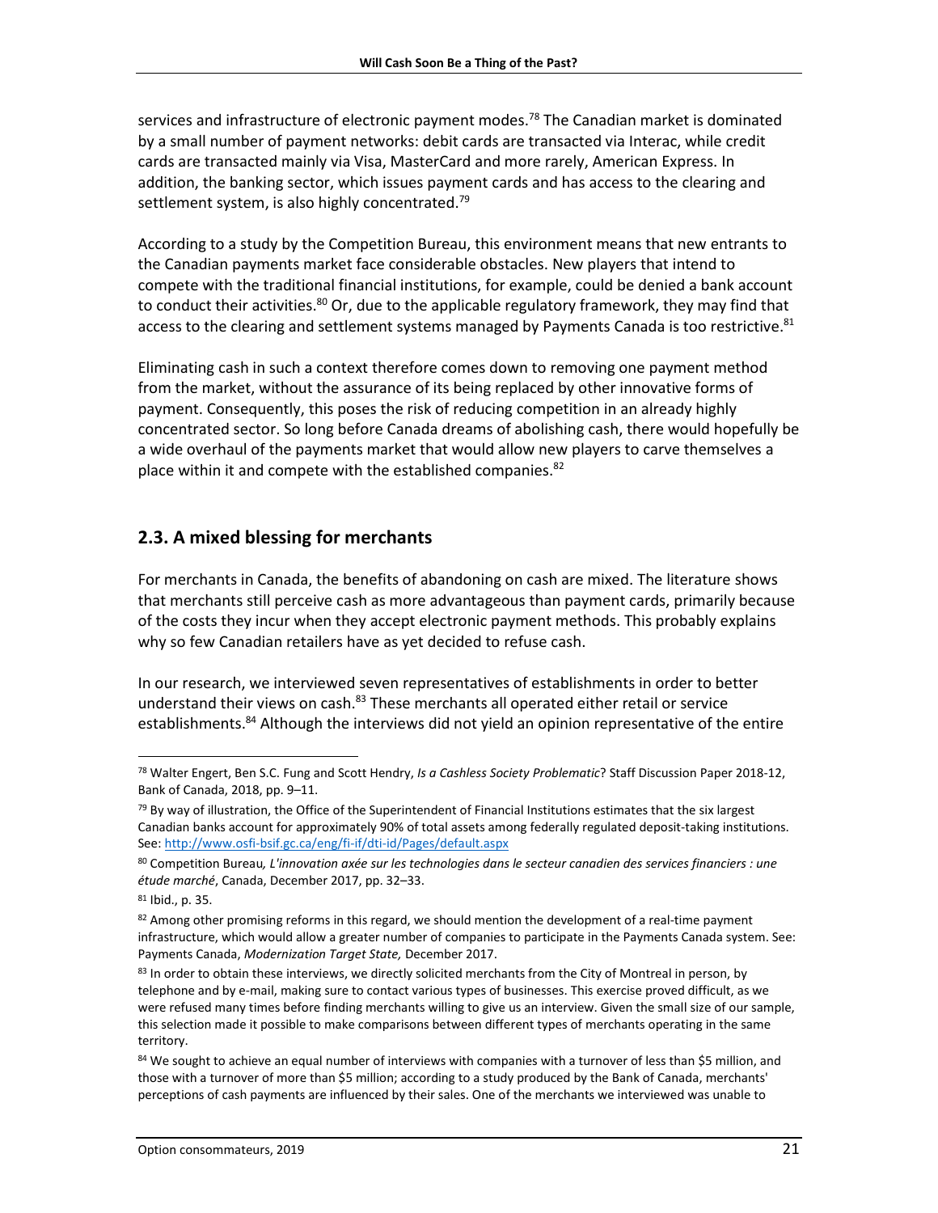services and infrastructure of electronic payment modes.[78] The Canadian market is dominated by a small number of payment networks: debit cards are transacted via Interac, while credit cards are transacted mainly via Visa, MasterCard and more rarely, American Express. In addition, the banking sector, which issues payment cards and has access to the clearing and settlement system, is also highly concentrated.[79]

According to a study by the Competition Bureau, this environment means that new entrants to the Canadian payments market face considerable obstacles. New players that intend to compete with the traditional financial institutions, for example, could be denied a bank account to conduct their activities.[80] Or, due to the applicable regulatory framework, they may find that access to the clearing and settlement systems managed by Payments Canada is too restrictive.[81]

Eliminating cash in such a context therefore comes down to removing one payment method from the market, without the assurance of its being replaced by other innovative forms of payment. Consequently, this poses the risk of reducing competition in an already highly concentrated sector. So long before Canada dreams of abolishing cash, there would hopefully be a wide overhaul of the payments market that would allow new players to carve themselves a place within it and compete with the established companies.[82]

## 2.3. A mixed blessing for merchants

For merchants in Canada, the benefits of abandoning on cash are mixed. The literature shows that merchants still perceive cash as more advantageous than payment cards, primarily because of the costs they incur when they accept electronic payment methods. This probably explains why so few Canadian retailers have as yet decided to refuse cash.

In our research, we interviewed seven representatives of establishments in order to better understand their views on cash.[83] These merchants all operated either retail or service establishments.[84] Although the interviews did not yield an opinion representative of the entire

---

[78] Walter Engert, Ben S.C. Fung and Scott Hendry, *Is a Cashless Society Problematic*? Staff Discussion Paper 2018-12, Bank of Canada, 2018, pp. 9–11.

[79] By way of illustration, the Office of the Superintendent of Financial Institutions estimates that the six largest Canadian banks account for approximately 90% of total assets among federally regulated deposit-taking institutions. See: http://www.osfi-bsif.gc.ca/eng/fi-if/dti-id/Pages/default.aspx

[80] Competition Bureau*, L'innovation axée sur les technologies dans le secteur canadien des services financiers : une étude marché*, Canada, December 2017, pp. 32–33.

[81] Ibid., p. 35.

[82] Among other promising reforms in this regard, we should mention the development of a real-time payment infrastructure, which would allow a greater number of companies to participate in the Payments Canada system. See: Payments Canada, *Modernization Target State,* December 2017.

[83] In order to obtain these interviews, we directly solicited merchants from the City of Montreal in person, by telephone and by e-mail, making sure to contact various types of businesses. This exercise proved difficult, as we were refused many times before finding merchants willing to give us an interview. Given the small size of our sample, this selection made it possible to make comparisons between different types of merchants operating in the same territory.

[84] We sought to achieve an equal number of interviews with companies with a turnover of less than $5 million, and those with a turnover of more than $5 million; according to a study produced by the Bank of Canada, merchants' perceptions of cash payments are influenced by their sales. One of the merchants we interviewed was unable to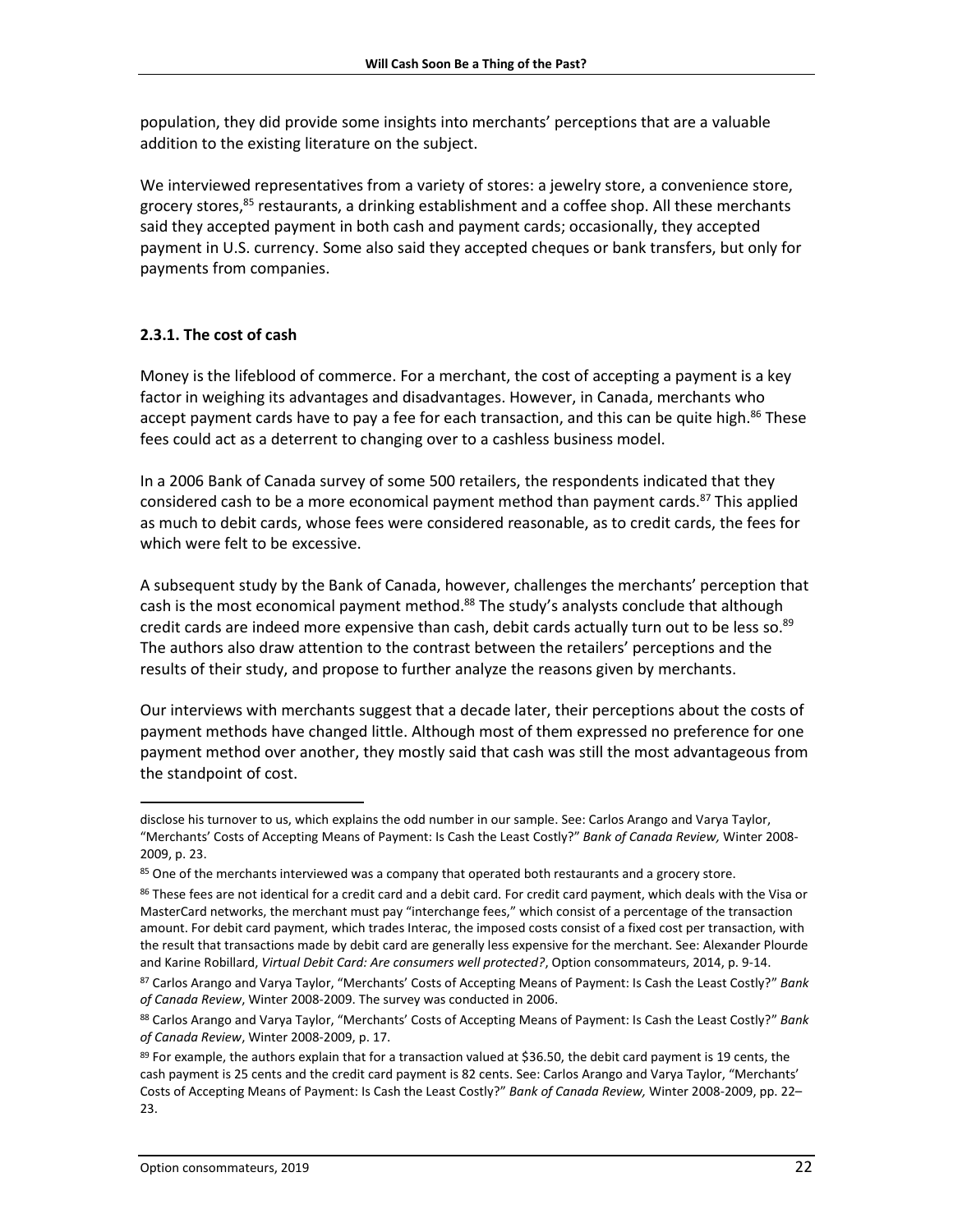population, they did provide some insights into merchants' perceptions that are a valuable addition to the existing literature on the subject.

We interviewed representatives from a variety of stores: a jewelry store, a convenience store, grocery stores,[85] restaurants, a drinking establishment and a coffee shop. All these merchants said they accepted payment in both cash and payment cards; occasionally, they accepted payment in U.S. currency. Some also said they accepted cheques or bank transfers, but only for payments from companies.

### 2.3.1. The cost of cash

Money is the lifeblood of commerce. For a merchant, the cost of accepting a payment is a key factor in weighing its advantages and disadvantages. However, in Canada, merchants who accept payment cards have to pay a fee for each transaction, and this can be quite high.[86] These fees could act as a deterrent to changing over to a cashless business model.

In a 2006 Bank of Canada survey of some 500 retailers, the respondents indicated that they considered cash to be a more economical payment method than payment cards.[87] This applied as much to debit cards, whose fees were considered reasonable, as to credit cards, the fees for which were felt to be excessive.

A subsequent study by the Bank of Canada, however, challenges the merchants' perception that cash is the most economical payment method.[88] The study's analysts conclude that although credit cards are indeed more expensive than cash, debit cards actually turn out to be less so.[89] The authors also draw attention to the contrast between the retailers' perceptions and the results of their study, and propose to further analyze the reasons given by merchants.

Our interviews with merchants suggest that a decade later, their perceptions about the costs of payment methods have changed little. Although most of them expressed no preference for one payment method over another, they mostly said that cash was still the most advantageous from the standpoint of cost.

---

disclose his turnover to us, which explains the odd number in our sample. See: Carlos Arango and Varya Taylor, "Merchants' Costs of Accepting Means of Payment: Is Cash the Least Costly?" *Bank of Canada Review,* Winter 2008-2009, p. 23.

[85] One of the merchants interviewed was a company that operated both restaurants and a grocery store.

[86] These fees are not identical for a credit card and a debit card. For credit card payment, which deals with the Visa or MasterCard networks, the merchant must pay "interchange fees," which consist of a percentage of the transaction amount. For debit card payment, which trades Interac, the imposed costs consist of a fixed cost per transaction, with the result that transactions made by debit card are generally less expensive for the merchant. See: Alexander Plourde and Karine Robillard, *Virtual Debit Card: Are consumers well protected?*, Option consommateurs, 2014, p. 9-14.

[87] Carlos Arango and Varya Taylor, "Merchants' Costs of Accepting Means of Payment: Is Cash the Least Costly?" *Bank of Canada Review*, Winter 2008-2009. The survey was conducted in 2006.

[88] Carlos Arango and Varya Taylor, "Merchants' Costs of Accepting Means of Payment: Is Cash the Least Costly?" *Bank of Canada Review*, Winter 2008-2009, p. 17.

[89] For example, the authors explain that for a transaction valued at $36.50, the debit card payment is 19 cents, the cash payment is 25 cents and the credit card payment is 82 cents. See: Carlos Arango and Varya Taylor, "Merchants' Costs of Accepting Means of Payment: Is Cash the Least Costly?" *Bank of Canada Review,* Winter 2008-2009, pp. 22–23.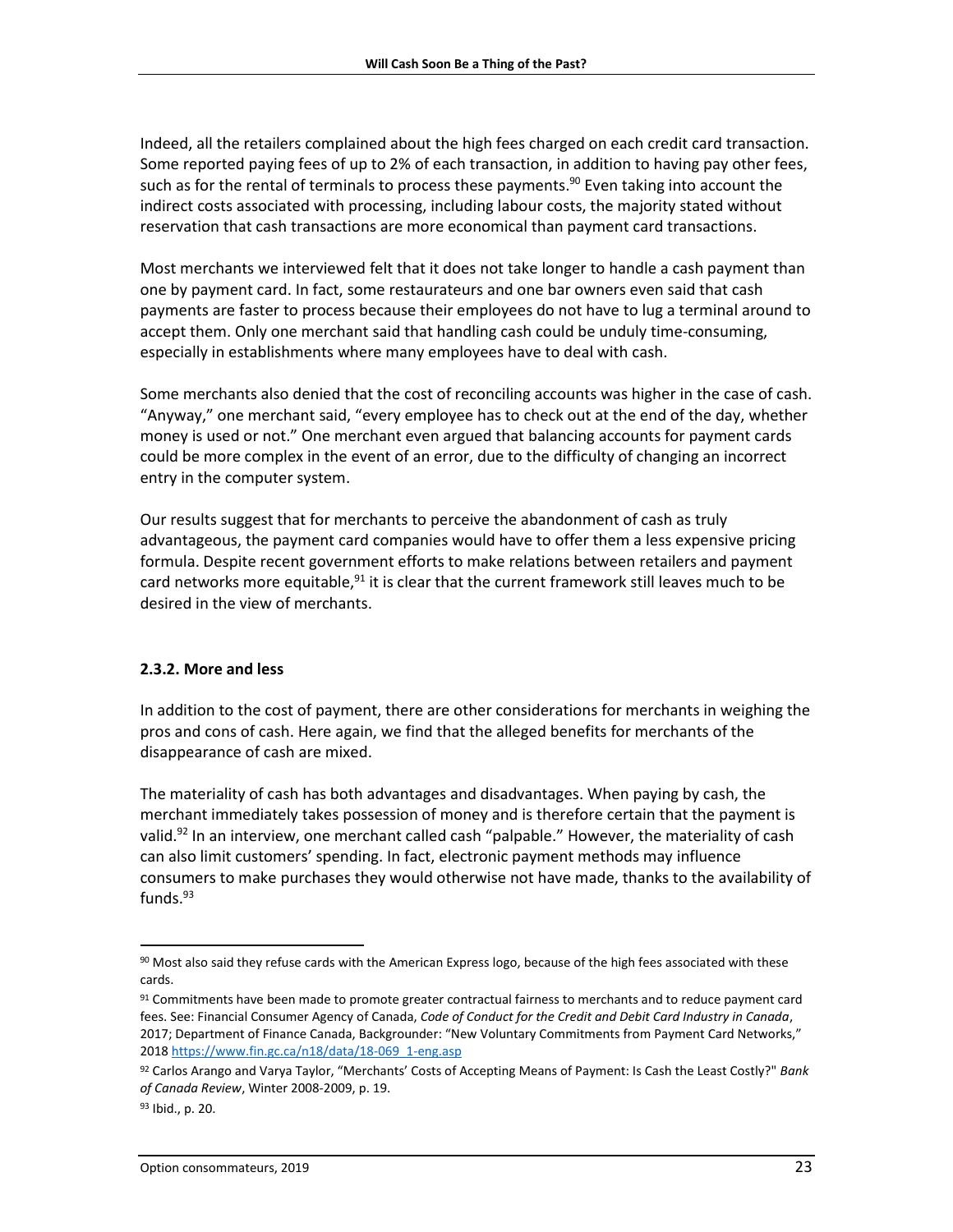Indeed, all the retailers complained about the high fees charged on each credit card transaction. Some reported paying fees of up to 2% of each transaction, in addition to having pay other fees, such as for the rental of terminals to process these payments.[90] Even taking into account the indirect costs associated with processing, including labour costs, the majority stated without reservation that cash transactions are more economical than payment card transactions.

Most merchants we interviewed felt that it does not take longer to handle a cash payment than one by payment card. In fact, some restaurateurs and one bar owners even said that cash payments are faster to process because their employees do not have to lug a terminal around to accept them. Only one merchant said that handling cash could be unduly time-consuming, especially in establishments where many employees have to deal with cash.

Some merchants also denied that the cost of reconciling accounts was higher in the case of cash. "Anyway," one merchant said, "every employee has to check out at the end of the day, whether money is used or not." One merchant even argued that balancing accounts for payment cards could be more complex in the event of an error, due to the difficulty of changing an incorrect entry in the computer system.

Our results suggest that for merchants to perceive the abandonment of cash as truly advantageous, the payment card companies would have to offer them a less expensive pricing formula. Despite recent government efforts to make relations between retailers and payment card networks more equitable,[91] it is clear that the current framework still leaves much to be desired in the view of merchants.

### 2.3.2. More and less

In addition to the cost of payment, there are other considerations for merchants in weighing the pros and cons of cash. Here again, we find that the alleged benefits for merchants of the disappearance of cash are mixed.

The materiality of cash has both advantages and disadvantages. When paying by cash, the merchant immediately takes possession of money and is therefore certain that the payment is valid.[92] In an interview, one merchant called cash "palpable." However, the materiality of cash can also limit customers' spending. In fact, electronic payment methods may influence consumers to make purchases they would otherwise not have made, thanks to the availability of funds.[93]

---

[90] Most also said they refuse cards with the American Express logo, because of the high fees associated with these cards.

[91] Commitments have been made to promote greater contractual fairness to merchants and to reduce payment card fees. See: Financial Consumer Agency of Canada, *Code of Conduct for the Credit and Debit Card Industry in Canada*, 2017; Department of Finance Canada, Backgrounder: "New Voluntary Commitments from Payment Card Networks," 2018 https://www.fin.gc.ca/n18/data/18-069_1-eng.asp

[92] Carlos Arango and Varya Taylor, "Merchants' Costs of Accepting Means of Payment: Is Cash the Least Costly?" *Bank of Canada Review*, Winter 2008-2009, p. 19.

[93] Ibid., p. 20.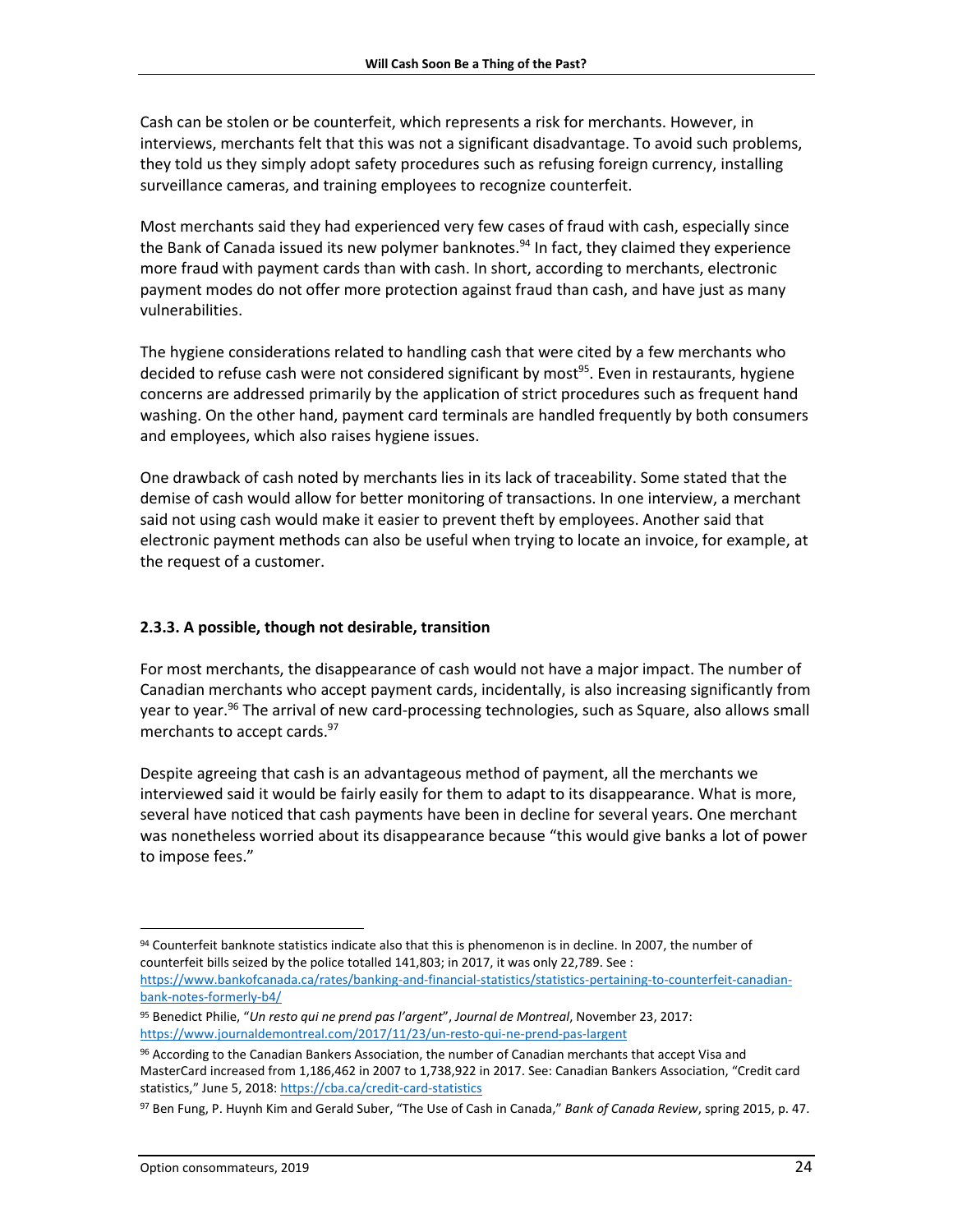Cash can be stolen or be counterfeit, which represents a risk for merchants. However, in interviews, merchants felt that this was not a significant disadvantage. To avoid such problems, they told us they simply adopt safety procedures such as refusing foreign currency, installing surveillance cameras, and training employees to recognize counterfeit.

Most merchants said they had experienced very few cases of fraud with cash, especially since the Bank of Canada issued its new polymer banknotes.[94] In fact, they claimed they experience more fraud with payment cards than with cash. In short, according to merchants, electronic payment modes do not offer more protection against fraud than cash, and have just as many vulnerabilities.

The hygiene considerations related to handling cash that were cited by a few merchants who decided to refuse cash were not considered significant by most[95]. Even in restaurants, hygiene concerns are addressed primarily by the application of strict procedures such as frequent hand washing. On the other hand, payment card terminals are handled frequently by both consumers and employees, which also raises hygiene issues.

One drawback of cash noted by merchants lies in its lack of traceability. Some stated that the demise of cash would allow for better monitoring of transactions. In one interview, a merchant said not using cash would make it easier to prevent theft by employees. Another said that electronic payment methods can also be useful when trying to locate an invoice, for example, at the request of a customer.

### 2.3.3. A possible, though not desirable, transition

For most merchants, the disappearance of cash would not have a major impact. The number of Canadian merchants who accept payment cards, incidentally, is also increasing significantly from year to year.[96] The arrival of new card-processing technologies, such as Square, also allows small merchants to accept cards.[97]

Despite agreeing that cash is an advantageous method of payment, all the merchants we interviewed said it would be fairly easily for them to adapt to its disappearance. What is more, several have noticed that cash payments have been in decline for several years. One merchant was nonetheless worried about its disappearance because "this would give banks a lot of power to impose fees."

---

[94] Counterfeit banknote statistics indicate also that this is phenomenon is in decline. In 2007, the number of counterfeit bills seized by the police totalled 141,803; in 2017, it was only 22,789. See : https://www.bankofcanada.ca/rates/banking-and-financial-statistics/statistics-pertaining-to-counterfeit-canadian-bank-notes-formerly-b4/

[95] Benedict Philie, "*Un resto qui ne prend pas l'argent*", *Journal de Montreal*, November 23, 2017: https://www.journaldemontreal.com/2017/11/23/un-resto-qui-ne-prend-pas-largent

[96] According to the Canadian Bankers Association, the number of Canadian merchants that accept Visa and MasterCard increased from 1,186,462 in 2007 to 1,738,922 in 2017. See: Canadian Bankers Association, "Credit card statistics," June 5, 2018: https://cba.ca/credit-card-statistics

[97] Ben Fung, P. Huynh Kim and Gerald Suber, "The Use of Cash in Canada," *Bank of Canada Review*, spring 2015, p. 47.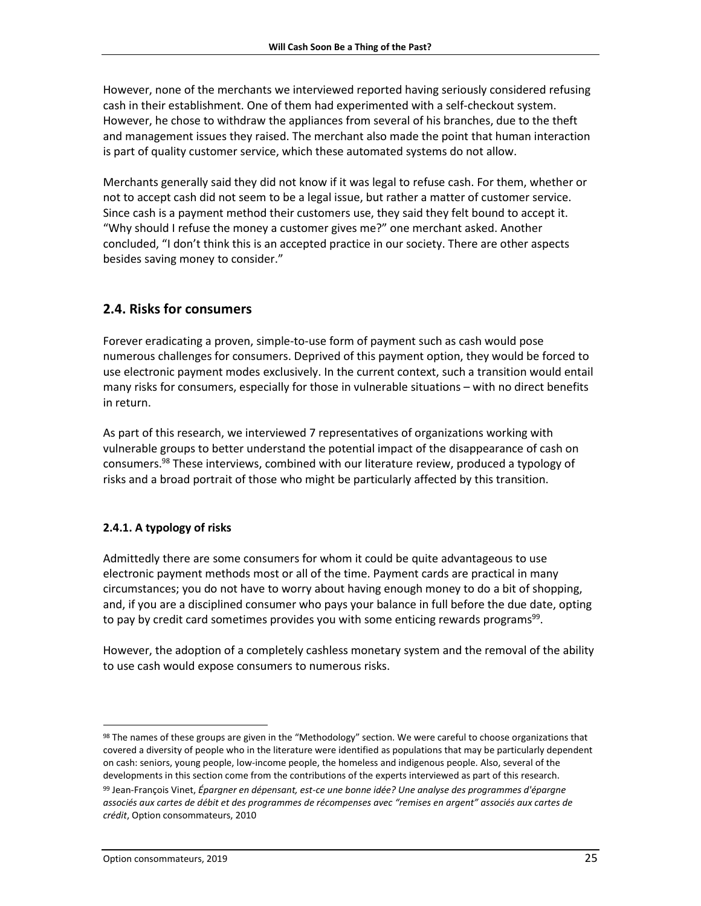However, none of the merchants we interviewed reported having seriously considered refusing cash in their establishment. One of them had experimented with a self-checkout system. However, he chose to withdraw the appliances from several of his branches, due to the theft and management issues they raised. The merchant also made the point that human interaction is part of quality customer service, which these automated systems do not allow.

Merchants generally said they did not know if it was legal to refuse cash. For them, whether or not to accept cash did not seem to be a legal issue, but rather a matter of customer service. Since cash is a payment method their customers use, they said they felt bound to accept it. "Why should I refuse the money a customer gives me?" one merchant asked. Another concluded, "I don't think this is an accepted practice in our society. There are other aspects besides saving money to consider."

## 2.4. Risks for consumers

Forever eradicating a proven, simple-to-use form of payment such as cash would pose numerous challenges for consumers. Deprived of this payment option, they would be forced to use electronic payment modes exclusively. In the current context, such a transition would entail many risks for consumers, especially for those in vulnerable situations – with no direct benefits in return.

As part of this research, we interviewed 7 representatives of organizations working with vulnerable groups to better understand the potential impact of the disappearance of cash on consumers.[98] These interviews, combined with our literature review, produced a typology of risks and a broad portrait of those who might be particularly affected by this transition.

### 2.4.1. A typology of risks

Admittedly there are some consumers for whom it could be quite advantageous to use electronic payment methods most or all of the time. Payment cards are practical in many circumstances; you do not have to worry about having enough money to do a bit of shopping, and, if you are a disciplined consumer who pays your balance in full before the due date, opting to pay by credit card sometimes provides you with some enticing rewards programs[99].

However, the adoption of a completely cashless monetary system and the removal of the ability to use cash would expose consumers to numerous risks.

---

[98] The names of these groups are given in the "Methodology" section. We were careful to choose organizations that covered a diversity of people who in the literature were identified as populations that may be particularly dependent on cash: seniors, young people, low-income people, the homeless and indigenous people. Also, several of the developments in this section come from the contributions of the experts interviewed as part of this research.

[99] Jean-François Vinet, *Épargner en dépensant, est-ce une bonne idée? Une analyse des programmes d'épargne associés aux cartes de débit et des programmes de récompenses avec "remises en argent" associés aux cartes de crédit*, Option consommateurs, 2010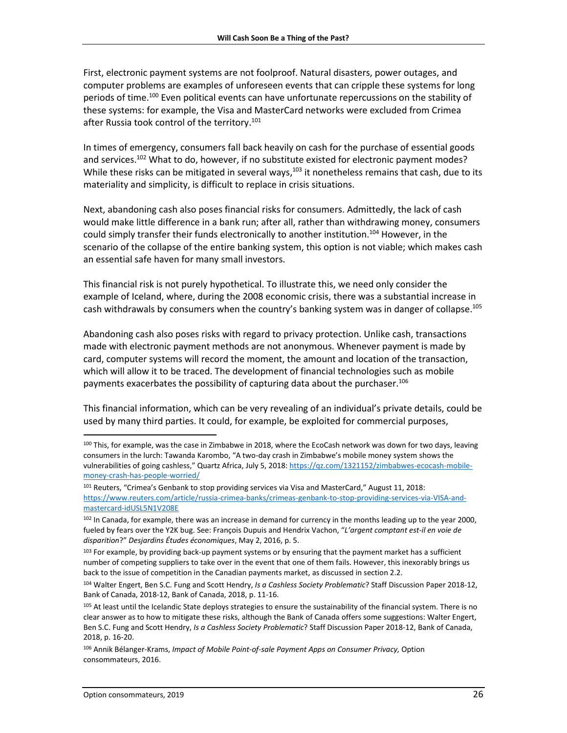First, electronic payment systems are not foolproof. Natural disasters, power outages, and computer problems are examples of unforeseen events that can cripple these systems for long periods of time.[100] Even political events can have unfortunate repercussions on the stability of these systems: for example, the Visa and MasterCard networks were excluded from Crimea after Russia took control of the territory.[101]

In times of emergency, consumers fall back heavily on cash for the purchase of essential goods and services.[102] What to do, however, if no substitute existed for electronic payment modes? While these risks can be mitigated in several ways,[103] it nonetheless remains that cash, due to its materiality and simplicity, is difficult to replace in crisis situations.

Next, abandoning cash also poses financial risks for consumers. Admittedly, the lack of cash would make little difference in a bank run; after all, rather than withdrawing money, consumers could simply transfer their funds electronically to another institution.[104] However, in the scenario of the collapse of the entire banking system, this option is not viable; which makes cash an essential safe haven for many small investors.

This financial risk is not purely hypothetical. To illustrate this, we need only consider the example of Iceland, where, during the 2008 economic crisis, there was a substantial increase in cash withdrawals by consumers when the country's banking system was in danger of collapse.[105]

Abandoning cash also poses risks with regard to privacy protection. Unlike cash, transactions made with electronic payment methods are not anonymous. Whenever payment is made by card, computer systems will record the moment, the amount and location of the transaction, which will allow it to be traced. The development of financial technologies such as mobile payments exacerbates the possibility of capturing data about the purchaser.[106]

This financial information, which can be very revealing of an individual's private details, could be used by many third parties. It could, for example, be exploited for commercial purposes,

---

[100] This, for example, was the case in Zimbabwe in 2018, where the EcoCash network was down for two days, leaving consumers in the lurch: Tawanda Karombo, "A two-day crash in Zimbabwe's mobile money system shows the vulnerabilities of going cashless," Quartz Africa, July 5, 2018: https://qz.com/1321152/zimbabwes-ecocash-mobile-money-crash-has-people-worried/

[101] Reuters, "Crimea's Genbank to stop providing services via Visa and MasterCard," August 11, 2018: https://www.reuters.com/article/russia-crimea-banks/crimeas-genbank-to-stop-providing-services-via-VISA-and-mastercard-idUSL5N1V208E

[102] In Canada, for example, there was an increase in demand for currency in the months leading up to the year 2000, fueled by fears over the Y2K bug. See: François Dupuis and Hendrix Vachon, "*L'argent comptant est-il en voie de disparition*?" *Desjardins Études économiques*, May 2, 2016, p. 5.

[103] For example, by providing back-up payment systems or by ensuring that the payment market has a sufficient number of competing suppliers to take over in the event that one of them fails. However, this inexorably brings us back to the issue of competition in the Canadian payments market, as discussed in section 2.2.

[104] Walter Engert, Ben S.C. Fung and Scott Hendry, *Is a Cashless Society Problematic*? Staff Discussion Paper 2018-12, Bank of Canada, 2018-12, Bank of Canada, 2018, p. 11-16.

[105] At least until the Icelandic State deploys strategies to ensure the sustainability of the financial system. There is no clear answer as to how to mitigate these risks, although the Bank of Canada offers some suggestions: Walter Engert, Ben S.C. Fung and Scott Hendry, *Is a Cashless Society Problematic*? Staff Discussion Paper 2018-12, Bank of Canada, 2018, p. 16-20.

[106] Annik Bélanger-Krams, *Impact of Mobile Point-of-sale Payment Apps on Consumer Privacy,* Option consommateurs, 2016.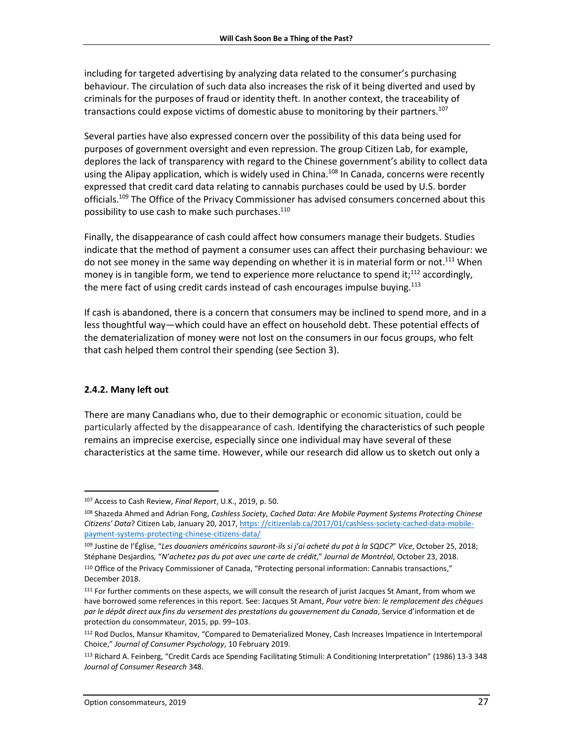including for targeted advertising by analyzing data related to the consumer's purchasing behaviour. The circulation of such data also increases the risk of it being diverted and used by criminals for the purposes of fraud or identity theft. In another context, the traceability of transactions could expose victims of domestic abuse to monitoring by their partners.[107]

Several parties have also expressed concern over the possibility of this data being used for purposes of government oversight and even repression. The group Citizen Lab, for example, deplores the lack of transparency with regard to the Chinese government's ability to collect data using the Alipay application, which is widely used in China.[108] In Canada, concerns were recently expressed that credit card data relating to cannabis purchases could be used by U.S. border officials.[109] The Office of the Privacy Commissioner has advised consumers concerned about this possibility to use cash to make such purchases.[110]

Finally, the disappearance of cash could affect how consumers manage their budgets. Studies indicate that the method of payment a consumer uses can affect their purchasing behaviour: we do not see money in the same way depending on whether it is in material form or not.[111] When money is in tangible form, we tend to experience more reluctance to spend it;[112] accordingly, the mere fact of using credit cards instead of cash encourages impulse buying.[113]

If cash is abandoned, there is a concern that consumers may be inclined to spend more, and in a less thoughtful way—which could have an effect on household debt. These potential effects of the dematerialization of money were not lost on the consumers in our focus groups, who felt that cash helped them control their spending (see Section 3).

### 2.4.2. Many left out

There are many Canadians who, due to their demographic or economic situation, could be particularly affected by the disappearance of cash. Identifying the characteristics of such people remains an imprecise exercise, especially since one individual may have several of these characteristics at the same time. However, while our research did allow us to sketch out only a

---

[107] Access to Cash Review, *Final Report*, U.K., 2019, p. 50.

[108] Shazeda Ahmed and Adrian Fong, *Cashless Society, Cached Data: Are Mobile Payment Systems Protecting Chinese Citizens' Data*? Citizen Lab, January 20, 2017, https: //citizenlab.ca/2017/01/cashless-society-cached-data-mobile-payment-systems-protecting-chinese-citizens-data/

[109] Justine de l'Église, "*Les douaniers américains sauront-ils si j'ai acheté du pot à la SQDC?*" *Vice*, October 25, 2018; Stéphane Desjardins, "*N'achetez pas du pot avec une carte de crédit*," *Journal de Montréal*, October 23, 2018.

[110] Office of the Privacy Commissioner of Canada, "Protecting personal information: Cannabis transactions," December 2018.

[111] For further comments on these aspects, we will consult the research of jurist Jacques St Amant, from whom we have borrowed some references in this report. See: Jacques St Amant, *Pour votre bien: le remplacement des chèques par le dépôt direct aux fins du versement des prestations du gouvernement du Canada*, Service d'information et de protection du consommateur, 2015, pp. 99–103.

[112] Rod Duclos, Mansur Khamitov, "Compared to Dematerialized Money, Cash Increases Impatience in Intertemporal Choice," *Journal of Consumer Psychology*, 10 February 2019.

[113] Richard A. Feinberg, "Credit Cards ace Spending Facilitating Stimuli: A Conditioning Interpretation" (1986) 13-3 348 *Journal of Consumer Research* 348.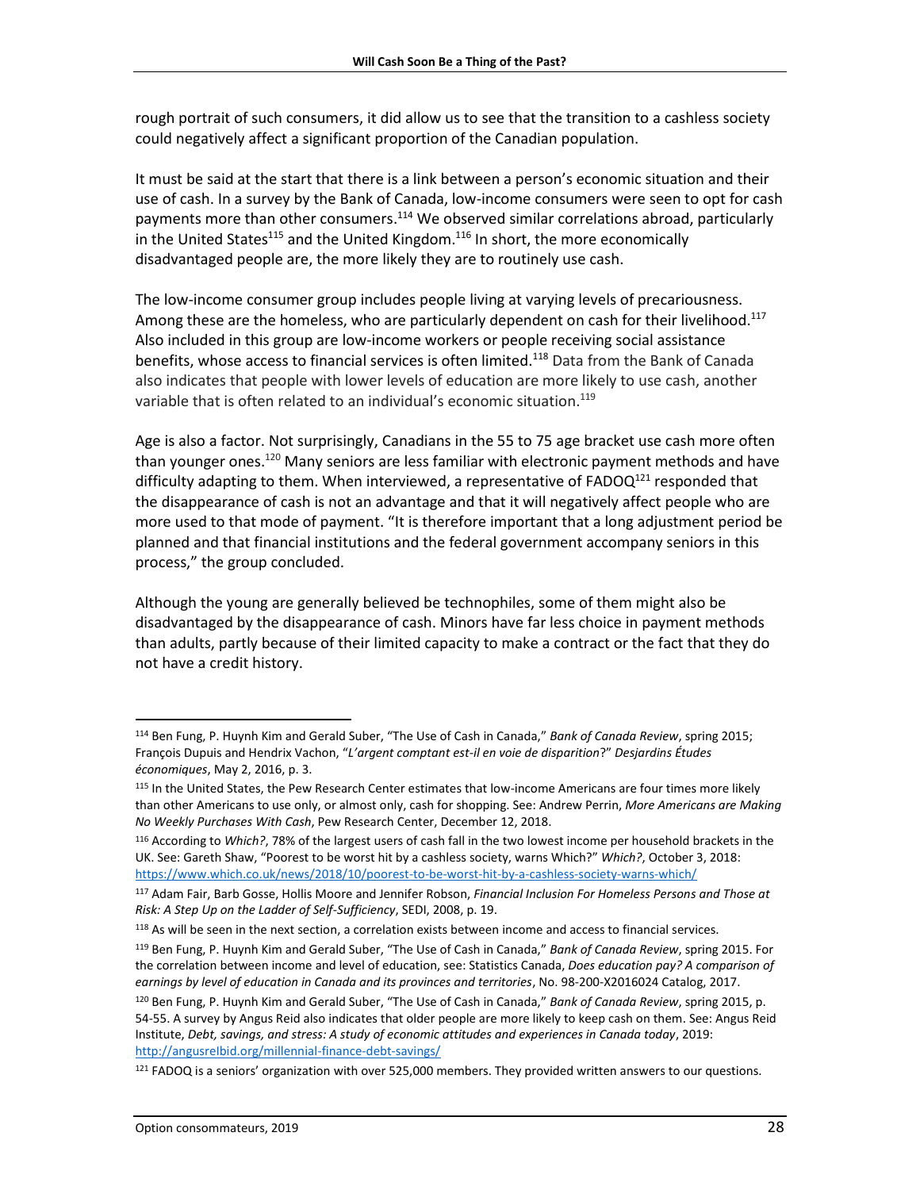rough portrait of such consumers, it did allow us to see that the transition to a cashless society could negatively affect a significant proportion of the Canadian population.

It must be said at the start that there is a link between a person's economic situation and their use of cash. In a survey by the Bank of Canada, low-income consumers were seen to opt for cash payments more than other consumers.[114] We observed similar correlations abroad, particularly in the United States[115] and the United Kingdom.[116] In short, the more economically disadvantaged people are, the more likely they are to routinely use cash.

The low-income consumer group includes people living at varying levels of precariousness. Among these are the homeless, who are particularly dependent on cash for their livelihood.[117] Also included in this group are low-income workers or people receiving social assistance benefits, whose access to financial services is often limited.[118] Data from the Bank of Canada also indicates that people with lower levels of education are more likely to use cash, another variable that is often related to an individual's economic situation.[119]

Age is also a factor. Not surprisingly, Canadians in the 55 to 75 age bracket use cash more often than younger ones.[120] Many seniors are less familiar with electronic payment methods and have difficulty adapting to them. When interviewed, a representative of FADOQ[121] responded that the disappearance of cash is not an advantage and that it will negatively affect people who are more used to that mode of payment. "It is therefore important that a long adjustment period be planned and that financial institutions and the federal government accompany seniors in this process," the group concluded.

Although the young are generally believed be technophiles, some of them might also be disadvantaged by the disappearance of cash. Minors have far less choice in payment methods than adults, partly because of their limited capacity to make a contract or the fact that they do not have a credit history.

---

[114] Ben Fung, P. Huynh Kim and Gerald Suber, "The Use of Cash in Canada," *Bank of Canada Review*, spring 2015; François Dupuis and Hendrix Vachon, "*L'argent comptant est-il en voie de disparition*?" *Desjardins Études économiques*, May 2, 2016, p. 3.

[115] In the United States, the Pew Research Center estimates that low-income Americans are four times more likely than other Americans to use only, or almost only, cash for shopping. See: Andrew Perrin, *More Americans are Making No Weekly Purchases With Cash*, Pew Research Center, December 12, 2018.

[116] According to *Which?*, 78% of the largest users of cash fall in the two lowest income per household brackets in the UK. See: Gareth Shaw, "Poorest to be worst hit by a cashless society, warns Which?" *Which?*, October 3, 2018: https://www.which.co.uk/news/2018/10/poorest-to-be-worst-hit-by-a-cashless-society-warns-which/

[117] Adam Fair, Barb Gosse, Hollis Moore and Jennifer Robson, *Financial Inclusion For Homeless Persons and Those at Risk: A Step Up on the Ladder of Self-Sufficiency*, SEDI, 2008, p. 19.

[118] As will be seen in the next section, a correlation exists between income and access to financial services.

[119] Ben Fung, P. Huynh Kim and Gerald Suber, "The Use of Cash in Canada," *Bank of Canada Review*, spring 2015. For the correlation between income and level of education, see: Statistics Canada, *Does education pay? A comparison of earnings by level of education in Canada and its provinces and territories*, No. 98-200-X2016024 Catalog, 2017.

[120] Ben Fung, P. Huynh Kim and Gerald Suber, "The Use of Cash in Canada," *Bank of Canada Review*, spring 2015, p. 54-55. A survey by Angus Reid also indicates that older people are more likely to keep cash on them. See: Angus Reid Institute, *Debt, savings, and stress: A study of economic attitudes and experiences in Canada today*, 2019: http://angusrelbid.org/millennial-finance-debt-savings/

[121] FADOQ is a seniors' organization with over 525,000 members. They provided written answers to our questions.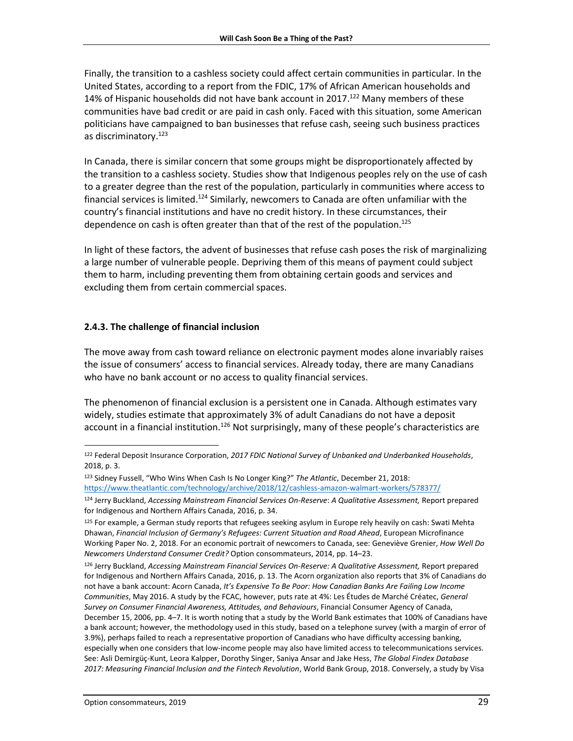Finally, the transition to a cashless society could affect certain communities in particular. In the United States, according to a report from the FDIC, 17% of African American households and 14% of Hispanic households did not have bank account in 2017.[122] Many members of these communities have bad credit or are paid in cash only. Faced with this situation, some American politicians have campaigned to ban businesses that refuse cash, seeing such business practices as discriminatory.[123]

In Canada, there is similar concern that some groups might be disproportionately affected by the transition to a cashless society. Studies show that Indigenous peoples rely on the use of cash to a greater degree than the rest of the population, particularly in communities where access to financial services is limited.[124] Similarly, newcomers to Canada are often unfamiliar with the country's financial institutions and have no credit history. In these circumstances, their dependence on cash is often greater than that of the rest of the population.[125]

In light of these factors, the advent of businesses that refuse cash poses the risk of marginalizing a large number of vulnerable people. Depriving them of this means of payment could subject them to harm, including preventing them from obtaining certain goods and services and excluding them from certain commercial spaces.

#### 2.4.3. The challenge of financial inclusion

The move away from cash toward reliance on electronic payment modes alone invariably raises the issue of consumers' access to financial services. Already today, there are many Canadians who have no bank account or no access to quality financial services.

The phenomenon of financial exclusion is a persistent one in Canada. Although estimates vary widely, studies estimate that approximately 3% of adult Canadians do not have a deposit account in a financial institution.[126] Not surprisingly, many of these people's characteristics are

---

[122] Federal Deposit Insurance Corporation, *2017 FDIC National Survey of Unbanked and Underbanked Households*, 2018, p. 3.

[123] Sidney Fussell, "Who Wins When Cash Is No Longer King?" *The Atlantic*, December 21, 2018: https://www.theatlantic.com/technology/archive/2018/12/cashless-amazon-walmart-workers/578377/

[124] Jerry Buckland, *Accessing Mainstream Financial Services On-Reserve*: *A Qualitative Assessment,* Report prepared for Indigenous and Northern Affairs Canada, 2016, p. 34.

[125] For example, a German study reports that refugees seeking asylum in Europe rely heavily on cash: Swati Mehta Dhawan, *Financial Inclusion of Germany's Refugees: Current Situation and Road Ahead*, European Microfinance Working Paper No. 2, 2018. For an economic portrait of newcomers to Canada, see: Geneviève Grenier, *How Well Do Newcomers Understand Consumer Credit?* Option consommateurs, 2014, pp. 14–23.

[126] Jerry Buckland, *Accessing Mainstream Financial Services On-Reserve: A Qualitative Assessment,* Report prepared for Indigenous and Northern Affairs Canada, 2016, p. 13. The Acorn organization also reports that 3% of Canadians do not have a bank account: Acorn Canada, *It's Expensive To Be Poor: How Canadian Banks Are Failing Low Income Communities*, May 2016. A study by the FCAC, however, puts rate at 4%: Les Études de Marché Créatec, *General Survey on Consumer Financial Awareness, Attitudes, and Behaviours*, Financial Consumer Agency of Canada, December 15, 2006, pp. 4–7. It is worth noting that a study by the World Bank estimates that 100% of Canadians have a bank account; however, the methodology used in this study, based on a telephone survey (with a margin of error of 3.9%), perhaps failed to reach a representative proportion of Canadians who have difficulty accessing banking, especially when one considers that low-income people may also have limited access to telecommunications services. See: Asli Demirgüç-Kunt, Leora Kalpper, Dorothy Singer, Saniya Ansar and Jake Hess, *The Global Findex Database 2017: Measuring Financial Inclusion and the Fintech Revolution*, World Bank Group, 2018. Conversely, a study by Visa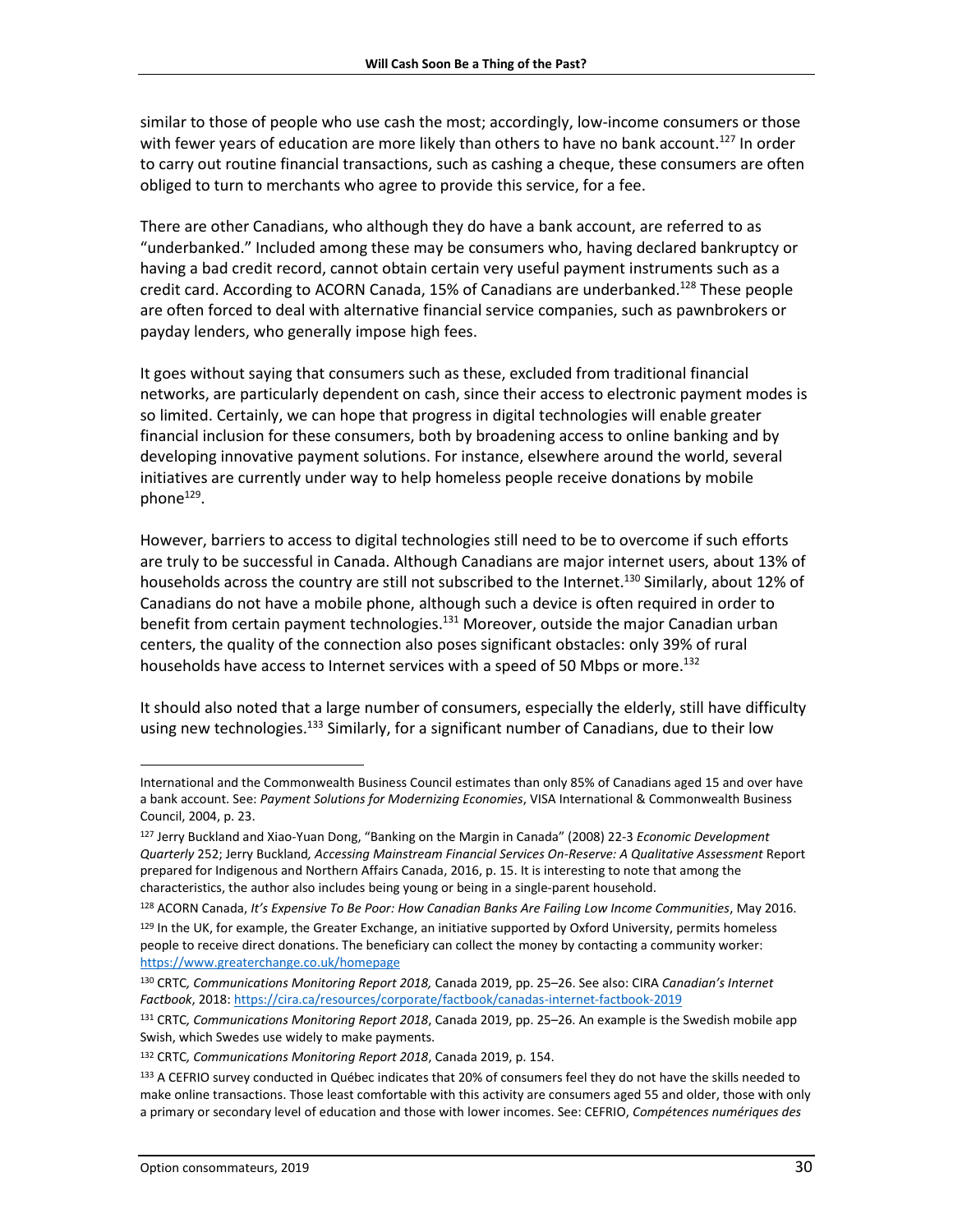similar to those of people who use cash the most; accordingly, low-income consumers or those with fewer years of education are more likely than others to have no bank account.[127] In order to carry out routine financial transactions, such as cashing a cheque, these consumers are often obliged to turn to merchants who agree to provide this service, for a fee.

There are other Canadians, who although they do have a bank account, are referred to as "underbanked." Included among these may be consumers who, having declared bankruptcy or having a bad credit record, cannot obtain certain very useful payment instruments such as a credit card. According to ACORN Canada, 15% of Canadians are underbanked.[128] These people are often forced to deal with alternative financial service companies, such as pawnbrokers or payday lenders, who generally impose high fees.

It goes without saying that consumers such as these, excluded from traditional financial networks, are particularly dependent on cash, since their access to electronic payment modes is so limited. Certainly, we can hope that progress in digital technologies will enable greater financial inclusion for these consumers, both by broadening access to online banking and by developing innovative payment solutions. For instance, elsewhere around the world, several initiatives are currently under way to help homeless people receive donations by mobile phone[129].

However, barriers to access to digital technologies still need to be to overcome if such efforts are truly to be successful in Canada. Although Canadians are major internet users, about 13% of households across the country are still not subscribed to the Internet.[130] Similarly, about 12% of Canadians do not have a mobile phone, although such a device is often required in order to benefit from certain payment technologies.[131] Moreover, outside the major Canadian urban centers, the quality of the connection also poses significant obstacles: only 39% of rural households have access to Internet services with a speed of 50 Mbps or more.[132]

It should also noted that a large number of consumers, especially the elderly, still have difficulty using new technologies.[133] Similarly, for a significant number of Canadians, due to their low

---

International and the Commonwealth Business Council estimates than only 85% of Canadians aged 15 and over have a bank account. See: *Payment Solutions for Modernizing Economies*, VISA International & Commonwealth Business Council, 2004, p. 23.

[127] Jerry Buckland and Xiao-Yuan Dong, "Banking on the Margin in Canada" (2008) 22-3 *Economic Development Quarterly* 252; Jerry Buckland*, Accessing Mainstream Financial Services On-Reserve: A Qualitative Assessment* Report prepared for Indigenous and Northern Affairs Canada, 2016, p. 15. It is interesting to note that among the characteristics, the author also includes being young or being in a single-parent household.

[128] ACORN Canada, *It's Expensive To Be Poor: How Canadian Banks Are Failing Low Income Communities*, May 2016.

[129] In the UK, for example, the Greater Exchange, an initiative supported by Oxford University, permits homeless people to receive direct donations. The beneficiary can collect the money by contacting a community worker: https://www.greaterchange.co.uk/homepage

[130] CRTC*, Communications Monitoring Report 2018,* Canada 2019, pp. 25–26. See also: CIRA *Canadian's Internet Factbook*, 2018: https://cira.ca/resources/corporate/factbook/canadas-internet-factbook-2019

[131] CRTC*, Communications Monitoring Report 2018*, Canada 2019, pp. 25–26. An example is the Swedish mobile app Swish, which Swedes use widely to make payments.

[132] CRTC*, Communications Monitoring Report 2018*, Canada 2019, p. 154.

[133] A CEFRIO survey conducted in Québec indicates that 20% of consumers feel they do not have the skills needed to make online transactions. Those least comfortable with this activity are consumers aged 55 and older, those with only a primary or secondary level of education and those with lower incomes. See: CEFRIO, *Compétences numériques des*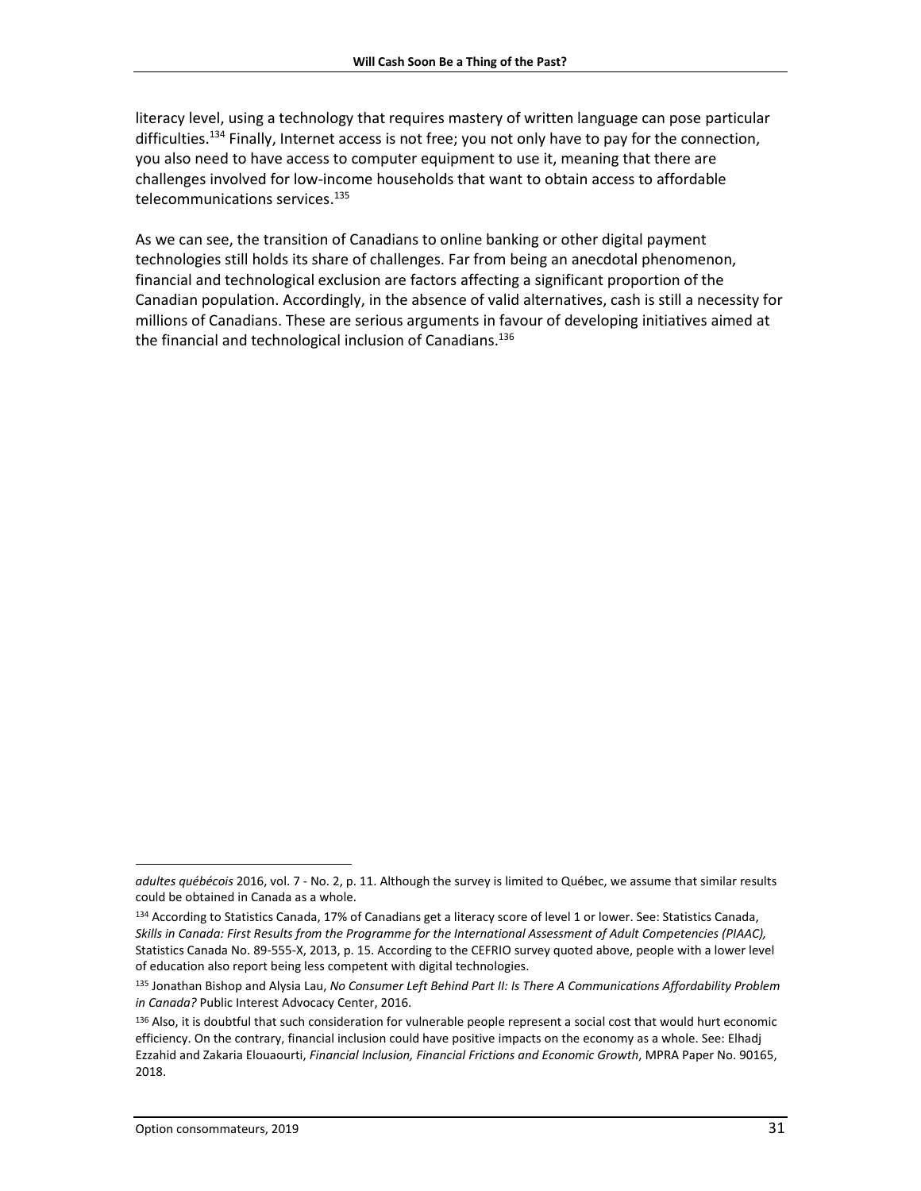literacy level, using a technology that requires mastery of written language can pose particular difficulties.[134] Finally, Internet access is not free; you not only have to pay for the connection, you also need to have access to computer equipment to use it, meaning that there are challenges involved for low-income households that want to obtain access to affordable telecommunications services.[135]

As we can see, the transition of Canadians to online banking or other digital payment technologies still holds its share of challenges. Far from being an anecdotal phenomenon, financial and technological exclusion are factors affecting a significant proportion of the Canadian population. Accordingly, in the absence of valid alternatives, cash is still a necessity for millions of Canadians. These are serious arguments in favour of developing initiatives aimed at the financial and technological inclusion of Canadians.[136]

---

*adultes québécois* 2016, vol. 7 - No. 2, p. 11. Although the survey is limited to Québec, we assume that similar results could be obtained in Canada as a whole.

[134] According to Statistics Canada, 17% of Canadians get a literacy score of level 1 or lower. See: Statistics Canada, *Skills in Canada: First Results from the Programme for the International Assessment of Adult Competencies (PIAAC),* Statistics Canada No. 89-555-X, 2013, p. 15. According to the CEFRIO survey quoted above, people with a lower level of education also report being less competent with digital technologies.

[135] Jonathan Bishop and Alysia Lau, *No Consumer Left Behind Part II: Is There A Communications Affordability Problem in Canada?* Public Interest Advocacy Center, 2016.

[136] Also, it is doubtful that such consideration for vulnerable people represent a social cost that would hurt economic efficiency. On the contrary, financial inclusion could have positive impacts on the economy as a whole. See: Elhadj Ezzahid and Zakaria Elouaourti, *Financial Inclusion, Financial Frictions and Economic Growth*, MPRA Paper No. 90165, 2018.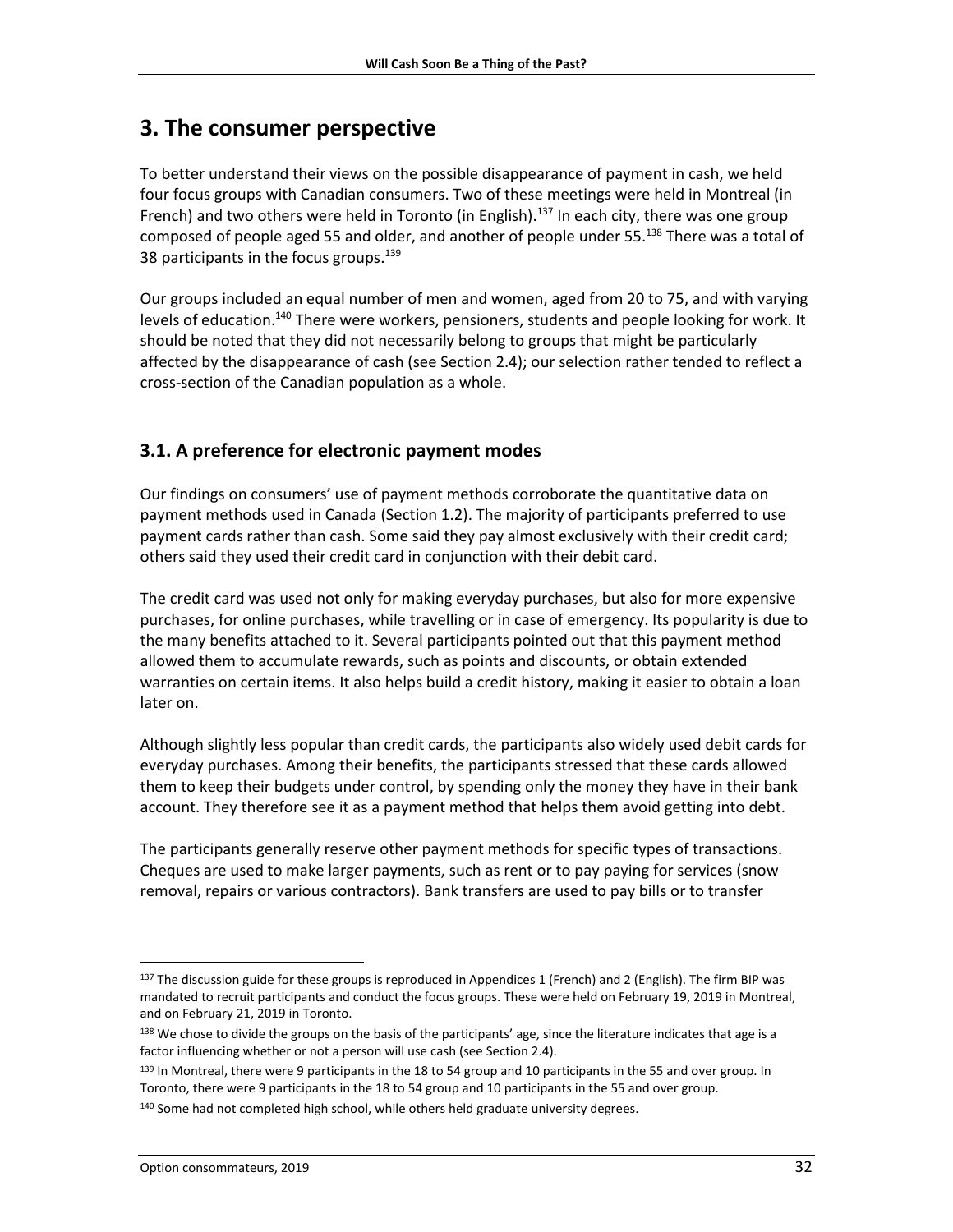# 3. The consumer perspective

To better understand their views on the possible disappearance of payment in cash, we held four focus groups with Canadian consumers. Two of these meetings were held in Montreal (in French) and two others were held in Toronto (in English).[137] In each city, there was one group composed of people aged 55 and older, and another of people under 55.[138] There was a total of 38 participants in the focus groups.[139]

Our groups included an equal number of men and women, aged from 20 to 75, and with varying levels of education.[140] There were workers, pensioners, students and people looking for work. It should be noted that they did not necessarily belong to groups that might be particularly affected by the disappearance of cash (see Section 2.4); our selection rather tended to reflect a cross-section of the Canadian population as a whole.

## 3.1. A preference for electronic payment modes

Our findings on consumers' use of payment methods corroborate the quantitative data on payment methods used in Canada (Section 1.2). The majority of participants preferred to use payment cards rather than cash. Some said they pay almost exclusively with their credit card; others said they used their credit card in conjunction with their debit card.

The credit card was used not only for making everyday purchases, but also for more expensive purchases, for online purchases, while travelling or in case of emergency. Its popularity is due to the many benefits attached to it. Several participants pointed out that this payment method allowed them to accumulate rewards, such as points and discounts, or obtain extended warranties on certain items. It also helps build a credit history, making it easier to obtain a loan later on.

Although slightly less popular than credit cards, the participants also widely used debit cards for everyday purchases. Among their benefits, the participants stressed that these cards allowed them to keep their budgets under control, by spending only the money they have in their bank account. They therefore see it as a payment method that helps them avoid getting into debt.

The participants generally reserve other payment methods for specific types of transactions. Cheques are used to make larger payments, such as rent or to pay paying for services (snow removal, repairs or various contractors). Bank transfers are used to pay bills or to transfer

---

[137] The discussion guide for these groups is reproduced in Appendices 1 (French) and 2 (English). The firm BIP was mandated to recruit participants and conduct the focus groups. These were held on February 19, 2019 in Montreal, and on February 21, 2019 in Toronto.

[138] We chose to divide the groups on the basis of the participants' age, since the literature indicates that age is a factor influencing whether or not a person will use cash (see Section 2.4).

[139] In Montreal, there were 9 participants in the 18 to 54 group and 10 participants in the 55 and over group. In Toronto, there were 9 participants in the 18 to 54 group and 10 participants in the 55 and over group.

[140] Some had not completed high school, while others held graduate university degrees.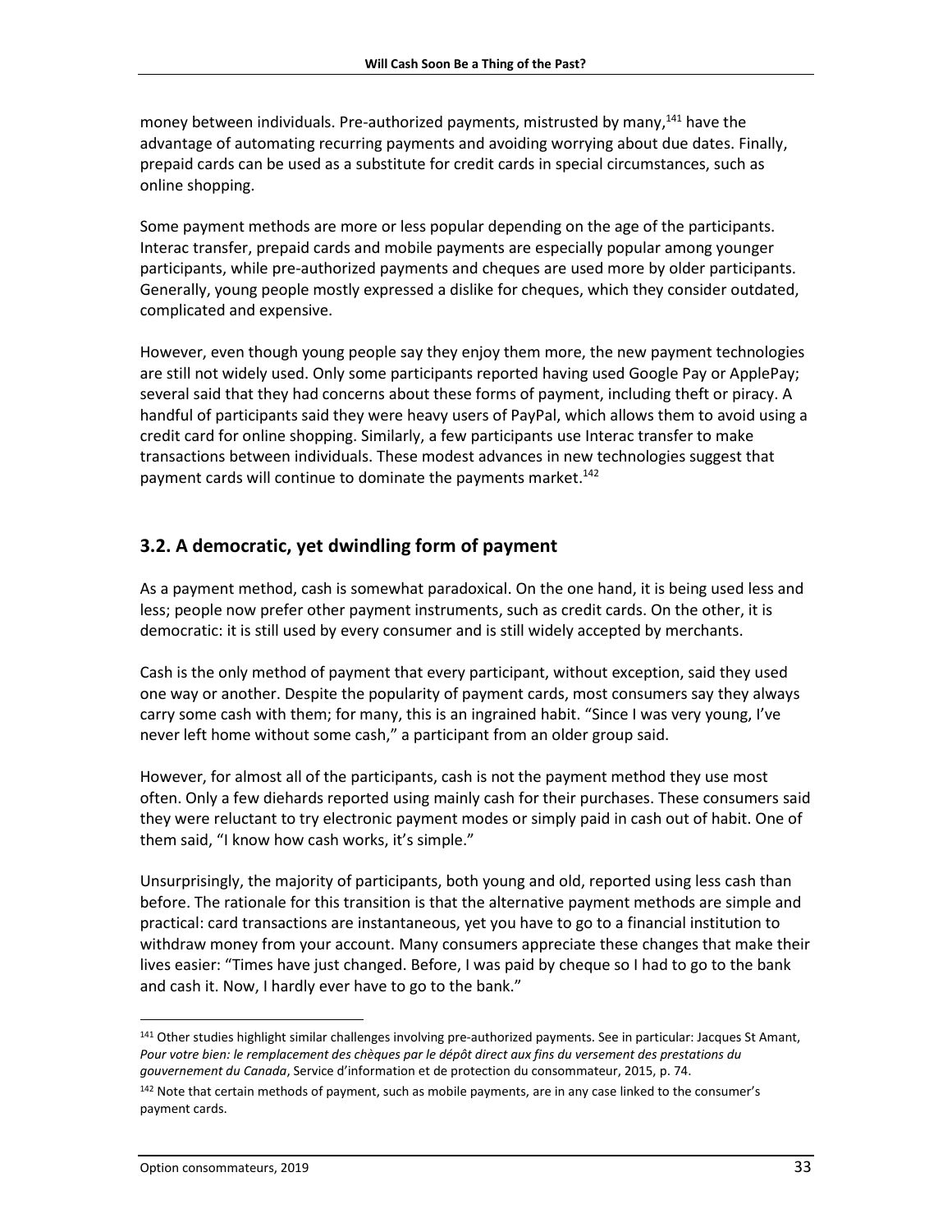money between individuals. Pre-authorized payments, mistrusted by many,[141] have the advantage of automating recurring payments and avoiding worrying about due dates. Finally, prepaid cards can be used as a substitute for credit cards in special circumstances, such as online shopping.

Some payment methods are more or less popular depending on the age of the participants. Interac transfer, prepaid cards and mobile payments are especially popular among younger participants, while pre-authorized payments and cheques are used more by older participants. Generally, young people mostly expressed a dislike for cheques, which they consider outdated, complicated and expensive.

However, even though young people say they enjoy them more, the new payment technologies are still not widely used. Only some participants reported having used Google Pay or ApplePay; several said that they had concerns about these forms of payment, including theft or piracy. A handful of participants said they were heavy users of PayPal, which allows them to avoid using a credit card for online shopping. Similarly, a few participants use Interac transfer to make transactions between individuals. These modest advances in new technologies suggest that payment cards will continue to dominate the payments market.[142]

## 3.2. A democratic, yet dwindling form of payment

As a payment method, cash is somewhat paradoxical. On the one hand, it is being used less and less; people now prefer other payment instruments, such as credit cards. On the other, it is democratic: it is still used by every consumer and is still widely accepted by merchants.

Cash is the only method of payment that every participant, without exception, said they used one way or another. Despite the popularity of payment cards, most consumers say they always carry some cash with them; for many, this is an ingrained habit. "Since I was very young, I've never left home without some cash," a participant from an older group said.

However, for almost all of the participants, cash is not the payment method they use most often. Only a few diehards reported using mainly cash for their purchases. These consumers said they were reluctant to try electronic payment modes or simply paid in cash out of habit. One of them said, "I know how cash works, it's simple."

Unsurprisingly, the majority of participants, both young and old, reported using less cash than before. The rationale for this transition is that the alternative payment methods are simple and practical: card transactions are instantaneous, yet you have to go to a financial institution to withdraw money from your account. Many consumers appreciate these changes that make their lives easier: "Times have just changed. Before, I was paid by cheque so I had to go to the bank and cash it. Now, I hardly ever have to go to the bank."

---

[141] Other studies highlight similar challenges involving pre-authorized payments. See in particular: Jacques St Amant, *Pour votre bien: le remplacement des chèques par le dépôt direct aux fins du versement des prestations du gouvernement du Canada*, Service d'information et de protection du consommateur, 2015, p. 74.

[142] Note that certain methods of payment, such as mobile payments, are in any case linked to the consumer's payment cards.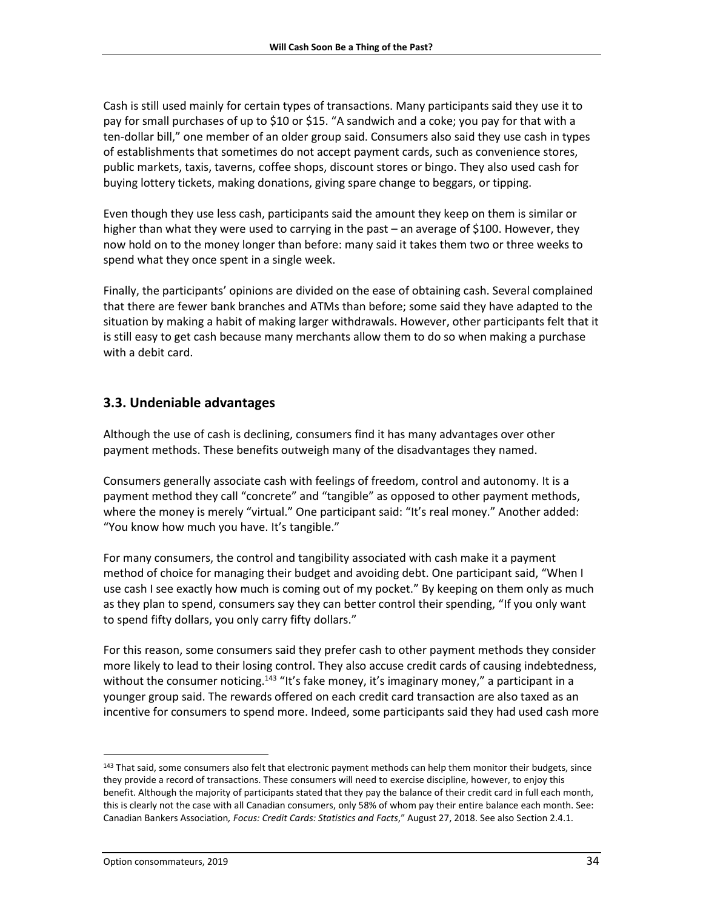Cash is still used mainly for certain types of transactions. Many participants said they use it to pay for small purchases of up to $10 or $15. "A sandwich and a coke; you pay for that with a ten-dollar bill," one member of an older group said. Consumers also said they use cash in types of establishments that sometimes do not accept payment cards, such as convenience stores, public markets, taxis, taverns, coffee shops, discount stores or bingo. They also used cash for buying lottery tickets, making donations, giving spare change to beggars, or tipping.

Even though they use less cash, participants said the amount they keep on them is similar or higher than what they were used to carrying in the past – an average of $100. However, they now hold on to the money longer than before: many said it takes them two or three weeks to spend what they once spent in a single week.

Finally, the participants' opinions are divided on the ease of obtaining cash. Several complained that there are fewer bank branches and ATMs than before; some said they have adapted to the situation by making a habit of making larger withdrawals. However, other participants felt that it is still easy to get cash because many merchants allow them to do so when making a purchase with a debit card.

## 3.3. Undeniable advantages

Although the use of cash is declining, consumers find it has many advantages over other payment methods. These benefits outweigh many of the disadvantages they named.

Consumers generally associate cash with feelings of freedom, control and autonomy. It is a payment method they call "concrete" and "tangible" as opposed to other payment methods, where the money is merely "virtual." One participant said: "It's real money." Another added: "You know how much you have. It's tangible."

For many consumers, the control and tangibility associated with cash make it a payment method of choice for managing their budget and avoiding debt. One participant said, "When I use cash I see exactly how much is coming out of my pocket." By keeping on them only as much as they plan to spend, consumers say they can better control their spending, "If you only want to spend fifty dollars, you only carry fifty dollars."

For this reason, some consumers said they prefer cash to other payment methods they consider more likely to lead to their losing control. They also accuse credit cards of causing indebtedness, without the consumer noticing.[143] "It's fake money, it's imaginary money," a participant in a younger group said. The rewards offered on each credit card transaction are also taxed as an incentive for consumers to spend more. Indeed, some participants said they had used cash more

---

[143] That said, some consumers also felt that electronic payment methods can help them monitor their budgets, since they provide a record of transactions. These consumers will need to exercise discipline, however, to enjoy this benefit. Although the majority of participants stated that they pay the balance of their credit card in full each month, this is clearly not the case with all Canadian consumers, only 58% of whom pay their entire balance each month. See: Canadian Bankers Association*, Focus: Credit Cards: Statistics and Facts*," August 27, 2018. See also Section 2.4.1.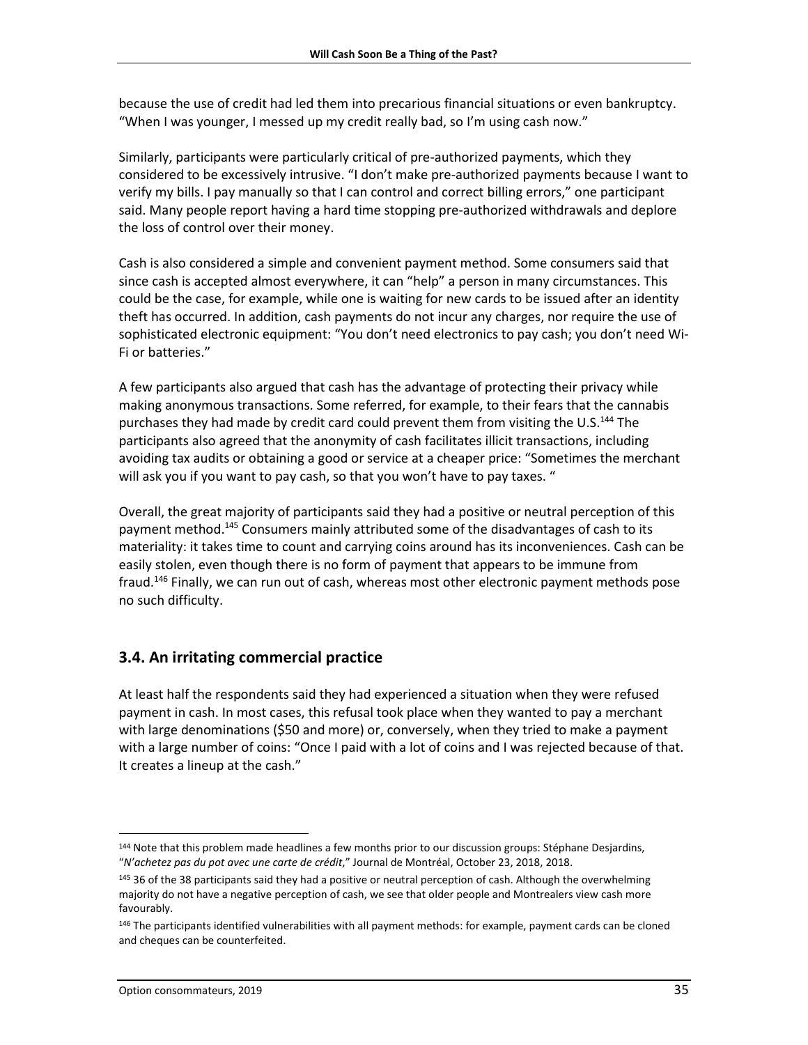because the use of credit had led them into precarious financial situations or even bankruptcy. "When I was younger, I messed up my credit really bad, so I'm using cash now."

Similarly, participants were particularly critical of pre-authorized payments, which they considered to be excessively intrusive. "I don't make pre-authorized payments because I want to verify my bills. I pay manually so that I can control and correct billing errors," one participant said. Many people report having a hard time stopping pre-authorized withdrawals and deplore the loss of control over their money.

Cash is also considered a simple and convenient payment method. Some consumers said that since cash is accepted almost everywhere, it can "help" a person in many circumstances. This could be the case, for example, while one is waiting for new cards to be issued after an identity theft has occurred. In addition, cash payments do not incur any charges, nor require the use of sophisticated electronic equipment: "You don't need electronics to pay cash; you don't need Wi-Fi or batteries."

A few participants also argued that cash has the advantage of protecting their privacy while making anonymous transactions. Some referred, for example, to their fears that the cannabis purchases they had made by credit card could prevent them from visiting the U.S.[144] The participants also agreed that the anonymity of cash facilitates illicit transactions, including avoiding tax audits or obtaining a good or service at a cheaper price: "Sometimes the merchant will ask you if you want to pay cash, so that you won't have to pay taxes. "

Overall, the great majority of participants said they had a positive or neutral perception of this payment method.[145] Consumers mainly attributed some of the disadvantages of cash to its materiality: it takes time to count and carrying coins around has its inconveniences. Cash can be easily stolen, even though there is no form of payment that appears to be immune from fraud.[146] Finally, we can run out of cash, whereas most other electronic payment methods pose no such difficulty.

## 3.4. An irritating commercial practice

At least half the respondents said they had experienced a situation when they were refused payment in cash. In most cases, this refusal took place when they wanted to pay a merchant with large denominations ($50 and more) or, conversely, when they tried to make a payment with a large number of coins: "Once I paid with a lot of coins and I was rejected because of that. It creates a lineup at the cash."

---

[144] Note that this problem made headlines a few months prior to our discussion groups: Stéphane Desjardins, "*N'achetez pas du pot avec une carte de crédit*," Journal de Montréal, October 23, 2018, 2018.

[145] 36 of the 38 participants said they had a positive or neutral perception of cash. Although the overwhelming majority do not have a negative perception of cash, we see that older people and Montrealers view cash more favourably.

[146] The participants identified vulnerabilities with all payment methods: for example, payment cards can be cloned and cheques can be counterfeited.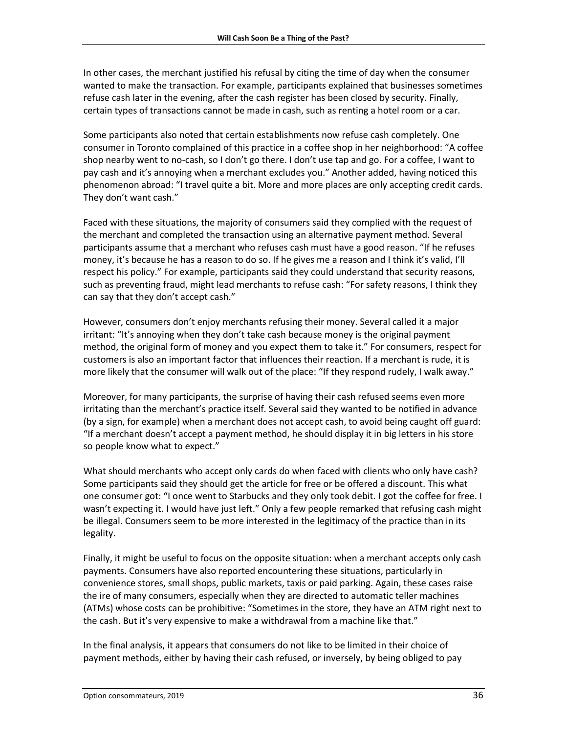In other cases, the merchant justified his refusal by citing the time of day when the consumer wanted to make the transaction. For example, participants explained that businesses sometimes refuse cash later in the evening, after the cash register has been closed by security. Finally, certain types of transactions cannot be made in cash, such as renting a hotel room or a car.

Some participants also noted that certain establishments now refuse cash completely. One consumer in Toronto complained of this practice in a coffee shop in her neighborhood: "A coffee shop nearby went to no-cash, so I don't go there. I don't use tap and go. For a coffee, I want to pay cash and it's annoying when a merchant excludes you." Another added, having noticed this phenomenon abroad: "I travel quite a bit. More and more places are only accepting credit cards. They don't want cash."

Faced with these situations, the majority of consumers said they complied with the request of the merchant and completed the transaction using an alternative payment method. Several participants assume that a merchant who refuses cash must have a good reason. "If he refuses money, it's because he has a reason to do so. If he gives me a reason and I think it's valid, I'll respect his policy." For example, participants said they could understand that security reasons, such as preventing fraud, might lead merchants to refuse cash: "For safety reasons, I think they can say that they don't accept cash."

However, consumers don't enjoy merchants refusing their money. Several called it a major irritant: "It's annoying when they don't take cash because money is the original payment method, the original form of money and you expect them to take it." For consumers, respect for customers is also an important factor that influences their reaction. If a merchant is rude, it is more likely that the consumer will walk out of the place: "If they respond rudely, I walk away."

Moreover, for many participants, the surprise of having their cash refused seems even more irritating than the merchant's practice itself. Several said they wanted to be notified in advance (by a sign, for example) when a merchant does not accept cash, to avoid being caught off guard: "If a merchant doesn't accept a payment method, he should display it in big letters in his store so people know what to expect."

What should merchants who accept only cards do when faced with clients who only have cash? Some participants said they should get the article for free or be offered a discount. This what one consumer got: "I once went to Starbucks and they only took debit. I got the coffee for free. I wasn't expecting it. I would have just left." Only a few people remarked that refusing cash might be illegal. Consumers seem to be more interested in the legitimacy of the practice than in its legality.

Finally, it might be useful to focus on the opposite situation: when a merchant accepts only cash payments. Consumers have also reported encountering these situations, particularly in convenience stores, small shops, public markets, taxis or paid parking. Again, these cases raise the ire of many consumers, especially when they are directed to automatic teller machines (ATMs) whose costs can be prohibitive: "Sometimes in the store, they have an ATM right next to the cash. But it's very expensive to make a withdrawal from a machine like that."

In the final analysis, it appears that consumers do not like to be limited in their choice of payment methods, either by having their cash refused, or inversely, by being obliged to pay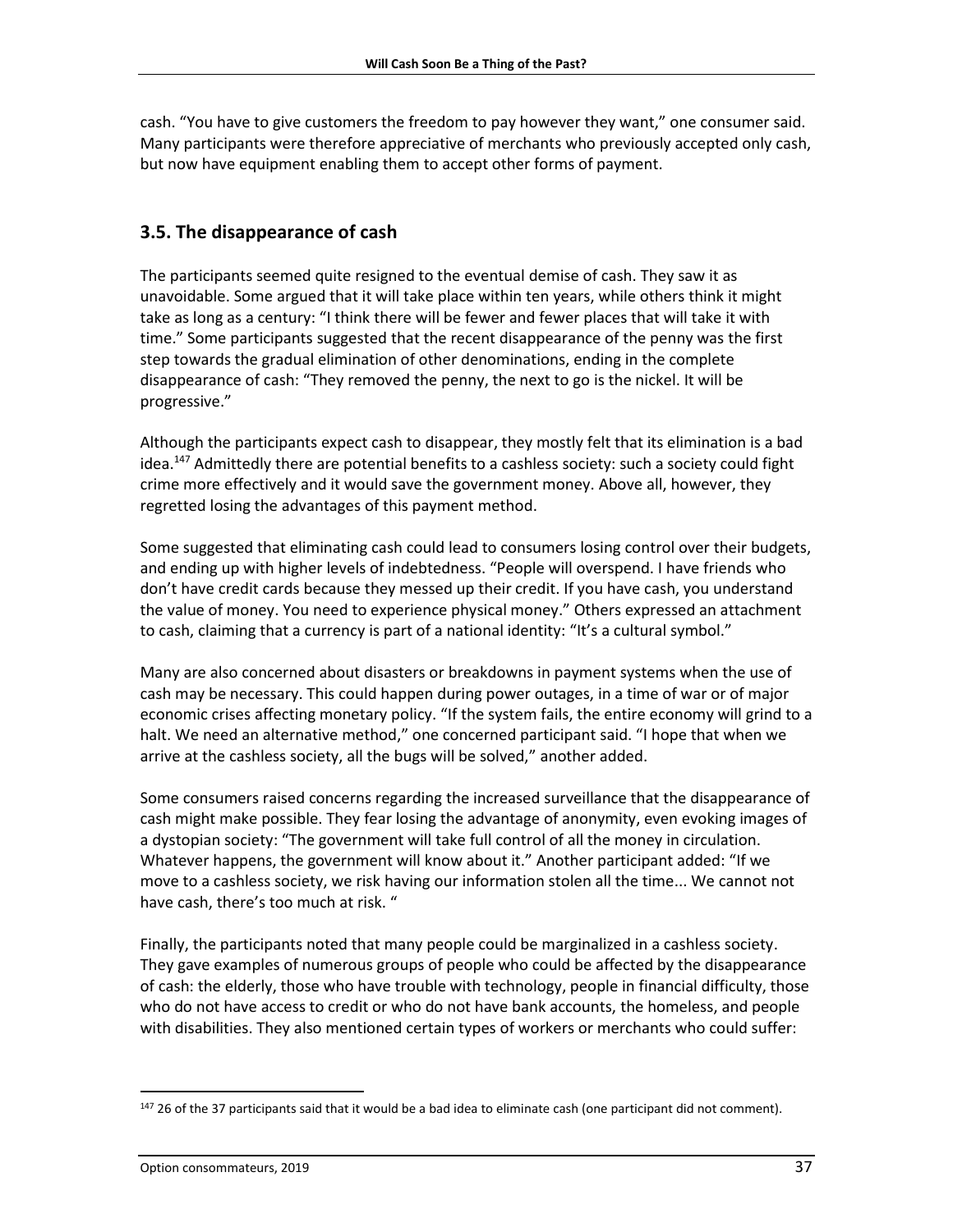cash. “You have to give customers the freedom to pay however they want,” one consumer said. Many participants were therefore appreciative of merchants who previously accepted only cash, but now have equipment enabling them to accept other forms of payment.

## 3.5. The disappearance of cash

The participants seemed quite resigned to the eventual demise of cash. They saw it as unavoidable. Some argued that it will take place within ten years, while others think it might take as long as a century: “I think there will be fewer and fewer places that will take it with time.” Some participants suggested that the recent disappearance of the penny was the first step towards the gradual elimination of other denominations, ending in the complete disappearance of cash: “They removed the penny, the next to go is the nickel. It will be progressive.”

Although the participants expect cash to disappear, they mostly felt that its elimination is a bad idea.[147] Admittedly there are potential benefits to a cashless society: such a society could fight crime more effectively and it would save the government money. Above all, however, they regretted losing the advantages of this payment method.

Some suggested that eliminating cash could lead to consumers losing control over their budgets, and ending up with higher levels of indebtedness. “People will overspend. I have friends who don’t have credit cards because they messed up their credit. If you have cash, you understand the value of money. You need to experience physical money.” Others expressed an attachment to cash, claiming that a currency is part of a national identity: “It’s a cultural symbol.”

Many are also concerned about disasters or breakdowns in payment systems when the use of cash may be necessary. This could happen during power outages, in a time of war or of major economic crises affecting monetary policy. “If the system fails, the entire economy will grind to a halt. We need an alternative method,” one concerned participant said. “I hope that when we arrive at the cashless society, all the bugs will be solved,” another added.

Some consumers raised concerns regarding the increased surveillance that the disappearance of cash might make possible. They fear losing the advantage of anonymity, even evoking images of a dystopian society: “The government will take full control of all the money in circulation. Whatever happens, the government will know about it.” Another participant added: “If we move to a cashless society, we risk having our information stolen all the time... We cannot not have cash, there’s too much at risk. “

Finally, the participants noted that many people could be marginalized in a cashless society. They gave examples of numerous groups of people who could be affected by the disappearance of cash: the elderly, those who have trouble with technology, people in financial difficulty, those who do not have access to credit or who do not have bank accounts, the homeless, and people with disabilities. They also mentioned certain types of workers or merchants who could suffer:

[147] 26 of the 37 participants said that it would be a bad idea to eliminate cash (one participant did not comment).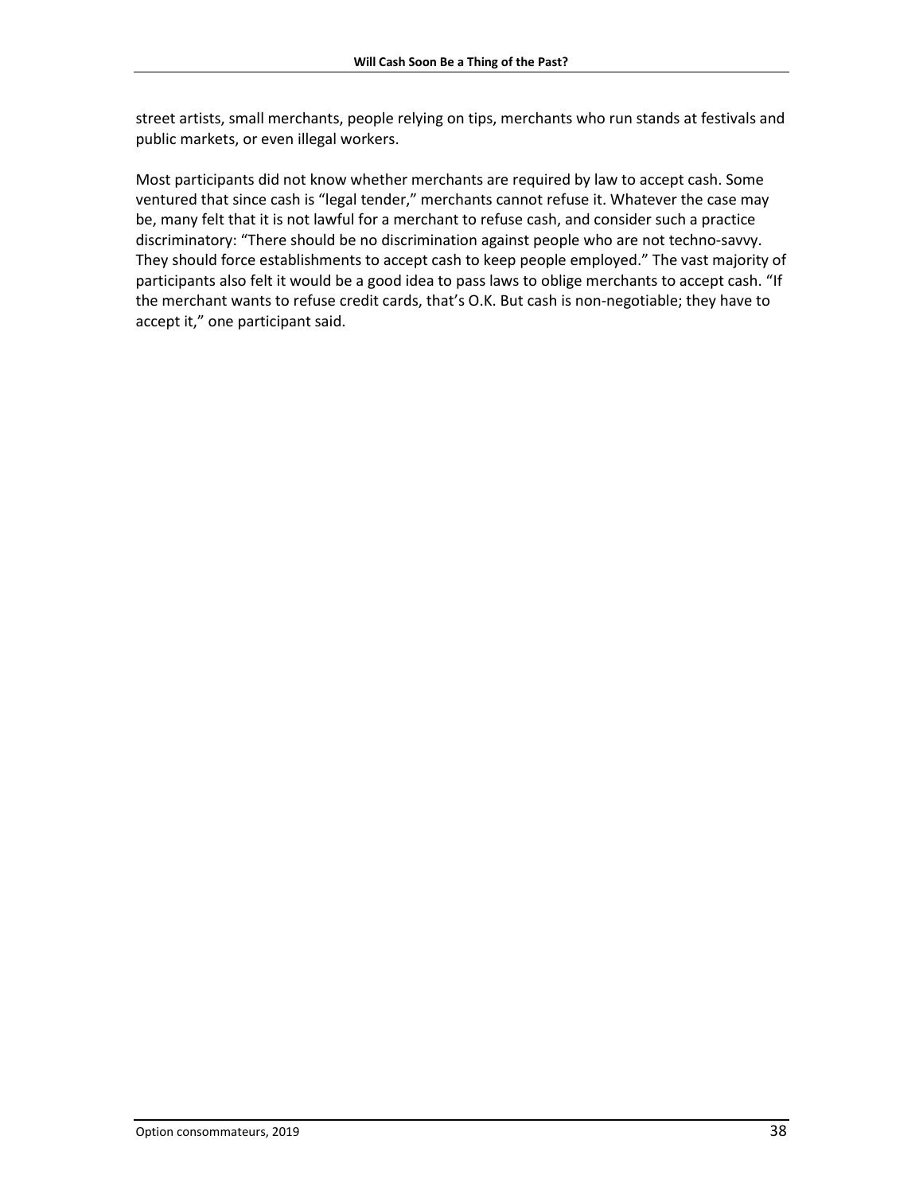street artists, small merchants, people relying on tips, merchants who run stands at festivals and public markets, or even illegal workers.

Most participants did not know whether merchants are required by law to accept cash. Some ventured that since cash is "legal tender," merchants cannot refuse it. Whatever the case may be, many felt that it is not lawful for a merchant to refuse cash, and consider such a practice discriminatory: "There should be no discrimination against people who are not techno-savvy. They should force establishments to accept cash to keep people employed." The vast majority of participants also felt it would be a good idea to pass laws to oblige merchants to accept cash. "If the merchant wants to refuse credit cards, that's O.K. But cash is non-negotiable; they have to accept it," one participant said.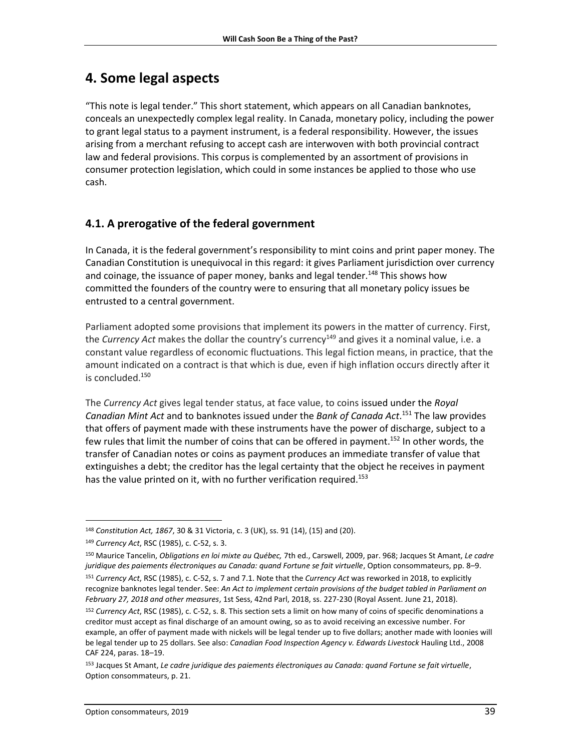# 4. Some legal aspects

"This note is legal tender." This short statement, which appears on all Canadian banknotes, conceals an unexpectedly complex legal reality. In Canada, monetary policy, including the power to grant legal status to a payment instrument, is a federal responsibility. However, the issues arising from a merchant refusing to accept cash are interwoven with both provincial contract law and federal provisions. This corpus is complemented by an assortment of provisions in consumer protection legislation, which could in some instances be applied to those who use cash.

## 4.1. A prerogative of the federal government

In Canada, it is the federal government's responsibility to mint coins and print paper money. The Canadian Constitution is unequivocal in this regard: it gives Parliament jurisdiction over currency and coinage, the issuance of paper money, banks and legal tender.[148] This shows how committed the founders of the country were to ensuring that all monetary policy issues be entrusted to a central government.

Parliament adopted some provisions that implement its powers in the matter of currency. First, the *Currency Act* makes the dollar the country's currency[149] and gives it a nominal value, i.e. a constant value regardless of economic fluctuations. This legal fiction means, in practice, that the amount indicated on a contract is that which is due, even if high inflation occurs directly after it is concluded.[150]

The *Currency Act* gives legal tender status, at face value, to coins issued under the *Royal Canadian Mint Act* and to banknotes issued under the *Bank of Canada Act*.[151] The law provides that offers of payment made with these instruments have the power of discharge, subject to a few rules that limit the number of coins that can be offered in payment.[152] In other words, the transfer of Canadian notes or coins as payment produces an immediate transfer of value that extinguishes a debt; the creditor has the legal certainty that the object he receives in payment has the value printed on it, with no further verification required.[153]

---

[148] *Constitution Act, 1867*, 30 & 31 Victoria, c. 3 (UK), ss. 91 (14), (15) and (20).

[149] *Currency Act*, RSC (1985), c. C-52, s. 3.

[150] Maurice Tancelin, *Obligations en loi mixte au Québec,* 7th ed., Carswell, 2009, par. 968; Jacques St Amant, *Le cadre juridique des paiements électroniques au Canada: quand Fortune se fait virtuelle*, Option consommateurs, pp. 8–9.

[151] *Currency Act*, RSC (1985), c. C-52, s. 7 and 7.1. Note that the *Currency Act* was reworked in 2018, to explicitly recognize banknotes legal tender. See: *An Act to implement certain provisions of the budget tabled in Parliament on February 27, 2018 and other measures*, 1st Sess, 42nd Parl, 2018, ss. 227-230 (Royal Assent. June 21, 2018).

[152] *Currency Act*, RSC (1985), c. C-52, s. 8. This section sets a limit on how many of coins of specific denominations a creditor must accept as final discharge of an amount owing, so as to avoid receiving an excessive number. For example, an offer of payment made with nickels will be legal tender up to five dollars; another made with loonies will be legal tender up to 25 dollars. See also: *Canadian Food Inspection Agency v. Edwards Livestock* Hauling Ltd., 2008 CAF 224, paras. 18–19.

[153] Jacques St Amant, *Le cadre juridique des paiements électroniques au Canada: quand Fortune se fait virtuelle*, Option consommateurs, p. 21.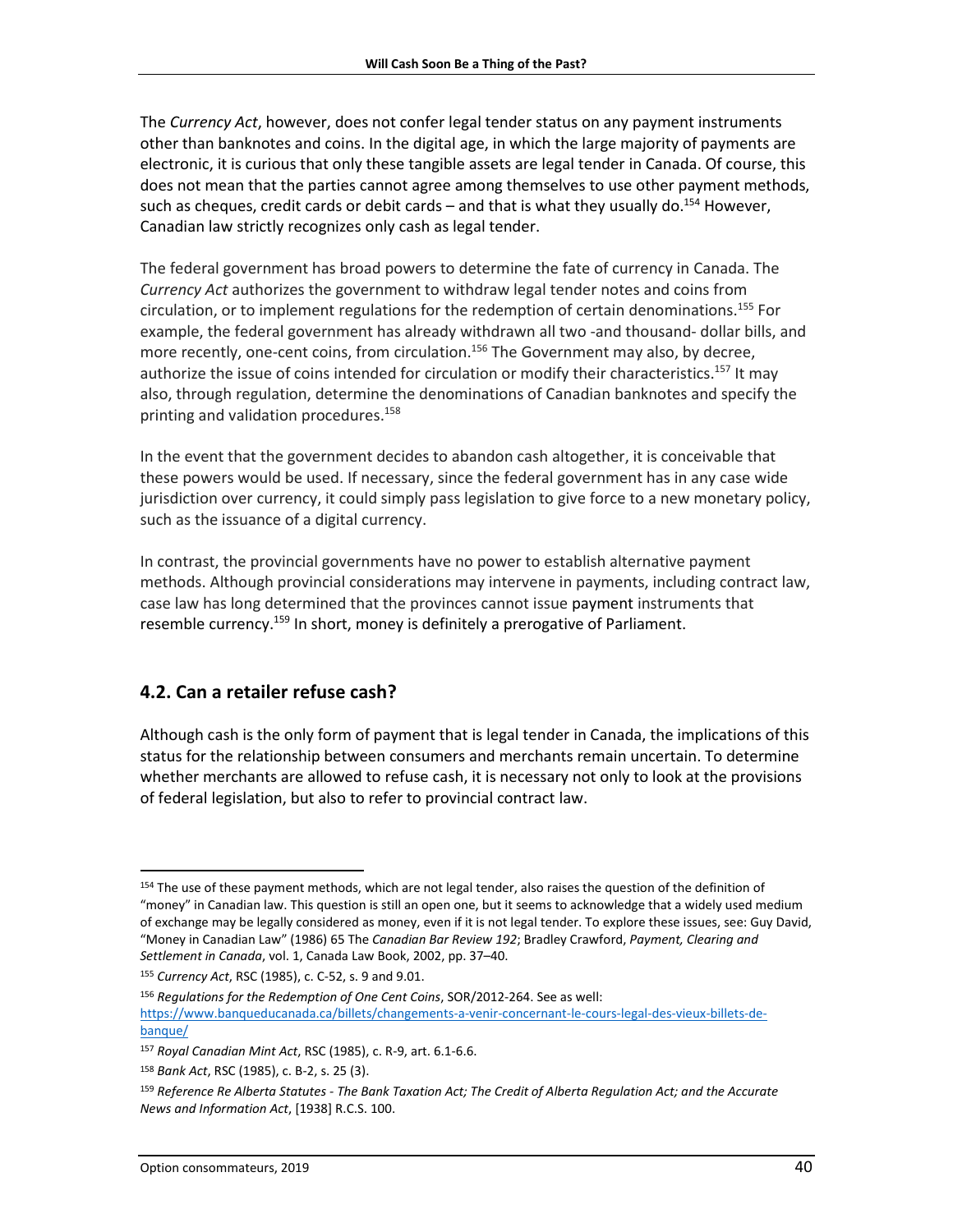The *Currency Act*, however, does not confer legal tender status on any payment instruments other than banknotes and coins. In the digital age, in which the large majority of payments are electronic, it is curious that only these tangible assets are legal tender in Canada. Of course, this does not mean that the parties cannot agree among themselves to use other payment methods, such as cheques, credit cards or debit cards – and that is what they usually do.[154] However, Canadian law strictly recognizes only cash as legal tender.

The federal government has broad powers to determine the fate of currency in Canada. The *Currency Act* authorizes the government to withdraw legal tender notes and coins from circulation, or to implement regulations for the redemption of certain denominations.[155] For example, the federal government has already withdrawn all two -and thousand- dollar bills, and more recently, one-cent coins, from circulation.[156] The Government may also, by decree, authorize the issue of coins intended for circulation or modify their characteristics.[157] It may also, through regulation, determine the denominations of Canadian banknotes and specify the printing and validation procedures.[158]

In the event that the government decides to abandon cash altogether, it is conceivable that these powers would be used. If necessary, since the federal government has in any case wide jurisdiction over currency, it could simply pass legislation to give force to a new monetary policy, such as the issuance of a digital currency.

In contrast, the provincial governments have no power to establish alternative payment methods. Although provincial considerations may intervene in payments, including contract law, case law has long determined that the provinces cannot issue payment instruments that resemble currency.[159] In short, money is definitely a prerogative of Parliament.

## 4.2. Can a retailer refuse cash?

Although cash is the only form of payment that is legal tender in Canada, the implications of this status for the relationship between consumers and merchants remain uncertain. To determine whether merchants are allowed to refuse cash, it is necessary not only to look at the provisions of federal legislation, but also to refer to provincial contract law.

---

[154] The use of these payment methods, which are not legal tender, also raises the question of the definition of "money" in Canadian law. This question is still an open one, but it seems to acknowledge that a widely used medium of exchange may be legally considered as money, even if it is not legal tender. To explore these issues, see: Guy David, "Money in Canadian Law" (1986) 65 The *Canadian Bar Review 192*; Bradley Crawford, *Payment, Clearing and Settlement in Canada*, vol. 1, Canada Law Book, 2002, pp. 37–40.

[155] *Currency Act*, RSC (1985), c. C-52, s. 9 and 9.01.

[156] *Regulations for the Redemption of One Cent Coins*, SOR/2012-264. See as well: https://www.banqueducanada.ca/billets/changements-a-venir-concernant-le-cours-legal-des-vieux-billets-de-banque/

[157] *Royal Canadian Mint Act*, RSC (1985), c. R-9, art. 6.1-6.6.

[158] *Bank Act*, RSC (1985), c. B-2, s. 25 (3).

[159] *Reference Re Alberta Statutes - The Bank Taxation Act; The Credit of Alberta Regulation Act; and the Accurate News and Information Act*, [1938] R.C.S. 100.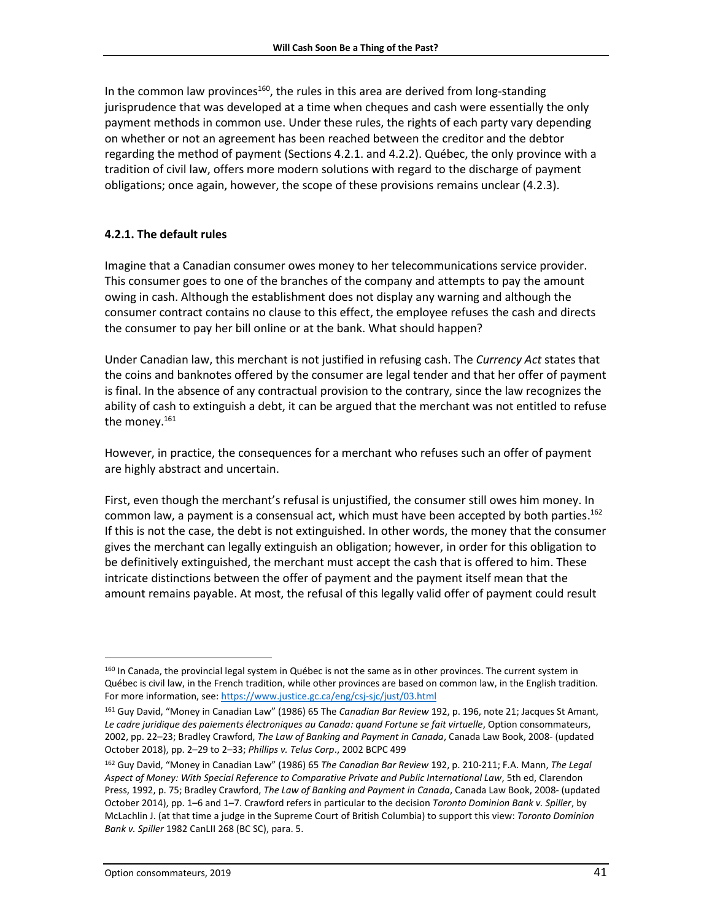In the common law provinces[160], the rules in this area are derived from long-standing jurisprudence that was developed at a time when cheques and cash were essentially the only payment methods in common use. Under these rules, the rights of each party vary depending on whether or not an agreement has been reached between the creditor and the debtor regarding the method of payment (Sections 4.2.1. and 4.2.2). Québec, the only province with a tradition of civil law, offers more modern solutions with regard to the discharge of payment obligations; once again, however, the scope of these provisions remains unclear (4.2.3).

#### 4.2.1. The default rules

Imagine that a Canadian consumer owes money to her telecommunications service provider. This consumer goes to one of the branches of the company and attempts to pay the amount owing in cash. Although the establishment does not display any warning and although the consumer contract contains no clause to this effect, the employee refuses the cash and directs the consumer to pay her bill online or at the bank. What should happen?

Under Canadian law, this merchant is not justified in refusing cash. The *Currency Act* states that the coins and banknotes offered by the consumer are legal tender and that her offer of payment is final. In the absence of any contractual provision to the contrary, since the law recognizes the ability of cash to extinguish a debt, it can be argued that the merchant was not entitled to refuse the money.[161]

However, in practice, the consequences for a merchant who refuses such an offer of payment are highly abstract and uncertain.

First, even though the merchant's refusal is unjustified, the consumer still owes him money. In common law, a payment is a consensual act, which must have been accepted by both parties.[162] If this is not the case, the debt is not extinguished. In other words, the money that the consumer gives the merchant can legally extinguish an obligation; however, in order for this obligation to be definitively extinguished, the merchant must accept the cash that is offered to him. These intricate distinctions between the offer of payment and the payment itself mean that the amount remains payable. At most, the refusal of this legally valid offer of payment could result

---

[160] In Canada, the provincial legal system in Québec is not the same as in other provinces. The current system in Québec is civil law, in the French tradition, while other provinces are based on common law, in the English tradition. For more information, see: https://www.justice.gc.ca/eng/csj-sjc/just/03.html

[161] Guy David, "Money in Canadian Law" (1986) 65 The *Canadian Bar Review* 192, p. 196, note 21; Jacques St Amant, *Le cadre juridique des paiements électroniques au Canada: quand Fortune se fait virtuelle*, Option consommateurs, 2002, pp. 22–23; Bradley Crawford, *The Law of Banking and Payment in Canada*, Canada Law Book, 2008- (updated October 2018), pp. 2–29 to 2–33; *Phillips v. Telus Corp*., 2002 BCPC 499

[162] Guy David, "Money in Canadian Law" (1986) 65 *The Canadian Bar Review* 192, p. 210-211; F.A. Mann, *The Legal Aspect of Money: With Special Reference to Comparative Private and Public International Law*, 5th ed, Clarendon Press, 1992, p. 75; Bradley Crawford, *The Law of Banking and Payment in Canada*, Canada Law Book, 2008- (updated October 2014), pp. 1–6 and 1–7. Crawford refers in particular to the decision *Toronto Dominion Bank v. Spiller*, by McLachlin J. (at that time a judge in the Supreme Court of British Columbia) to support this view: *Toronto Dominion Bank v. Spiller* 1982 CanLII 268 (BC SC), para. 5.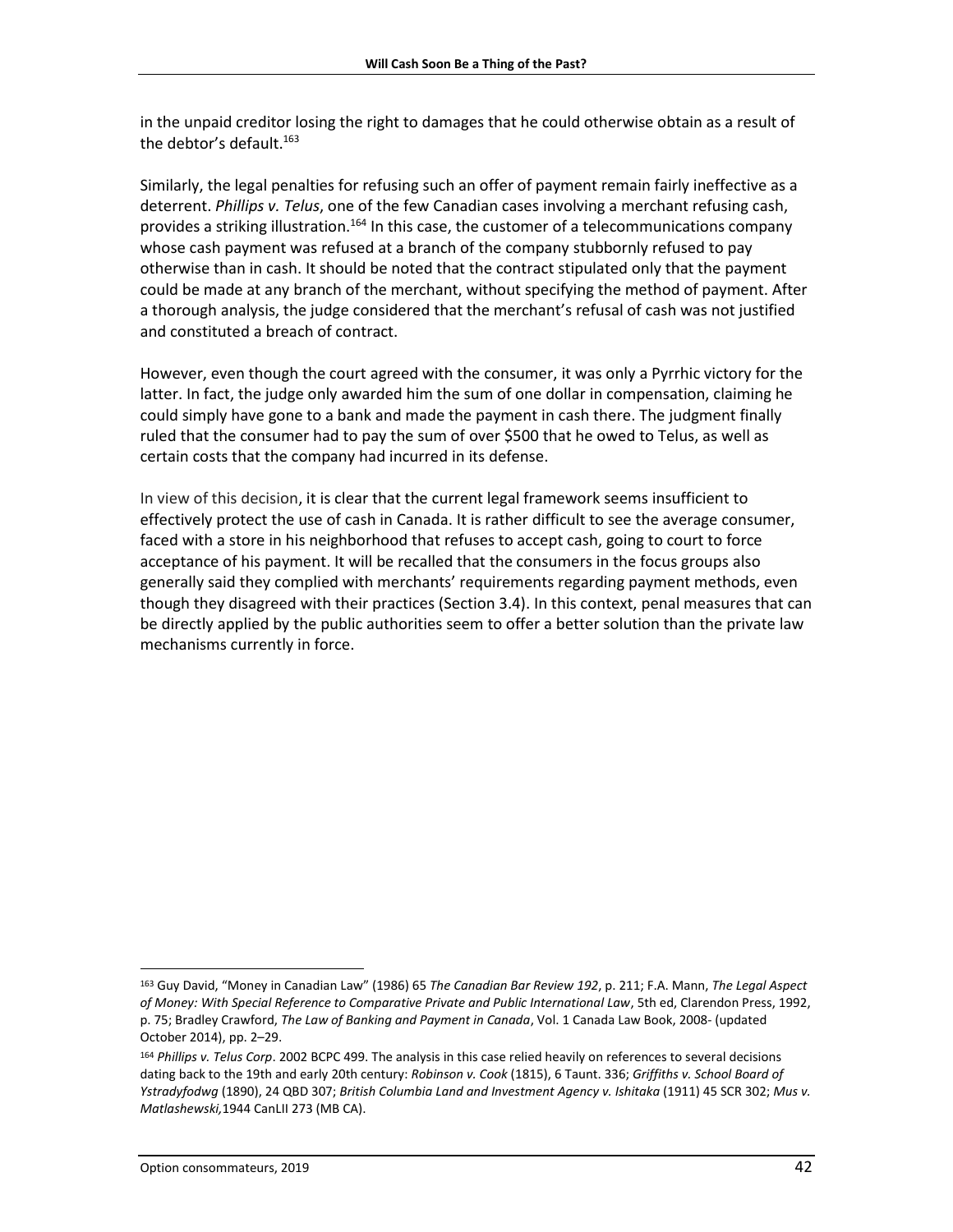in the unpaid creditor losing the right to damages that he could otherwise obtain as a result of the debtor's default.[163]

Similarly, the legal penalties for refusing such an offer of payment remain fairly ineffective as a deterrent. *Phillips v. Telus*, one of the few Canadian cases involving a merchant refusing cash, provides a striking illustration.[164] In this case, the customer of a telecommunications company whose cash payment was refused at a branch of the company stubbornly refused to pay otherwise than in cash. It should be noted that the contract stipulated only that the payment could be made at any branch of the merchant, without specifying the method of payment. After a thorough analysis, the judge considered that the merchant's refusal of cash was not justified and constituted a breach of contract.

However, even though the court agreed with the consumer, it was only a Pyrrhic victory for the latter. In fact, the judge only awarded him the sum of one dollar in compensation, claiming he could simply have gone to a bank and made the payment in cash there. The judgment finally ruled that the consumer had to pay the sum of over $500 that he owed to Telus, as well as certain costs that the company had incurred in its defense.

In view of this decision, it is clear that the current legal framework seems insufficient to effectively protect the use of cash in Canada. It is rather difficult to see the average consumer, faced with a store in his neighborhood that refuses to accept cash, going to court to force acceptance of his payment. It will be recalled that the consumers in the focus groups also generally said they complied with merchants' requirements regarding payment methods, even though they disagreed with their practices (Section 3.4). In this context, penal measures that can be directly applied by the public authorities seem to offer a better solution than the private law mechanisms currently in force.

---

[163] Guy David, "Money in Canadian Law" (1986) 65 *The Canadian Bar Review 192*, p. 211; F.A. Mann, *The Legal Aspect of Money: With Special Reference to Comparative Private and Public International Law*, 5th ed, Clarendon Press, 1992, p. 75; Bradley Crawford, *The Law of Banking and Payment in Canada*, Vol. 1 Canada Law Book, 2008- (updated October 2014), pp. 2–29.

[164] *Phillips v. Telus Corp*. 2002 BCPC 499. The analysis in this case relied heavily on references to several decisions dating back to the 19th and early 20th century: *Robinson v. Cook* (1815), 6 Taunt. 336; *Griffiths v. School Board of Ystradyfodwg* (1890), 24 QBD 307; *British Columbia Land and Investment Agency v. Ishitaka* (1911) 45 SCR 302; *Mus v. Matlashewski,*1944 CanLII 273 (MB CA).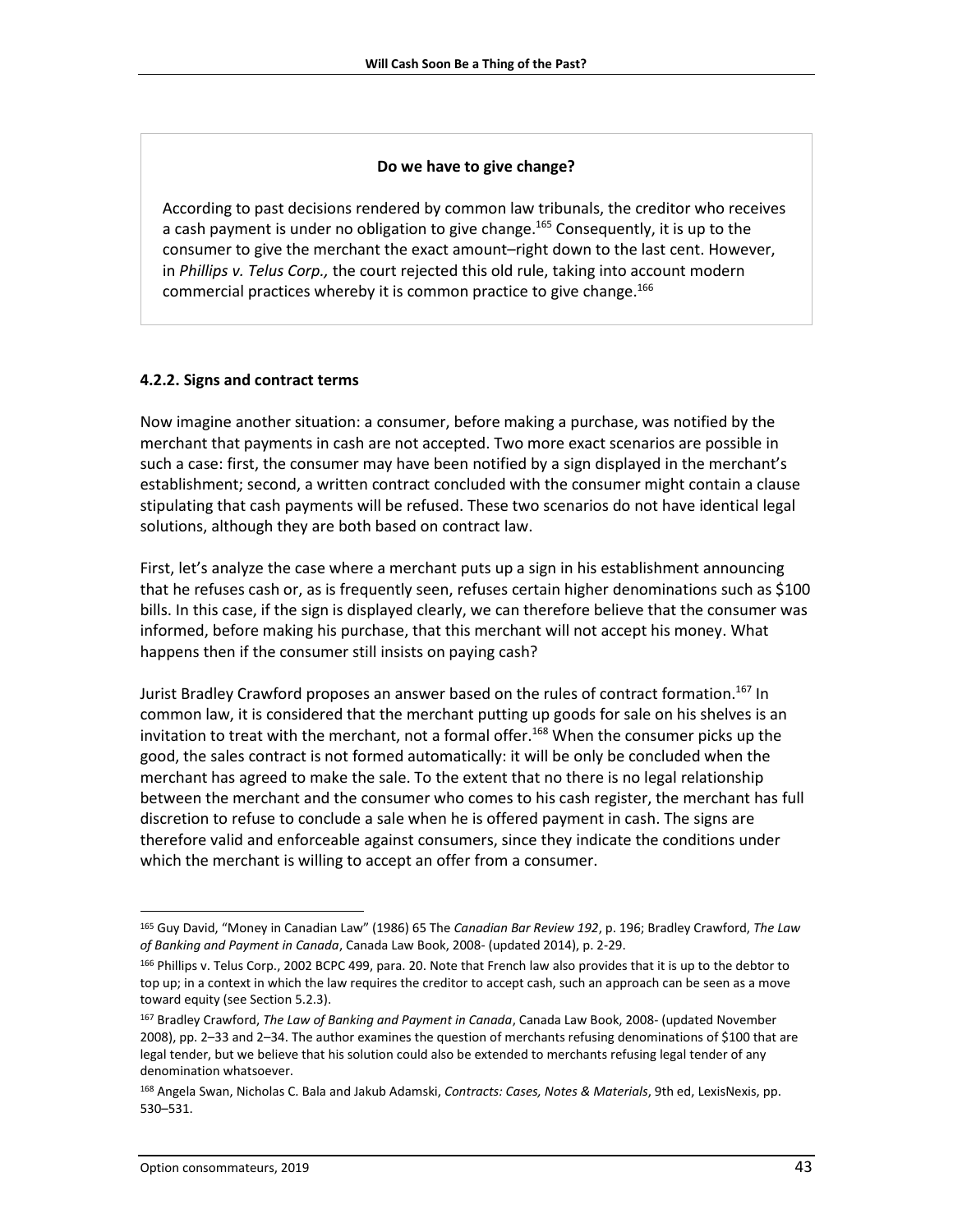**Do we have to give change?**

According to past decisions rendered by common law tribunals, the creditor who receives a cash payment is under no obligation to give change.[165] Consequently, it is up to the consumer to give the merchant the exact amount–right down to the last cent. However, in *Phillips v. Telus Corp.,* the court rejected this old rule, taking into account modern commercial practices whereby it is common practice to give change.[166]

#### 4.2.2. Signs and contract terms

Now imagine another situation: a consumer, before making a purchase, was notified by the merchant that payments in cash are not accepted. Two more exact scenarios are possible in such a case: first, the consumer may have been notified by a sign displayed in the merchant's establishment; second, a written contract concluded with the consumer might contain a clause stipulating that cash payments will be refused. These two scenarios do not have identical legal solutions, although they are both based on contract law.

First, let's analyze the case where a merchant puts up a sign in his establishment announcing that he refuses cash or, as is frequently seen, refuses certain higher denominations such as $100 bills. In this case, if the sign is displayed clearly, we can therefore believe that the consumer was informed, before making his purchase, that this merchant will not accept his money. What happens then if the consumer still insists on paying cash?

Jurist Bradley Crawford proposes an answer based on the rules of contract formation.[167] In common law, it is considered that the merchant putting up goods for sale on his shelves is an invitation to treat with the merchant, not a formal offer.[168] When the consumer picks up the good, the sales contract is not formed automatically: it will be only be concluded when the merchant has agreed to make the sale. To the extent that no there is no legal relationship between the merchant and the consumer who comes to his cash register, the merchant has full discretion to refuse to conclude a sale when he is offered payment in cash. The signs are therefore valid and enforceable against consumers, since they indicate the conditions under which the merchant is willing to accept an offer from a consumer.

---

[165] Guy David, "Money in Canadian Law" (1986) 65 The *Canadian Bar Review 192*, p. 196; Bradley Crawford, *The Law of Banking and Payment in Canada*, Canada Law Book, 2008- (updated 2014), p. 2-29.

[166] Phillips v. Telus Corp., 2002 BCPC 499, para. 20. Note that French law also provides that it is up to the debtor to top up; in a context in which the law requires the creditor to accept cash, such an approach can be seen as a move toward equity (see Section 5.2.3).

[167] Bradley Crawford, *The Law of Banking and Payment in Canada*, Canada Law Book, 2008- (updated November 2008), pp. 2–33 and 2–34. The author examines the question of merchants refusing denominations of $100 that are legal tender, but we believe that his solution could also be extended to merchants refusing legal tender of any denomination whatsoever.

[168] Angela Swan, Nicholas C. Bala and Jakub Adamski, *Contracts: Cases, Notes & Materials*, 9th ed, LexisNexis, pp. 530–531.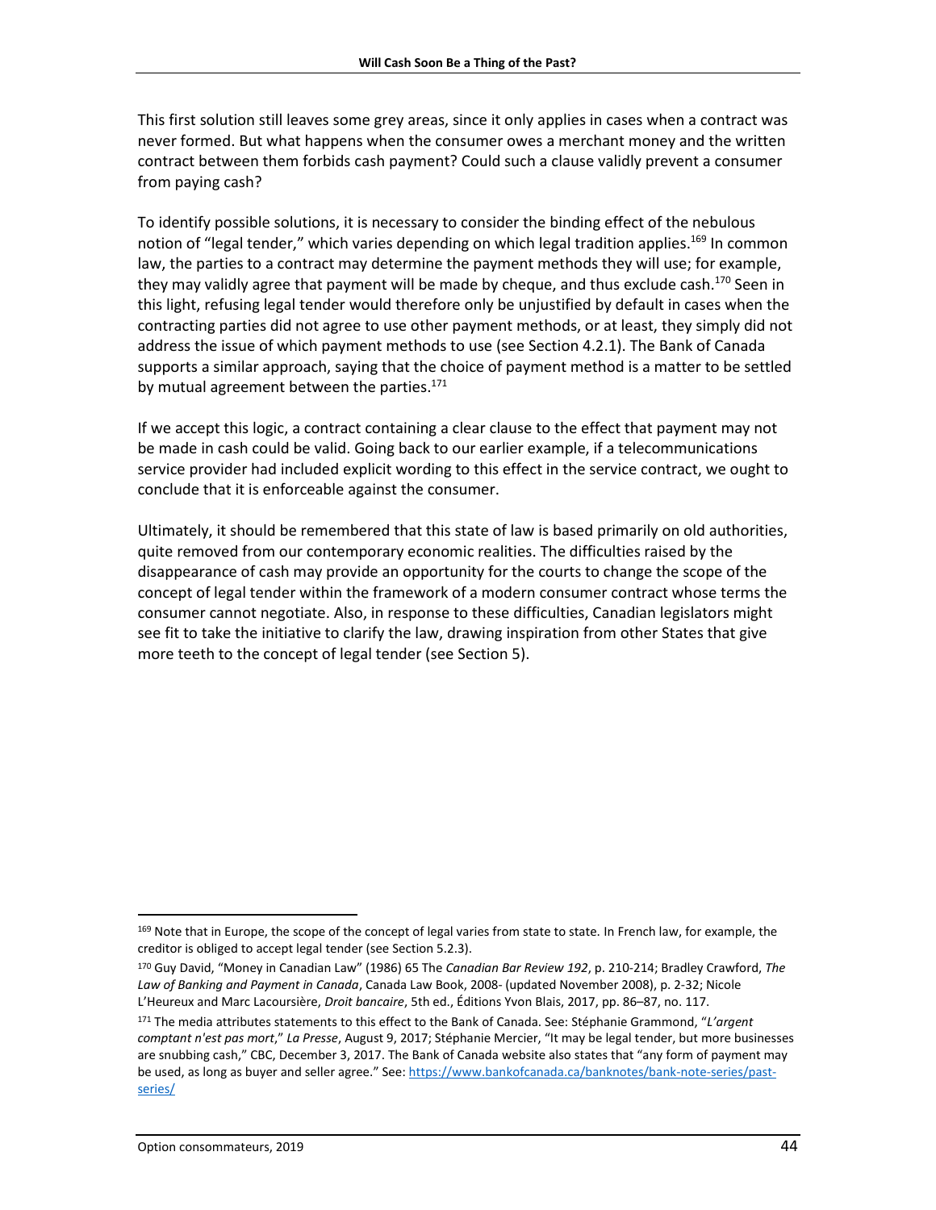This first solution still leaves some grey areas, since it only applies in cases when a contract was never formed. But what happens when the consumer owes a merchant money and the written contract between them forbids cash payment? Could such a clause validly prevent a consumer from paying cash?

To identify possible solutions, it is necessary to consider the binding effect of the nebulous notion of "legal tender," which varies depending on which legal tradition applies.[169] In common law, the parties to a contract may determine the payment methods they will use; for example, they may validly agree that payment will be made by cheque, and thus exclude cash.[170] Seen in this light, refusing legal tender would therefore only be unjustified by default in cases when the contracting parties did not agree to use other payment methods, or at least, they simply did not address the issue of which payment methods to use (see Section 4.2.1). The Bank of Canada supports a similar approach, saying that the choice of payment method is a matter to be settled by mutual agreement between the parties.[171]

If we accept this logic, a contract containing a clear clause to the effect that payment may not be made in cash could be valid. Going back to our earlier example, if a telecommunications service provider had included explicit wording to this effect in the service contract, we ought to conclude that it is enforceable against the consumer.

Ultimately, it should be remembered that this state of law is based primarily on old authorities, quite removed from our contemporary economic realities. The difficulties raised by the disappearance of cash may provide an opportunity for the courts to change the scope of the concept of legal tender within the framework of a modern consumer contract whose terms the consumer cannot negotiate. Also, in response to these difficulties, Canadian legislators might see fit to take the initiative to clarify the law, drawing inspiration from other States that give more teeth to the concept of legal tender (see Section 5).

---

[169] Note that in Europe, the scope of the concept of legal varies from state to state. In French law, for example, the creditor is obliged to accept legal tender (see Section 5.2.3).

[170] Guy David, "Money in Canadian Law" (1986) 65 The *Canadian Bar Review 192*, p. 210-214; Bradley Crawford, *The Law of Banking and Payment in Canada*, Canada Law Book, 2008- (updated November 2008), p. 2-32; Nicole L'Heureux and Marc Lacoursière, *Droit bancaire*, 5th ed., Éditions Yvon Blais, 2017, pp. 86–87, no. 117.

[171] The media attributes statements to this effect to the Bank of Canada. See: Stéphanie Grammond, "*L'argent comptant n'est pas mort*," *La Presse*, August 9, 2017; Stéphanie Mercier, "It may be legal tender, but more businesses are snubbing cash," CBC, December 3, 2017. The Bank of Canada website also states that "any form of payment may be used, as long as buyer and seller agree." See: https://www.bankofcanada.ca/banknotes/bank-note-series/past-series/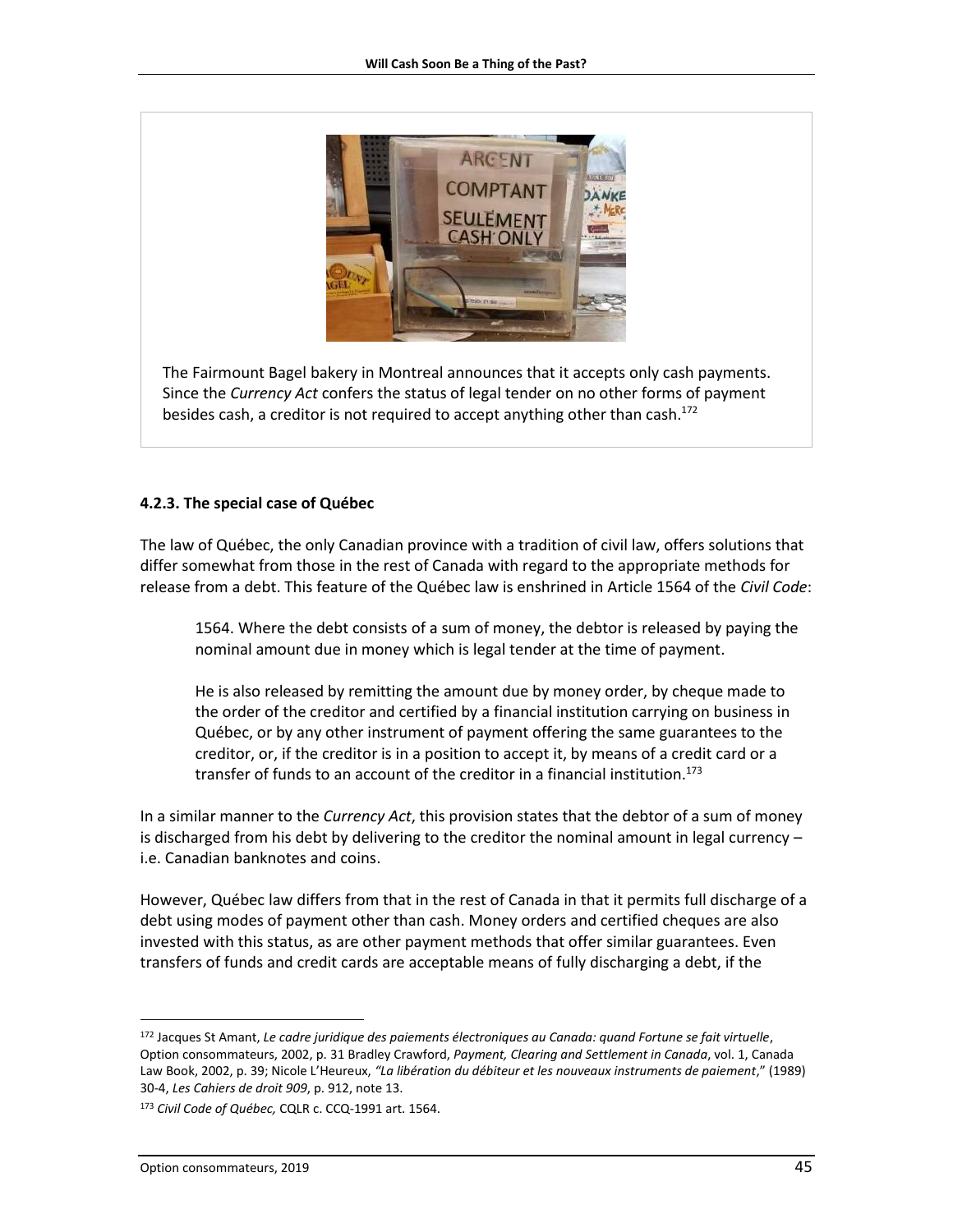The Fairmount Bagel bakery in Montreal announces that it accepts only cash payments. Since the *Currency Act* confers the status of legal tender on no other forms of payment besides cash, a creditor is not required to accept anything other than cash.[172]

#### 4.2.3. The special case of Québec

The law of Québec, the only Canadian province with a tradition of civil law, offers solutions that differ somewhat from those in the rest of Canada with regard to the appropriate methods for release from a debt. This feature of the Québec law is enshrined in Article 1564 of the *Civil Code*:

> 1564. Where the debt consists of a sum of money, the debtor is released by paying the nominal amount due in money which is legal tender at the time of payment.
>
> He is also released by remitting the amount due by money order, by cheque made to the order of the creditor and certified by a financial institution carrying on business in Québec, or by any other instrument of payment offering the same guarantees to the creditor, or, if the creditor is in a position to accept it, by means of a credit card or a transfer of funds to an account of the creditor in a financial institution.[173]

In a similar manner to the *Currency Act*, this provision states that the debtor of a sum of money is discharged from his debt by delivering to the creditor the nominal amount in legal currency – i.e. Canadian banknotes and coins.

However, Québec law differs from that in the rest of Canada in that it permits full discharge of a debt using modes of payment other than cash. Money orders and certified cheques are also invested with this status, as are other payment methods that offer similar guarantees. Even transfers of funds and credit cards are acceptable means of fully discharging a debt, if the

---

[172] Jacques St Amant, *Le cadre juridique des paiements électroniques au Canada: quand Fortune se fait virtuelle*, Option consommateurs, 2002, p. 31 Bradley Crawford, *Payment, Clearing and Settlement in Canada*, vol. 1, Canada Law Book, 2002, p. 39; Nicole L'Heureux, *"La libération du débiteur et les nouveaux instruments de paiement*," (1989) 30-4, *Les Cahiers de droit 909*, p. 912, note 13.

[173] *Civil Code of Québec,* CQLR c. CCQ-1991 art. 1564.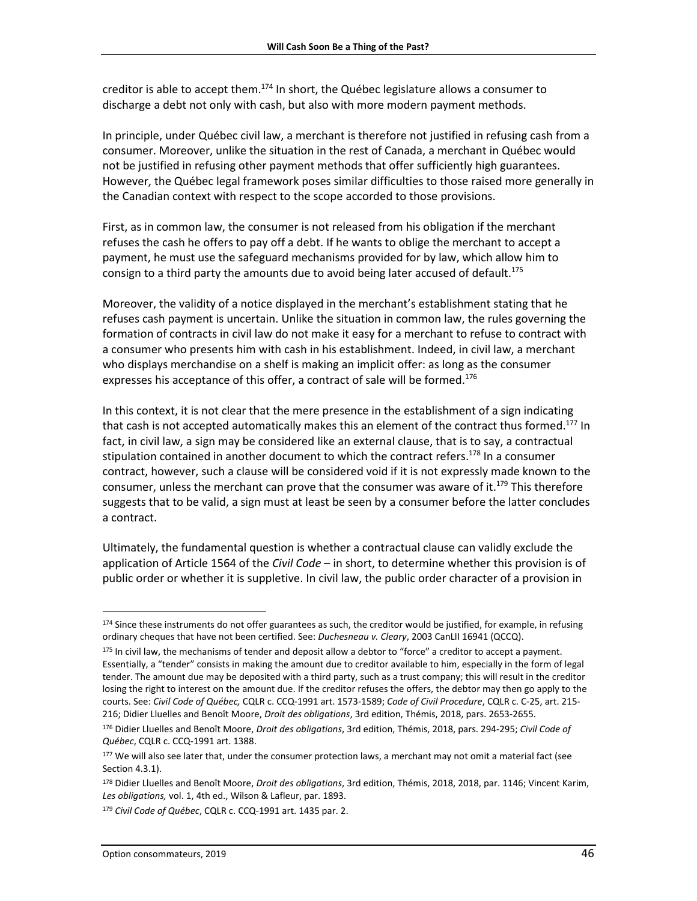creditor is able to accept them.[174] In short, the Québec legislature allows a consumer to discharge a debt not only with cash, but also with more modern payment methods.

In principle, under Québec civil law, a merchant is therefore not justified in refusing cash from a consumer. Moreover, unlike the situation in the rest of Canada, a merchant in Québec would not be justified in refusing other payment methods that offer sufficiently high guarantees. However, the Québec legal framework poses similar difficulties to those raised more generally in the Canadian context with respect to the scope accorded to those provisions.

First, as in common law, the consumer is not released from his obligation if the merchant refuses the cash he offers to pay off a debt. If he wants to oblige the merchant to accept a payment, he must use the safeguard mechanisms provided for by law, which allow him to consign to a third party the amounts due to avoid being later accused of default.[175]

Moreover, the validity of a notice displayed in the merchant's establishment stating that he refuses cash payment is uncertain. Unlike the situation in common law, the rules governing the formation of contracts in civil law do not make it easy for a merchant to refuse to contract with a consumer who presents him with cash in his establishment. Indeed, in civil law, a merchant who displays merchandise on a shelf is making an implicit offer: as long as the consumer expresses his acceptance of this offer, a contract of sale will be formed.[176]

In this context, it is not clear that the mere presence in the establishment of a sign indicating that cash is not accepted automatically makes this an element of the contract thus formed.[177] In fact, in civil law, a sign may be considered like an external clause, that is to say, a contractual stipulation contained in another document to which the contract refers.[178] In a consumer contract, however, such a clause will be considered void if it is not expressly made known to the consumer, unless the merchant can prove that the consumer was aware of it.[179] This therefore suggests that to be valid, a sign must at least be seen by a consumer before the latter concludes a contract.

Ultimately, the fundamental question is whether a contractual clause can validly exclude the application of Article 1564 of the *Civil Code* – in short, to determine whether this provision is of public order or whether it is suppletive. In civil law, the public order character of a provision in

---

[174] Since these instruments do not offer guarantees as such, the creditor would be justified, for example, in refusing ordinary cheques that have not been certified. See: *Duchesneau v. Cleary*, 2003 CanLII 16941 (QCCQ).

[175] In civil law, the mechanisms of tender and deposit allow a debtor to "force" a creditor to accept a payment. Essentially, a "tender" consists in making the amount due to creditor available to him, especially in the form of legal tender. The amount due may be deposited with a third party, such as a trust company; this will result in the creditor losing the right to interest on the amount due. If the creditor refuses the offers, the debtor may then go apply to the courts. See: *Civil Code of Québec,* CQLR c. CCQ-1991 art. 1573-1589; *Code of Civil Procedure*, CQLR c. C-25, art. 215-216; Didier Lluelles and Benoît Moore, *Droit des obligations*, 3rd edition, Thémis, 2018, pars. 2653-2655.

[176] Didier Lluelles and Benoît Moore, *Droit des obligations*, 3rd edition, Thémis, 2018, pars. 294-295; *Civil Code of Québec*, CQLR c. CCQ-1991 art. 1388.

[177] We will also see later that, under the consumer protection laws, a merchant may not omit a material fact (see Section 4.3.1).

[178] Didier Lluelles and Benoît Moore, *Droit des obligations*, 3rd edition, Thémis, 2018, 2018, par. 1146; Vincent Karim, *Les obligations,* vol. 1, 4th ed., Wilson & Lafleur, par. 1893.

[179] *Civil Code of Québec*, CQLR c. CCQ-1991 art. 1435 par. 2.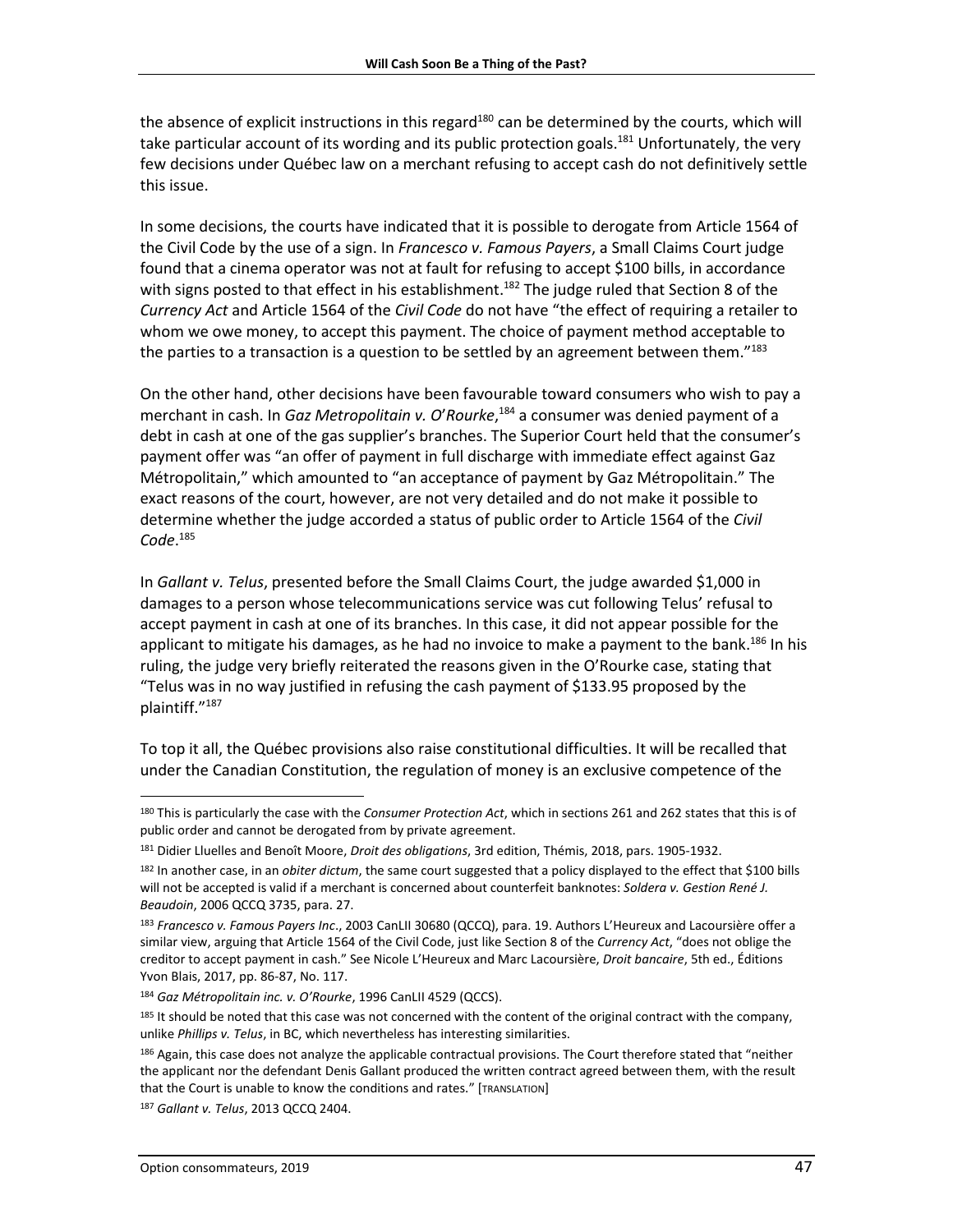the absence of explicit instructions in this regard[180] can be determined by the courts, which will take particular account of its wording and its public protection goals.[181] Unfortunately, the very few decisions under Québec law on a merchant refusing to accept cash do not definitively settle this issue.

In some decisions, the courts have indicated that it is possible to derogate from Article 1564 of the Civil Code by the use of a sign. In *Francesco v. Famous Payers*, a Small Claims Court judge found that a cinema operator was not at fault for refusing to accept $100 bills, in accordance with signs posted to that effect in his establishment.[182] The judge ruled that Section 8 of the *Currency Act* and Article 1564 of the *Civil Code* do not have "the effect of requiring a retailer to whom we owe money, to accept this payment. The choice of payment method acceptable to the parties to a transaction is a question to be settled by an agreement between them."[183]

On the other hand, other decisions have been favourable toward consumers who wish to pay a merchant in cash. In *Gaz Metropolitain v. O'Rourke*,[184] a consumer was denied payment of a debt in cash at one of the gas supplier's branches. The Superior Court held that the consumer's payment offer was "an offer of payment in full discharge with immediate effect against Gaz Métropolitain," which amounted to "an acceptance of payment by Gaz Métropolitain." The exact reasons of the court, however, are not very detailed and do not make it possible to determine whether the judge accorded a status of public order to Article 1564 of the *Civil Code*.[185]

In *Gallant v. Telus*, presented before the Small Claims Court, the judge awarded $1,000 in damages to a person whose telecommunications service was cut following Telus' refusal to accept payment in cash at one of its branches. In this case, it did not appear possible for the applicant to mitigate his damages, as he had no invoice to make a payment to the bank.[186] In his ruling, the judge very briefly reiterated the reasons given in the O'Rourke case, stating that "Telus was in no way justified in refusing the cash payment of $133.95 proposed by the plaintiff."[187]

To top it all, the Québec provisions also raise constitutional difficulties. It will be recalled that under the Canadian Constitution, the regulation of money is an exclusive competence of the

---

[180] This is particularly the case with the *Consumer Protection Act*, which in sections 261 and 262 states that this is of public order and cannot be derogated from by private agreement.

[181] Didier Lluelles and Benoît Moore, *Droit des obligations*, 3rd edition, Thémis, 2018, pars. 1905-1932.

[182] In another case, in an *obiter dictum*, the same court suggested that a policy displayed to the effect that $100 bills will not be accepted is valid if a merchant is concerned about counterfeit banknotes: *Soldera v. Gestion René J. Beaudoin*, 2006 QCCQ 3735, para. 27.

[183] *Francesco v. Famous Payers Inc*., 2003 CanLII 30680 (QCCQ), para. 19. Authors L'Heureux and Lacoursière offer a similar view, arguing that Article 1564 of the Civil Code, just like Section 8 of the *Currency Act*, "does not oblige the creditor to accept payment in cash." See Nicole L'Heureux and Marc Lacoursière, *Droit bancaire*, 5th ed., Éditions Yvon Blais, 2017, pp. 86-87, No. 117.

[184] *Gaz Métropolitain inc. v. O'Rourke*, 1996 CanLII 4529 (QCCS).

[185] It should be noted that this case was not concerned with the content of the original contract with the company, unlike *Phillips v. Telus*, in BC, which nevertheless has interesting similarities.

[186] Again, this case does not analyze the applicable contractual provisions. The Court therefore stated that "neither the applicant nor the defendant Denis Gallant produced the written contract agreed between them, with the result that the Court is unable to know the conditions and rates." [TRANSLATION]

[187] *Gallant v. Telus*, 2013 QCCQ 2404.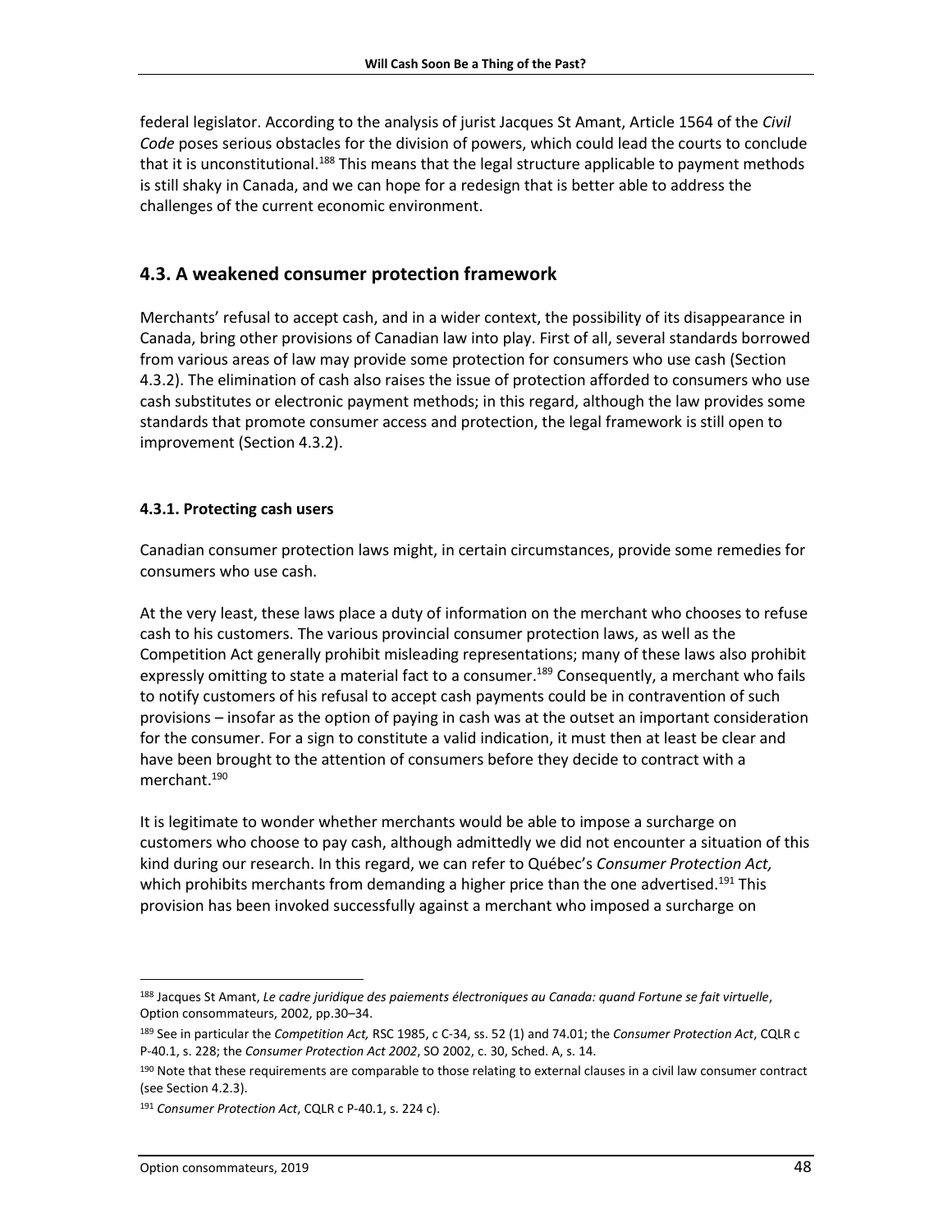federal legislator. According to the analysis of jurist Jacques St Amant, Article 1564 of the *Civil Code* poses serious obstacles for the division of powers, which could lead the courts to conclude that it is unconstitutional.[188] This means that the legal structure applicable to payment methods is still shaky in Canada, and we can hope for a redesign that is better able to address the challenges of the current economic environment.

## 4.3. A weakened consumer protection framework

Merchants' refusal to accept cash, and in a wider context, the possibility of its disappearance in Canada, bring other provisions of Canadian law into play. First of all, several standards borrowed from various areas of law may provide some protection for consumers who use cash (Section 4.3.2). The elimination of cash also raises the issue of protection afforded to consumers who use cash substitutes or electronic payment methods; in this regard, although the law provides some standards that promote consumer access and protection, the legal framework is still open to improvement (Section 4.3.2).

### 4.3.1. Protecting cash users

Canadian consumer protection laws might, in certain circumstances, provide some remedies for consumers who use cash.

At the very least, these laws place a duty of information on the merchant who chooses to refuse cash to his customers. The various provincial consumer protection laws, as well as the Competition Act generally prohibit misleading representations; many of these laws also prohibit expressly omitting to state a material fact to a consumer.[189] Consequently, a merchant who fails to notify customers of his refusal to accept cash payments could be in contravention of such provisions – insofar as the option of paying in cash was at the outset an important consideration for the consumer. For a sign to constitute a valid indication, it must then at least be clear and have been brought to the attention of consumers before they decide to contract with a merchant.[190]

It is legitimate to wonder whether merchants would be able to impose a surcharge on customers who choose to pay cash, although admittedly we did not encounter a situation of this kind during our research. In this regard, we can refer to Québec's *Consumer Protection Act,* which prohibits merchants from demanding a higher price than the one advertised.[191] This provision has been invoked successfully against a merchant who imposed a surcharge on

---

[188] Jacques St Amant, *Le cadre juridique des paiements électroniques au Canada: quand Fortune se fait virtuelle*, Option consommateurs, 2002, pp.30–34.

[189] See in particular the *Competition Act,* RSC 1985, c C-34, ss. 52 (1) and 74.01; the *Consumer Protection Act*, CQLR c P-40.1, s. 228; the *Consumer Protection Act 2002*, SO 2002, c. 30, Sched. A, s. 14.

[190] Note that these requirements are comparable to those relating to external clauses in a civil law consumer contract (see Section 4.2.3).

[191] *Consumer Protection Act*, CQLR c P-40.1, s. 224 c).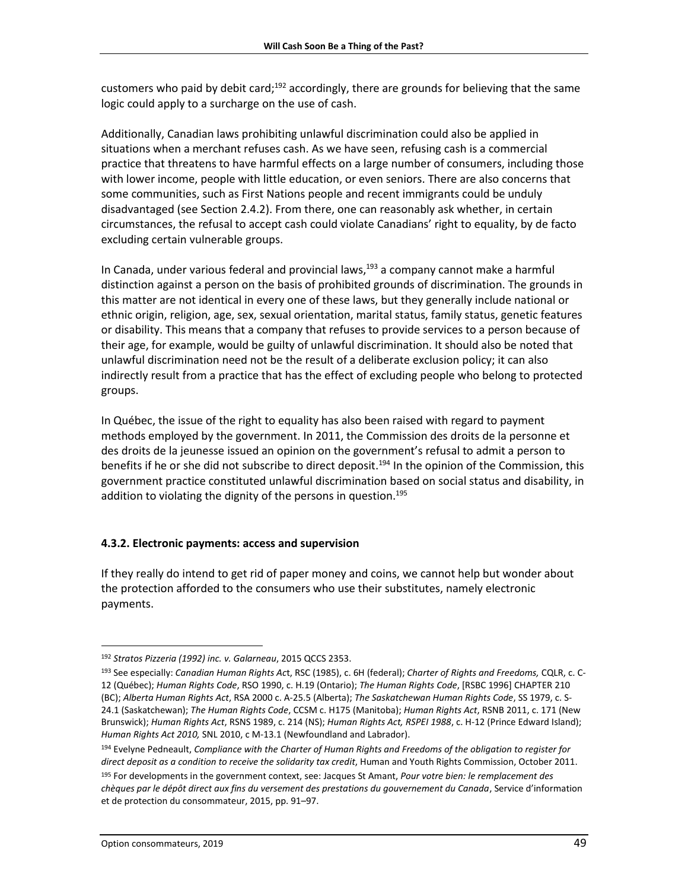customers who paid by debit card;[192] accordingly, there are grounds for believing that the same logic could apply to a surcharge on the use of cash.

Additionally, Canadian laws prohibiting unlawful discrimination could also be applied in situations when a merchant refuses cash. As we have seen, refusing cash is a commercial practice that threatens to have harmful effects on a large number of consumers, including those with lower income, people with little education, or even seniors. There are also concerns that some communities, such as First Nations people and recent immigrants could be unduly disadvantaged (see Section 2.4.2). From there, one can reasonably ask whether, in certain circumstances, the refusal to accept cash could violate Canadians' right to equality, by de facto excluding certain vulnerable groups.

In Canada, under various federal and provincial laws,[193] a company cannot make a harmful distinction against a person on the basis of prohibited grounds of discrimination. The grounds in this matter are not identical in every one of these laws, but they generally include national or ethnic origin, religion, age, sex, sexual orientation, marital status, family status, genetic features or disability. This means that a company that refuses to provide services to a person because of their age, for example, would be guilty of unlawful discrimination. It should also be noted that unlawful discrimination need not be the result of a deliberate exclusion policy; it can also indirectly result from a practice that has the effect of excluding people who belong to protected groups.

In Québec, the issue of the right to equality has also been raised with regard to payment methods employed by the government. In 2011, the Commission des droits de la personne et des droits de la jeunesse issued an opinion on the government's refusal to admit a person to benefits if he or she did not subscribe to direct deposit.[194] In the opinion of the Commission, this government practice constituted unlawful discrimination based on social status and disability, in addition to violating the dignity of the persons in question.[195]

#### 4.3.2. Electronic payments: access and supervision

If they really do intend to get rid of paper money and coins, we cannot help but wonder about the protection afforded to the consumers who use their substitutes, namely electronic payments.

---

[192] *Stratos Pizzeria (1992) inc. v. Galarneau*, 2015 QCCS 2353.

[193] See especially: *Canadian Human Rights Ac*t, RSC (1985), c. 6H (federal); *Charter of Rights and Freedoms,* CQLR, c. C-12 (Québec); *Human Rights Code*, RSO 1990, c. H.19 (Ontario); *The Human Rights Code*, [RSBC 1996] CHAPTER 210 (BC); *Alberta Human Rights Act*, RSA 2000 c. A-25.5 (Alberta); *The Saskatchewan Human Rights Code*, SS 1979, c. S-24.1 (Saskatchewan); *The Human Rights Code*, CCSM c. H175 (Manitoba); *Human Rights Act*, RSNB 2011, c. 171 (New Brunswick); *Human Rights Act*, RSNS 1989, c. 214 (NS); *Human Rights Act, RSPEI 1988*, c. H-12 (Prince Edward Island); *Human Rights Act 2010,* SNL 2010, c M-13.1 (Newfoundland and Labrador).

[194] Evelyne Pedneault, *Compliance with the Charter of Human Rights and Freedoms of the obligation to register for direct deposit as a condition to receive the solidarity tax credit*, Human and Youth Rights Commission, October 2011.

[195] For developments in the government context, see: Jacques St Amant, *Pour votre bien: le remplacement des chèques par le dépôt direct aux fins du versement des prestations du gouvernement du Canada*, Service d'information et de protection du consommateur, 2015, pp. 91–97.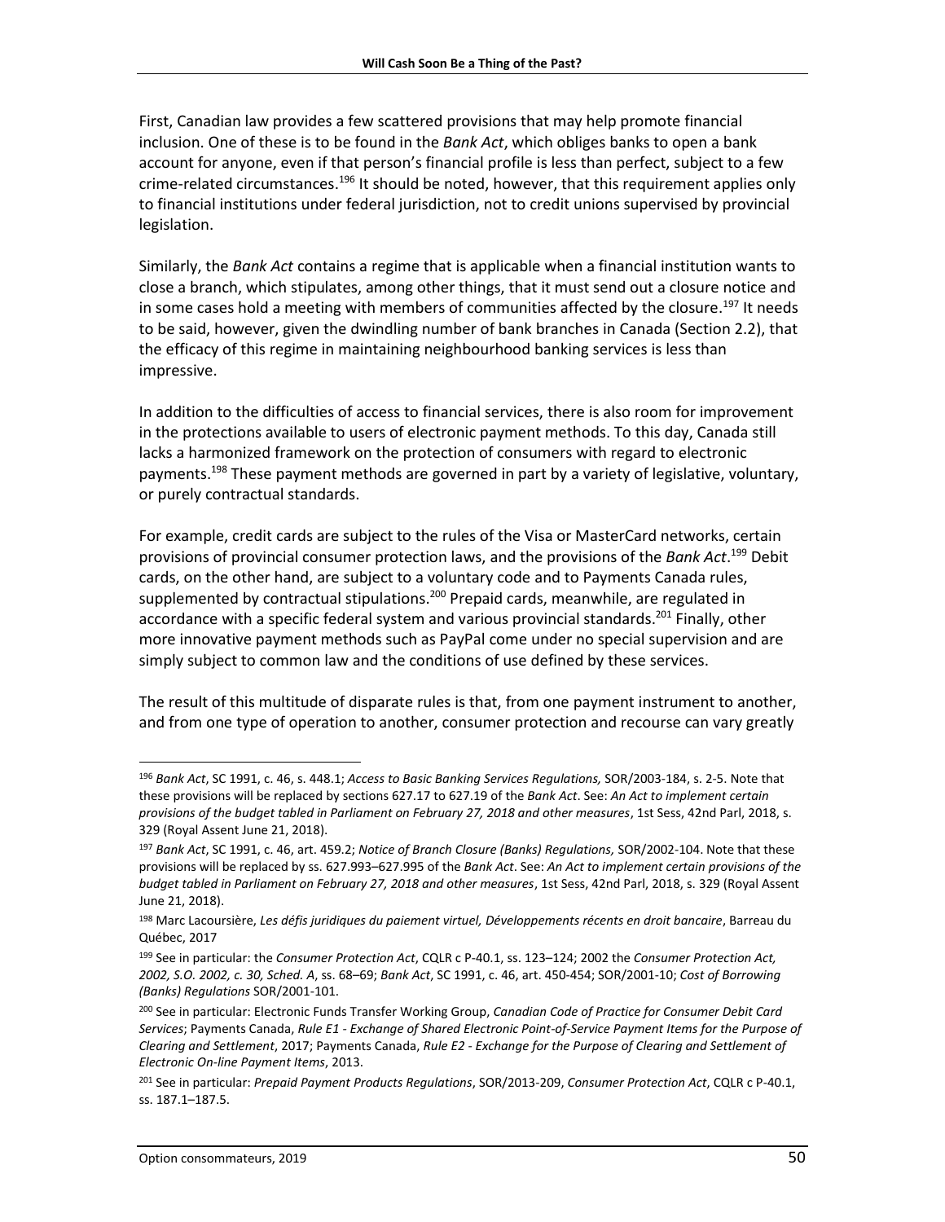First, Canadian law provides a few scattered provisions that may help promote financial inclusion. One of these is to be found in the *Bank Act*, which obliges banks to open a bank account for anyone, even if that person's financial profile is less than perfect, subject to a few crime-related circumstances.[196] It should be noted, however, that this requirement applies only to financial institutions under federal jurisdiction, not to credit unions supervised by provincial legislation.

Similarly, the *Bank Act* contains a regime that is applicable when a financial institution wants to close a branch, which stipulates, among other things, that it must send out a closure notice and in some cases hold a meeting with members of communities affected by the closure.[197] It needs to be said, however, given the dwindling number of bank branches in Canada (Section 2.2), that the efficacy of this regime in maintaining neighbourhood banking services is less than impressive.

In addition to the difficulties of access to financial services, there is also room for improvement in the protections available to users of electronic payment methods. To this day, Canada still lacks a harmonized framework on the protection of consumers with regard to electronic payments.[198] These payment methods are governed in part by a variety of legislative, voluntary, or purely contractual standards.

For example, credit cards are subject to the rules of the Visa or MasterCard networks, certain provisions of provincial consumer protection laws, and the provisions of the *Bank Act*.[199] Debit cards, on the other hand, are subject to a voluntary code and to Payments Canada rules, supplemented by contractual stipulations.[200] Prepaid cards, meanwhile, are regulated in accordance with a specific federal system and various provincial standards.[201] Finally, other more innovative payment methods such as PayPal come under no special supervision and are simply subject to common law and the conditions of use defined by these services.

The result of this multitude of disparate rules is that, from one payment instrument to another, and from one type of operation to another, consumer protection and recourse can vary greatly

---

[196] *Bank Act*, SC 1991, c. 46, s. 448.1; *Access to Basic Banking Services Regulations,* SOR/2003-184, s. 2-5. Note that these provisions will be replaced by sections 627.17 to 627.19 of the *Bank Act*. See: *An Act to implement certain provisions of the budget tabled in Parliament on February 27, 2018 and other measures*, 1st Sess, 42nd Parl, 2018, s. 329 (Royal Assent June 21, 2018).

[197] *Bank Act*, SC 1991, c. 46, art. 459.2; *Notice of Branch Closure (Banks) Regulations,* SOR/2002-104. Note that these provisions will be replaced by ss. 627.993–627.995 of the *Bank Act*. See: *An Act to implement certain provisions of the budget tabled in Parliament on February 27, 2018 and other measures*, 1st Sess, 42nd Parl, 2018, s. 329 (Royal Assent June 21, 2018).

[198] Marc Lacoursière, *Les défis juridiques du paiement virtuel, Développements récents en droit bancaire*, Barreau du Québec, 2017

[199] See in particular: the *Consumer Protection Act*, CQLR c P-40.1, ss. 123–124; 2002 the *Consumer Protection Act, 2002, S.O. 2002, c. 30, Sched. A*, ss. 68–69; *Bank Act*, SC 1991, c. 46, art. 450-454; SOR/2001-10; *Cost of Borrowing (Banks) Regulations* SOR/2001-101.

[200] See in particular: Electronic Funds Transfer Working Group, *Canadian Code of Practice for Consumer Debit Card Services*; Payments Canada, *Rule E1 - Exchange of Shared Electronic Point-of-Service Payment Items for the Purpose of Clearing and Settlement*, 2017; Payments Canada, *Rule E2 - Exchange for the Purpose of Clearing and Settlement of Electronic On-line Payment Items*, 2013.

[201] See in particular: *Prepaid Payment Products Regulations*, SOR/2013-209, *Consumer Protection Act*, CQLR c P-40.1, ss. 187.1–187.5.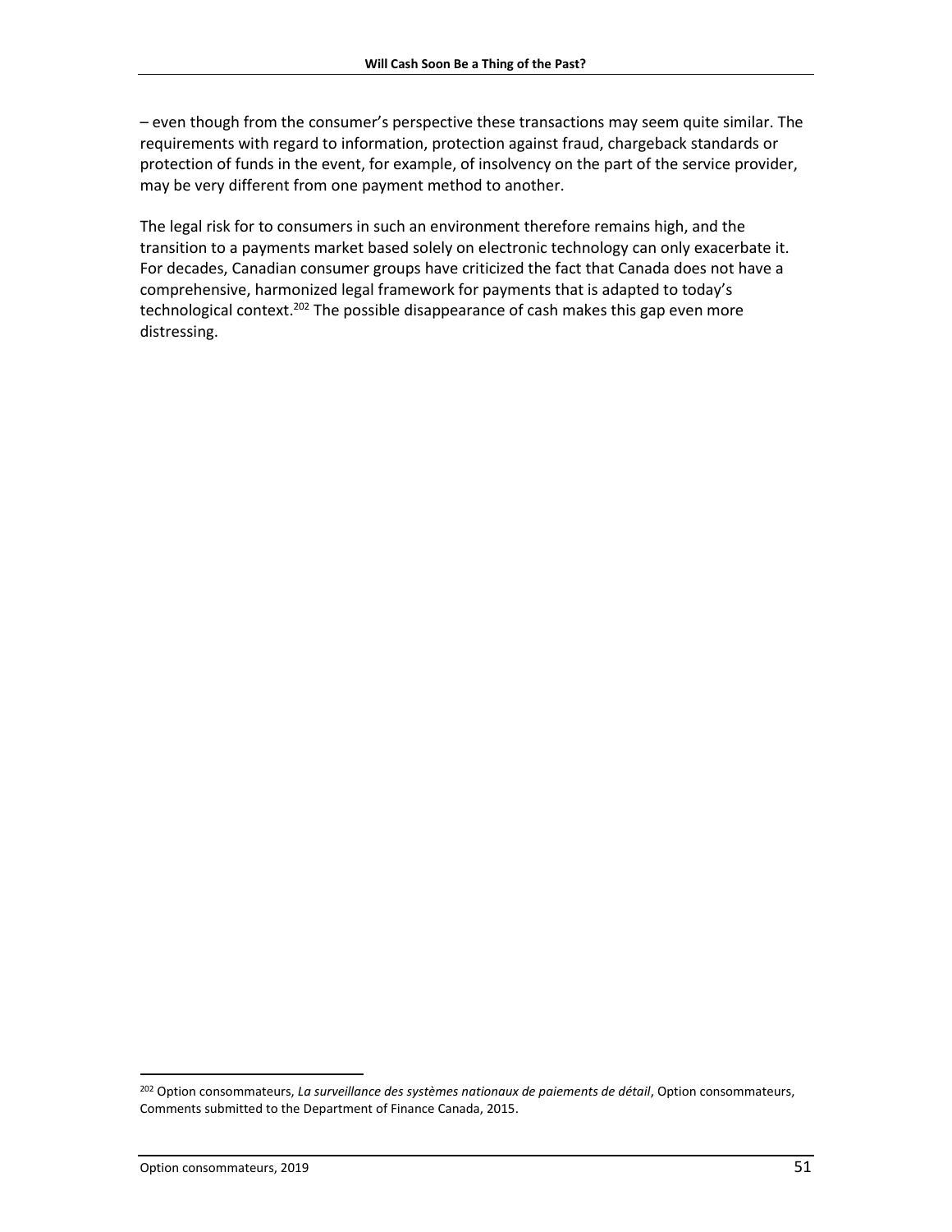– even though from the consumer's perspective these transactions may seem quite similar. The requirements with regard to information, protection against fraud, chargeback standards or protection of funds in the event, for example, of insolvency on the part of the service provider, may be very different from one payment method to another.

The legal risk for to consumers in such an environment therefore remains high, and the transition to a payments market based solely on electronic technology can only exacerbate it. For decades, Canadian consumer groups have criticized the fact that Canada does not have a comprehensive, harmonized legal framework for payments that is adapted to today's technological context.[202] The possible disappearance of cash makes this gap even more distressing.

---

[202] Option consommateurs, *La surveillance des systèmes nationaux de paiements de détail*, Option consommateurs, Comments submitted to the Department of Finance Canada, 2015.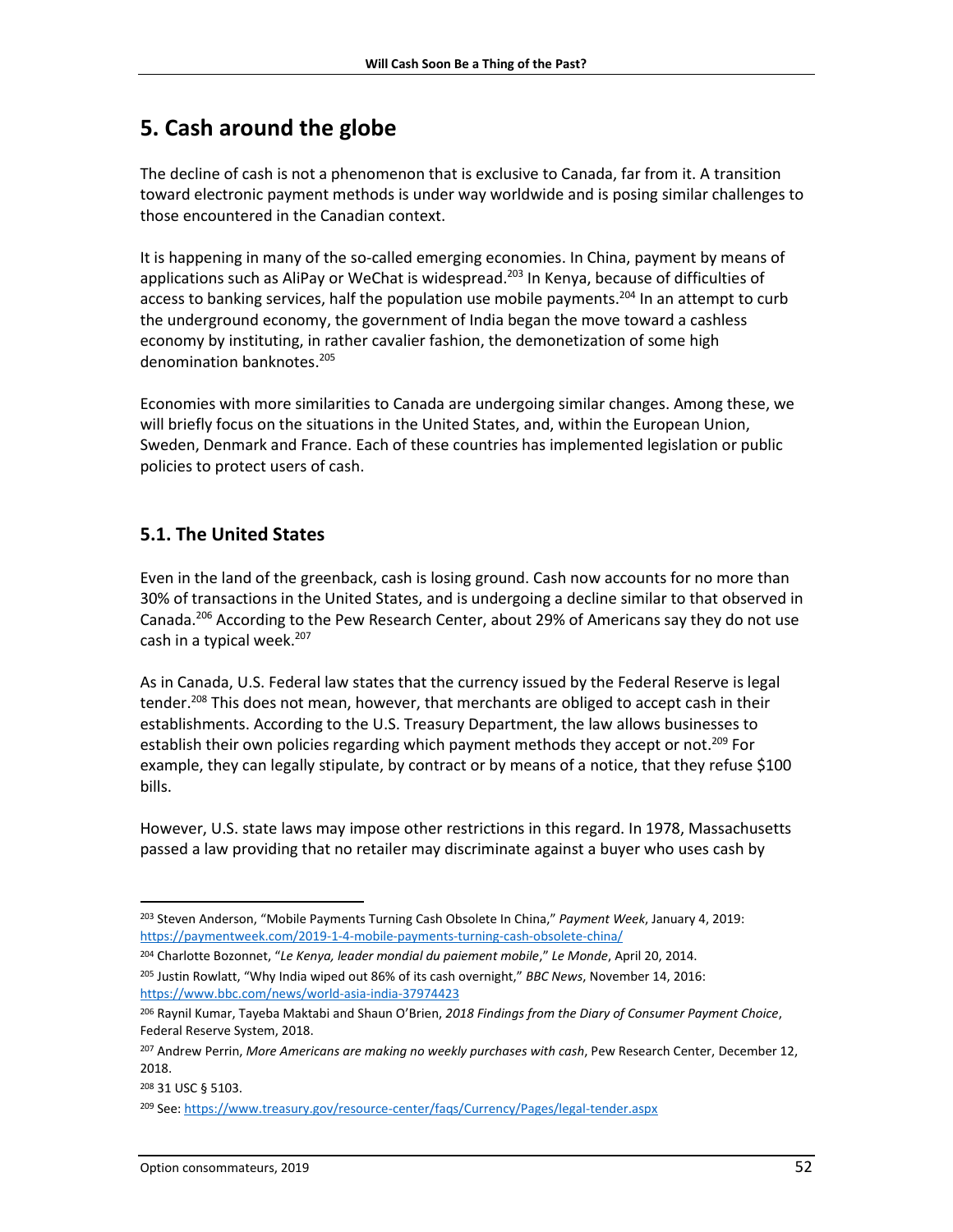# 5. Cash around the globe

The decline of cash is not a phenomenon that is exclusive to Canada, far from it. A transition toward electronic payment methods is under way worldwide and is posing similar challenges to those encountered in the Canadian context.

It is happening in many of the so-called emerging economies. In China, payment by means of applications such as AliPay or WeChat is widespread.[203] In Kenya, because of difficulties of access to banking services, half the population use mobile payments.[204] In an attempt to curb the underground economy, the government of India began the move toward a cashless economy by instituting, in rather cavalier fashion, the demonetization of some high denomination banknotes.[205]

Economies with more similarities to Canada are undergoing similar changes. Among these, we will briefly focus on the situations in the United States, and, within the European Union, Sweden, Denmark and France. Each of these countries has implemented legislation or public policies to protect users of cash.

## 5.1. The United States

Even in the land of the greenback, cash is losing ground. Cash now accounts for no more than 30% of transactions in the United States, and is undergoing a decline similar to that observed in Canada.[206] According to the Pew Research Center, about 29% of Americans say they do not use cash in a typical week.[207]

As in Canada, U.S. Federal law states that the currency issued by the Federal Reserve is legal tender.[208] This does not mean, however, that merchants are obliged to accept cash in their establishments. According to the U.S. Treasury Department, the law allows businesses to establish their own policies regarding which payment methods they accept or not.[209] For example, they can legally stipulate, by contract or by means of a notice, that they refuse $100 bills.

However, U.S. state laws may impose other restrictions in this regard. In 1978, Massachusetts passed a law providing that no retailer may discriminate against a buyer who uses cash by

---

[203] Steven Anderson, "Mobile Payments Turning Cash Obsolete In China," *Payment Week*, January 4, 2019: https://paymentweek.com/2019-1-4-mobile-payments-turning-cash-obsolete-china/

[204] Charlotte Bozonnet, "*Le Kenya, leader mondial du paiement mobile*," *Le Monde*, April 20, 2014.

[205] Justin Rowlatt, "Why India wiped out 86% of its cash overnight," *BBC News*, November 14, 2016: https://www.bbc.com/news/world-asia-india-37974423

[206] Raynil Kumar, Tayeba Maktabi and Shaun O'Brien, *2018 Findings from the Diary of Consumer Payment Choice*, Federal Reserve System, 2018.

[207] Andrew Perrin, *More Americans are making no weekly purchases with cash*, Pew Research Center, December 12, 2018.

[208] 31 USC § 5103.

[209] See: https://www.treasury.gov/resource-center/faqs/Currency/Pages/legal-tender.aspx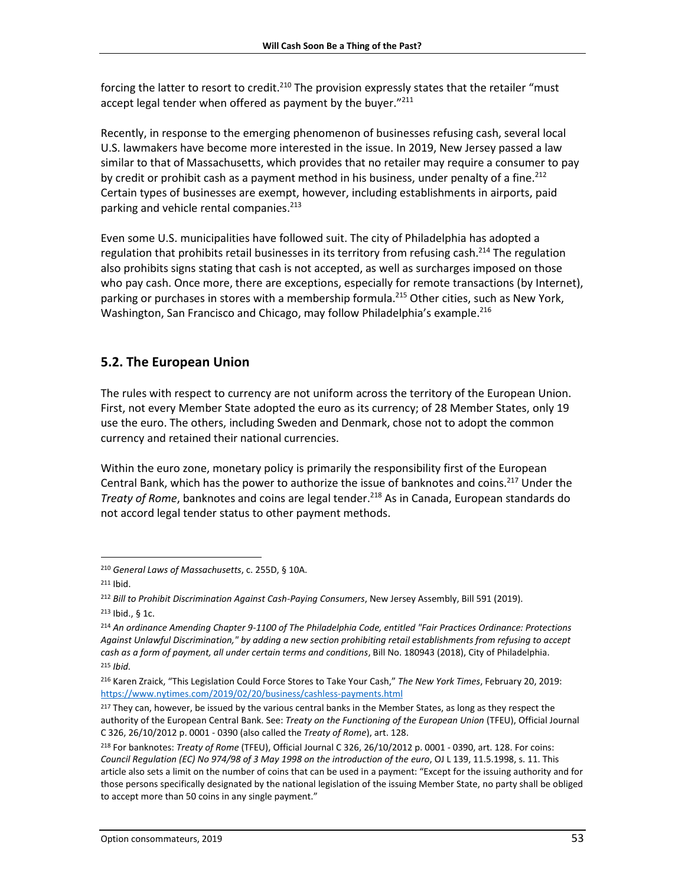forcing the latter to resort to credit.[210] The provision expressly states that the retailer "must accept legal tender when offered as payment by the buyer."[211]

Recently, in response to the emerging phenomenon of businesses refusing cash, several local U.S. lawmakers have become more interested in the issue. In 2019, New Jersey passed a law similar to that of Massachusetts, which provides that no retailer may require a consumer to pay by credit or prohibit cash as a payment method in his business, under penalty of a fine.[212] Certain types of businesses are exempt, however, including establishments in airports, paid parking and vehicle rental companies.[213]

Even some U.S. municipalities have followed suit. The city of Philadelphia has adopted a regulation that prohibits retail businesses in its territory from refusing cash.[214] The regulation also prohibits signs stating that cash is not accepted, as well as surcharges imposed on those who pay cash. Once more, there are exceptions, especially for remote transactions (by Internet), parking or purchases in stores with a membership formula.[215] Other cities, such as New York, Washington, San Francisco and Chicago, may follow Philadelphia's example.[216]

## 5.2. The European Union

The rules with respect to currency are not uniform across the territory of the European Union. First, not every Member State adopted the euro as its currency; of 28 Member States, only 19 use the euro. The others, including Sweden and Denmark, chose not to adopt the common currency and retained their national currencies.

Within the euro zone, monetary policy is primarily the responsibility first of the European Central Bank, which has the power to authorize the issue of banknotes and coins.[217] Under the *Treaty of Rome*, banknotes and coins are legal tender.[218] As in Canada, European standards do not accord legal tender status to other payment methods.

---

[210] *General Laws of Massachusetts*, c. 255D, § 10A.

[211] Ibid.

[212] *Bill to Prohibit Discrimination Against Cash-Paying Consumers*, New Jersey Assembly, Bill 591 (2019).

[213] Ibid., § 1c.

[214] *An ordinance Amending Chapter 9-1100 of The Philadelphia Code, entitled "Fair Practices Ordinance: Protections Against Unlawful Discrimination," by adding a new section prohibiting retail establishments from refusing to accept cash as a form of payment, all under certain terms and conditions*, Bill No. 180943 (2018), City of Philadelphia.

[215] *Ibid.*

[216] Karen Zraick, "This Legislation Could Force Stores to Take Your Cash," *The New York Times*, February 20, 2019: https://www.nytimes.com/2019/02/20/business/cashless-payments.html

[217] They can, however, be issued by the various central banks in the Member States, as long as they respect the authority of the European Central Bank. See: *Treaty on the Functioning of the European Union* (TFEU), Official Journal C 326, 26/10/2012 p. 0001 - 0390 (also called the *Treaty of Rome*), art. 128.

[218] For banknotes: *Treaty of Rome* (TFEU), Official Journal C 326, 26/10/2012 p. 0001 - 0390, art. 128. For coins: *Council Regulation (EC) No 974/98 of 3 May 1998 on the introduction of the euro*, OJ L 139, 11.5.1998, s. 11. This article also sets a limit on the number of coins that can be used in a payment: "Except for the issuing authority and for those persons specifically designated by the national legislation of the issuing Member State, no party shall be obliged to accept more than 50 coins in any single payment."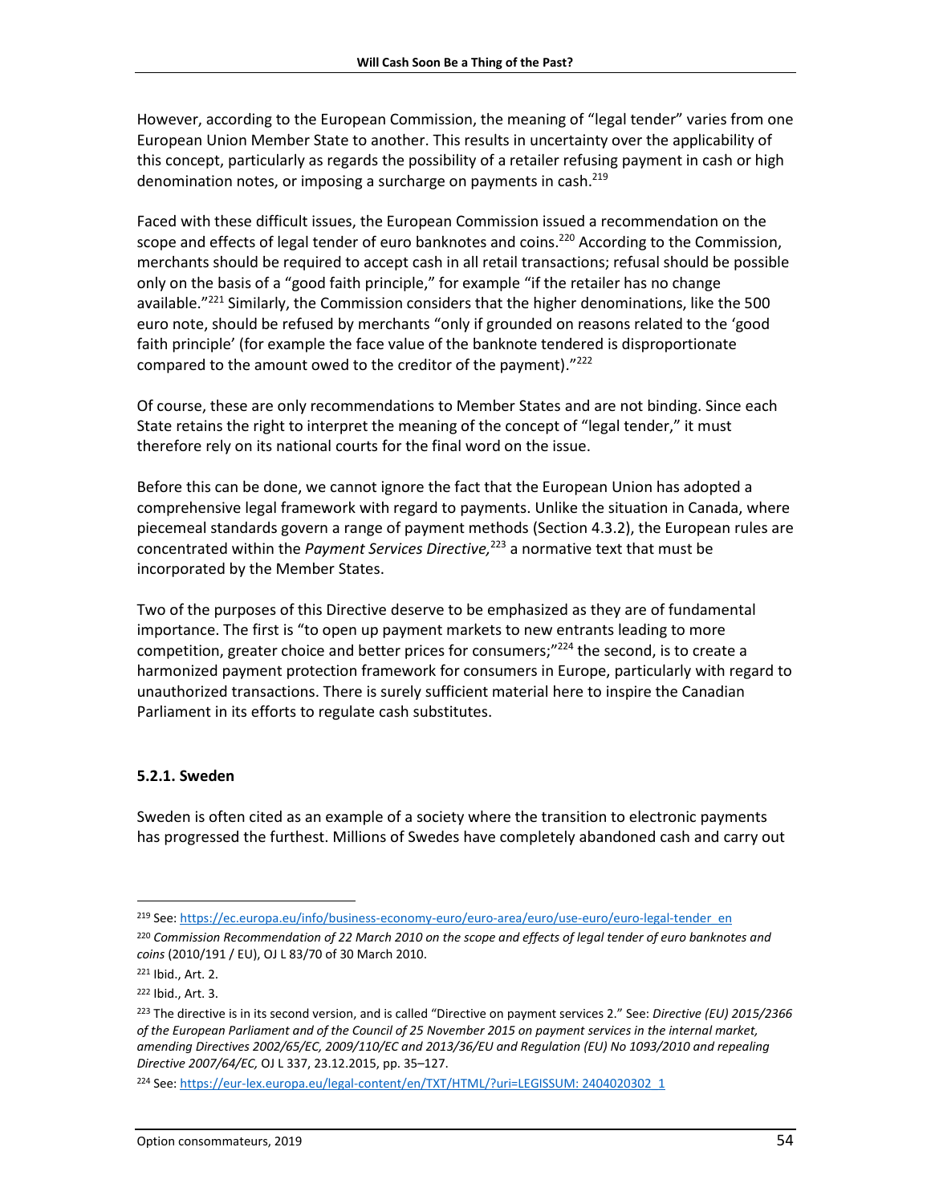However, according to the European Commission, the meaning of "legal tender" varies from one European Union Member State to another. This results in uncertainty over the applicability of this concept, particularly as regards the possibility of a retailer refusing payment in cash or high denomination notes, or imposing a surcharge on payments in cash.[219]

Faced with these difficult issues, the European Commission issued a recommendation on the scope and effects of legal tender of euro banknotes and coins.[220] According to the Commission, merchants should be required to accept cash in all retail transactions; refusal should be possible only on the basis of a "good faith principle," for example "if the retailer has no change available."[221] Similarly, the Commission considers that the higher denominations, like the 500 euro note, should be refused by merchants "only if grounded on reasons related to the 'good faith principle' (for example the face value of the banknote tendered is disproportionate compared to the amount owed to the creditor of the payment)."[222]

Of course, these are only recommendations to Member States and are not binding. Since each State retains the right to interpret the meaning of the concept of "legal tender," it must therefore rely on its national courts for the final word on the issue.

Before this can be done, we cannot ignore the fact that the European Union has adopted a comprehensive legal framework with regard to payments. Unlike the situation in Canada, where piecemeal standards govern a range of payment methods (Section 4.3.2), the European rules are concentrated within the *Payment Services Directive,*[223] a normative text that must be incorporated by the Member States.

Two of the purposes of this Directive deserve to be emphasized as they are of fundamental importance. The first is "to open up payment markets to new entrants leading to more competition, greater choice and better prices for consumers;"[224] the second, is to create a harmonized payment protection framework for consumers in Europe, particularly with regard to unauthorized transactions. There is surely sufficient material here to inspire the Canadian Parliament in its efforts to regulate cash substitutes.

### 5.2.1. Sweden

Sweden is often cited as an example of a society where the transition to electronic payments has progressed the furthest. Millions of Swedes have completely abandoned cash and carry out

---

[219] See: https://ec.europa.eu/info/business-economy-euro/euro-area/euro/use-euro/euro-legal-tender_en

[220] *Commission Recommendation of 22 March 2010 on the scope and effects of legal tender of euro banknotes and coins* (2010/191 / EU), OJ L 83/70 of 30 March 2010.

[221] Ibid., Art. 2.

[222] Ibid., Art. 3.

[223] The directive is in its second version, and is called "Directive on payment services 2." See: *Directive (EU) 2015/2366 of the European Parliament and of the Council of 25 November 2015 on payment services in the internal market, amending Directives 2002/65/EC, 2009/110/EC and 2013/36/EU and Regulation (EU) No 1093/2010 and repealing Directive 2007/64/EC,* OJ L 337, 23.12.2015, pp. 35–127.

[224] See: https://eur-lex.europa.eu/legal-content/en/TXT/HTML/?uri=LEGISSUM: 2404020302_1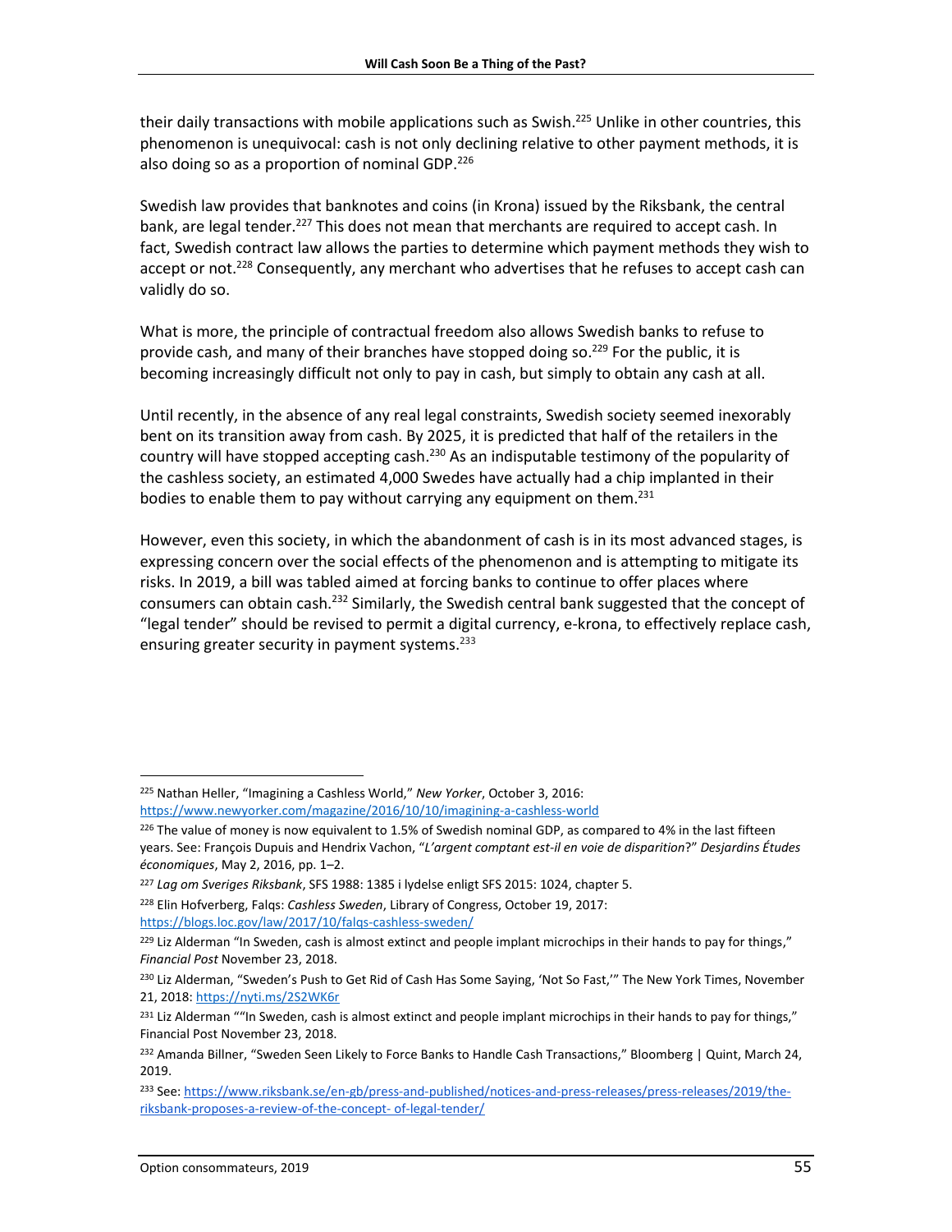their daily transactions with mobile applications such as Swish.[225] Unlike in other countries, this phenomenon is unequivocal: cash is not only declining relative to other payment methods, it is also doing so as a proportion of nominal GDP.[226]

Swedish law provides that banknotes and coins (in Krona) issued by the Riksbank, the central bank, are legal tender.[227] This does not mean that merchants are required to accept cash. In fact, Swedish contract law allows the parties to determine which payment methods they wish to accept or not.[228] Consequently, any merchant who advertises that he refuses to accept cash can validly do so.

What is more, the principle of contractual freedom also allows Swedish banks to refuse to provide cash, and many of their branches have stopped doing so.[229] For the public, it is becoming increasingly difficult not only to pay in cash, but simply to obtain any cash at all.

Until recently, in the absence of any real legal constraints, Swedish society seemed inexorably bent on its transition away from cash. By 2025, it is predicted that half of the retailers in the country will have stopped accepting cash.[230] As an indisputable testimony of the popularity of the cashless society, an estimated 4,000 Swedes have actually had a chip implanted in their bodies to enable them to pay without carrying any equipment on them.[231]

However, even this society, in which the abandonment of cash is in its most advanced stages, is expressing concern over the social effects of the phenomenon and is attempting to mitigate its risks. In 2019, a bill was tabled aimed at forcing banks to continue to offer places where consumers can obtain cash.[232] Similarly, the Swedish central bank suggested that the concept of "legal tender" should be revised to permit a digital currency, e-krona, to effectively replace cash, ensuring greater security in payment systems.[233]

---

[225] Nathan Heller, "Imagining a Cashless World," *New Yorker*, October 3, 2016: https://www.newyorker.com/magazine/2016/10/10/imagining-a-cashless-world

[226] The value of money is now equivalent to 1.5% of Swedish nominal GDP, as compared to 4% in the last fifteen years. See: François Dupuis and Hendrix Vachon, "*L'argent comptant est-il en voie de disparition*?" *Desjardins Études économiques*, May 2, 2016, pp. 1–2.

[227] *Lag om Sveriges Riksbank*, SFS 1988: 1385 i lydelse enligt SFS 2015: 1024, chapter 5.

[228] Elin Hofverberg, Falqs: *Cashless Sweden*, Library of Congress, October 19, 2017: https://blogs.loc.gov/law/2017/10/falqs-cashless-sweden/

[229] Liz Alderman "In Sweden, cash is almost extinct and people implant microchips in their hands to pay for things," *Financial Post* November 23, 2018.

[230] Liz Alderman, "Sweden's Push to Get Rid of Cash Has Some Saying, 'Not So Fast,'" The New York Times, November 21, 2018: https://nyti.ms/2S2WK6r

[231] Liz Alderman ""In Sweden, cash is almost extinct and people implant microchips in their hands to pay for things," Financial Post November 23, 2018.

[232] Amanda Billner, "Sweden Seen Likely to Force Banks to Handle Cash Transactions," Bloomberg | Quint, March 24, 2019.

[233] See: https://www.riksbank.se/en-gb/press-and-published/notices-and-press-releases/press-releases/2019/the-riksbank-proposes-a-review-of-the-concept- of-legal-tender/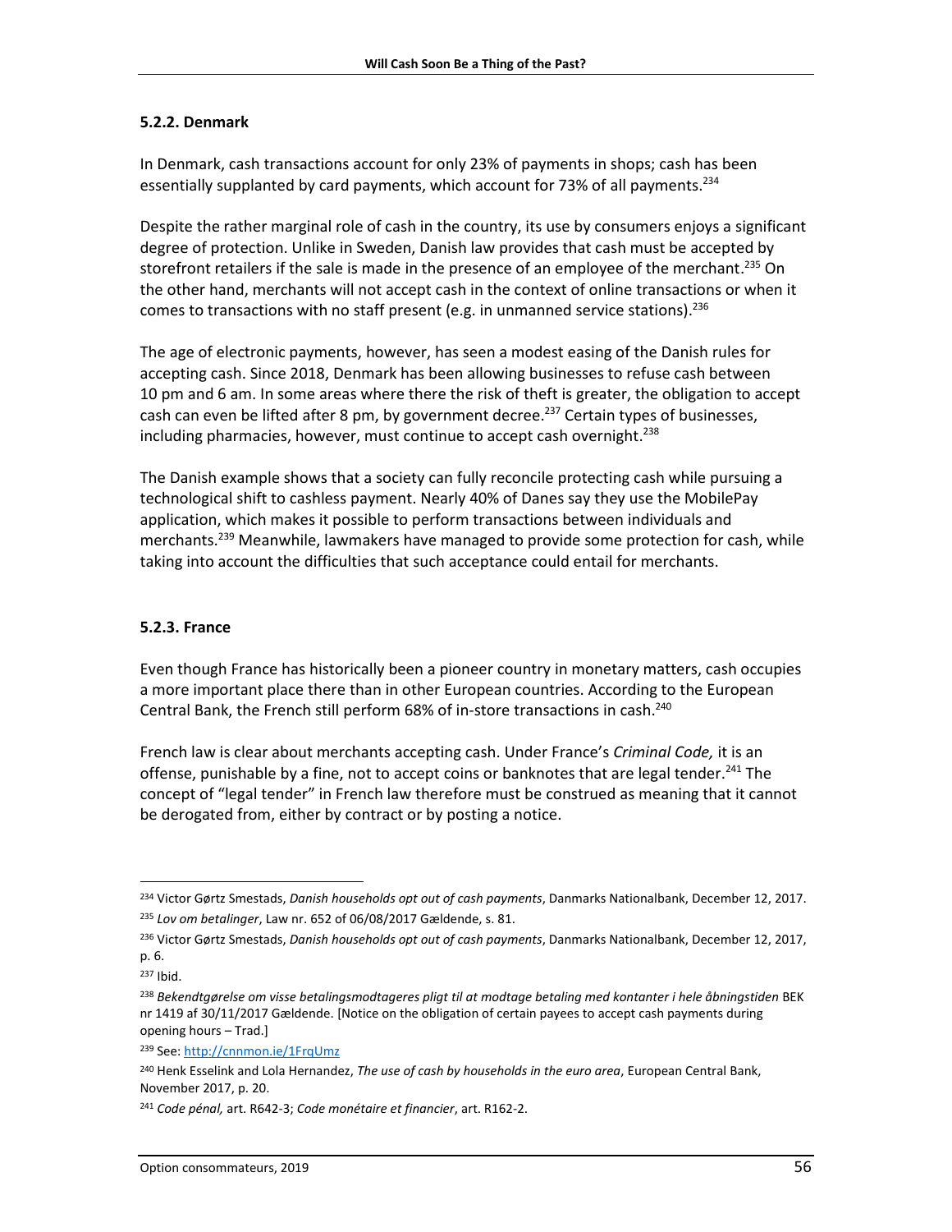### 5.2.2. Denmark

In Denmark, cash transactions account for only 23% of payments in shops; cash has been essentially supplanted by card payments, which account for 73% of all payments.[234]

Despite the rather marginal role of cash in the country, its use by consumers enjoys a significant degree of protection. Unlike in Sweden, Danish law provides that cash must be accepted by storefront retailers if the sale is made in the presence of an employee of the merchant.[235] On the other hand, merchants will not accept cash in the context of online transactions or when it comes to transactions with no staff present (e.g. in unmanned service stations).[236]

The age of electronic payments, however, has seen a modest easing of the Danish rules for accepting cash. Since 2018, Denmark has been allowing businesses to refuse cash between 10 pm and 6 am. In some areas where there the risk of theft is greater, the obligation to accept cash can even be lifted after 8 pm, by government decree.[237] Certain types of businesses, including pharmacies, however, must continue to accept cash overnight.[238]

The Danish example shows that a society can fully reconcile protecting cash while pursuing a technological shift to cashless payment. Nearly 40% of Danes say they use the MobilePay application, which makes it possible to perform transactions between individuals and merchants.[239] Meanwhile, lawmakers have managed to provide some protection for cash, while taking into account the difficulties that such acceptance could entail for merchants.

### 5.2.3. France

Even though France has historically been a pioneer country in monetary matters, cash occupies a more important place there than in other European countries. According to the European Central Bank, the French still perform 68% of in-store transactions in cash.[240]

French law is clear about merchants accepting cash. Under France's *Criminal Code,* it is an offense, punishable by a fine, not to accept coins or banknotes that are legal tender.[241] The concept of "legal tender" in French law therefore must be construed as meaning that it cannot be derogated from, either by contract or by posting a notice.

---

[234] Victor Gørtz Smestads, *Danish households opt out of cash payments*, Danmarks Nationalbank, December 12, 2017.

[235] *Lov om betalinger*, Law nr. 652 of 06/08/2017 Gældende, s. 81.

[236] Victor Gørtz Smestads, *Danish households opt out of cash payments*, Danmarks Nationalbank, December 12, 2017, p. 6.

[237] Ibid.

[238] *Bekendtgørelse om visse betalingsmodtageres pligt til at modtage betaling med kontanter i hele åbningstiden* BEK nr 1419 af 30/11/2017 Gældende. [Notice on the obligation of certain payees to accept cash payments during opening hours – Trad.]

[239] See: http://cnnmon.ie/1FrqUmz

[240] Henk Esselink and Lola Hernandez, *The use of cash by households in the euro area*, European Central Bank, November 2017, p. 20.

[241] *Code pénal,* art. R642-3; *Code monétaire et financier*, art. R162-2.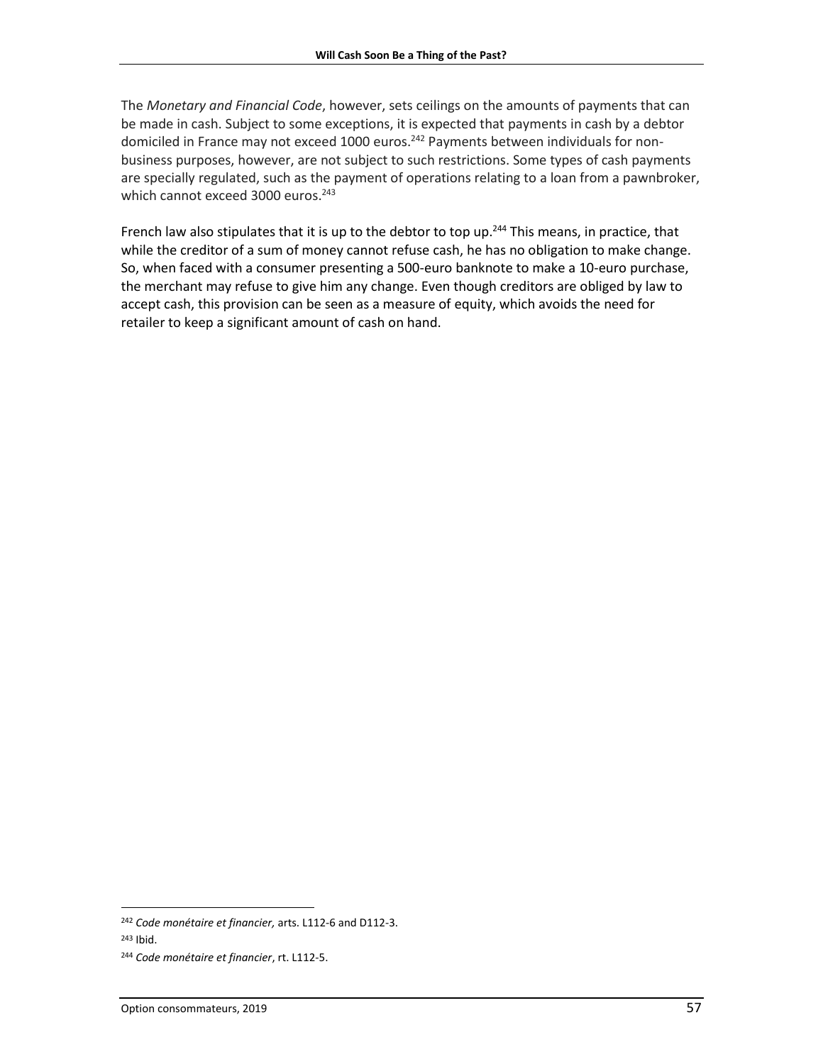The *Monetary and Financial Code*, however, sets ceilings on the amounts of payments that can be made in cash. Subject to some exceptions, it is expected that payments in cash by a debtor domiciled in France may not exceed 1000 euros.[242] Payments between individuals for non-business purposes, however, are not subject to such restrictions. Some types of cash payments are specially regulated, such as the payment of operations relating to a loan from a pawnbroker, which cannot exceed 3000 euros.[243]

French law also stipulates that it is up to the debtor to top up.[244] This means, in practice, that while the creditor of a sum of money cannot refuse cash, he has no obligation to make change. So, when faced with a consumer presenting a 500-euro banknote to make a 10-euro purchase, the merchant may refuse to give him any change. Even though creditors are obliged by law to accept cash, this provision can be seen as a measure of equity, which avoids the need for retailer to keep a significant amount of cash on hand.

---

[242] *Code monétaire et financier,* arts. L112-6 and D112-3.

[243] Ibid.

[244] *Code monétaire et financier*, rt. L112-5.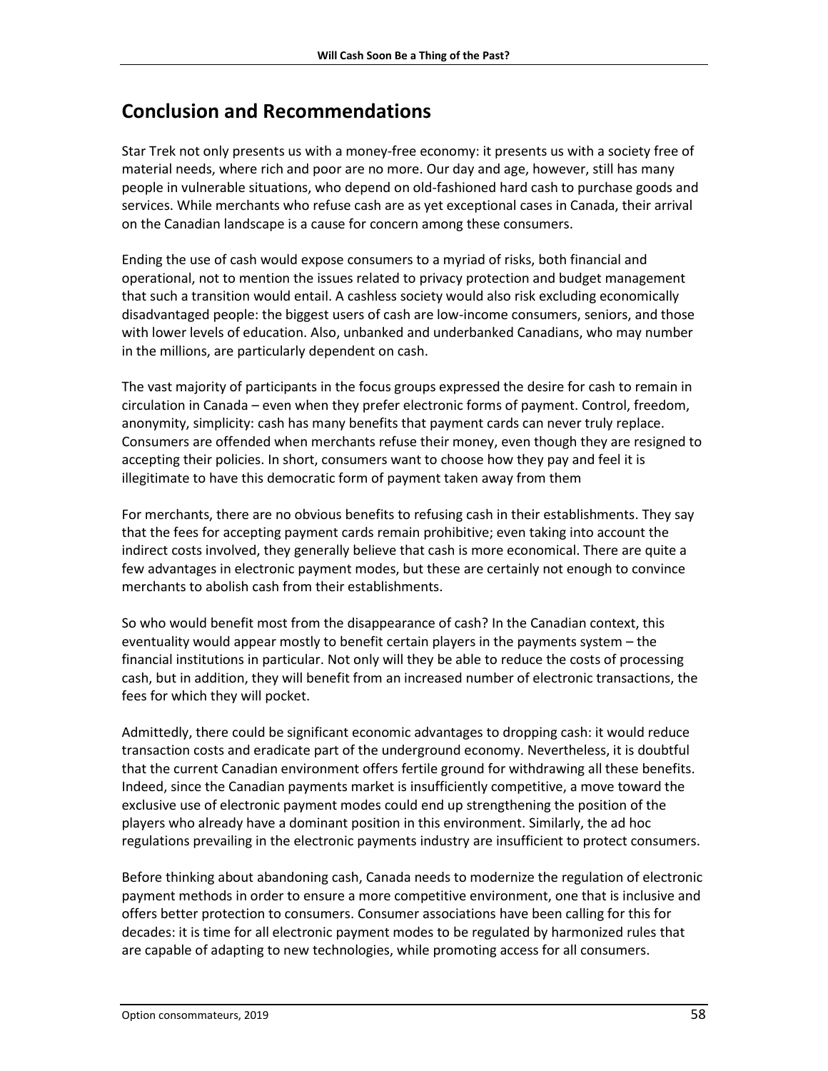## Conclusion and Recommendations

Star Trek not only presents us with a money-free economy: it presents us with a society free of material needs, where rich and poor are no more. Our day and age, however, still has many people in vulnerable situations, who depend on old-fashioned hard cash to purchase goods and services. While merchants who refuse cash are as yet exceptional cases in Canada, their arrival on the Canadian landscape is a cause for concern among these consumers.

Ending the use of cash would expose consumers to a myriad of risks, both financial and operational, not to mention the issues related to privacy protection and budget management that such a transition would entail. A cashless society would also risk excluding economically disadvantaged people: the biggest users of cash are low-income consumers, seniors, and those with lower levels of education. Also, unbanked and underbanked Canadians, who may number in the millions, are particularly dependent on cash.

The vast majority of participants in the focus groups expressed the desire for cash to remain in circulation in Canada – even when they prefer electronic forms of payment. Control, freedom, anonymity, simplicity: cash has many benefits that payment cards can never truly replace. Consumers are offended when merchants refuse their money, even though they are resigned to accepting their policies. In short, consumers want to choose how they pay and feel it is illegitimate to have this democratic form of payment taken away from them

For merchants, there are no obvious benefits to refusing cash in their establishments. They say that the fees for accepting payment cards remain prohibitive; even taking into account the indirect costs involved, they generally believe that cash is more economical. There are quite a few advantages in electronic payment modes, but these are certainly not enough to convince merchants to abolish cash from their establishments.

So who would benefit most from the disappearance of cash? In the Canadian context, this eventuality would appear mostly to benefit certain players in the payments system – the financial institutions in particular. Not only will they be able to reduce the costs of processing cash, but in addition, they will benefit from an increased number of electronic transactions, the fees for which they will pocket.

Admittedly, there could be significant economic advantages to dropping cash: it would reduce transaction costs and eradicate part of the underground economy. Nevertheless, it is doubtful that the current Canadian environment offers fertile ground for withdrawing all these benefits. Indeed, since the Canadian payments market is insufficiently competitive, a move toward the exclusive use of electronic payment modes could end up strengthening the position of the players who already have a dominant position in this environment. Similarly, the ad hoc regulations prevailing in the electronic payments industry are insufficient to protect consumers.

Before thinking about abandoning cash, Canada needs to modernize the regulation of electronic payment methods in order to ensure a more competitive environment, one that is inclusive and offers better protection to consumers. Consumer associations have been calling for this for decades: it is time for all electronic payment modes to be regulated by harmonized rules that are capable of adapting to new technologies, while promoting access for all consumers.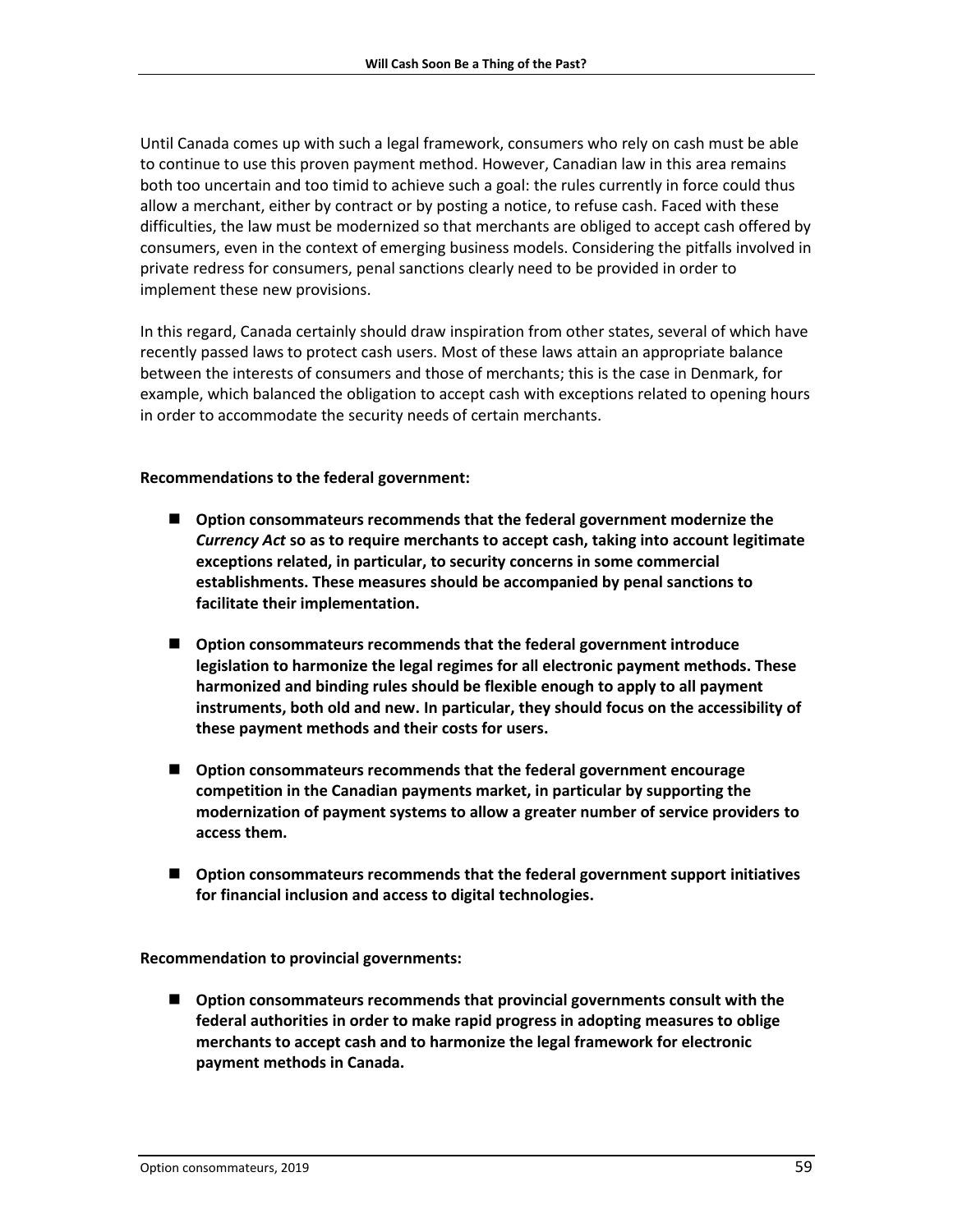Until Canada comes up with such a legal framework, consumers who rely on cash must be able to continue to use this proven payment method. However, Canadian law in this area remains both too uncertain and too timid to achieve such a goal: the rules currently in force could thus allow a merchant, either by contract or by posting a notice, to refuse cash. Faced with these difficulties, the law must be modernized so that merchants are obliged to accept cash offered by consumers, even in the context of emerging business models. Considering the pitfalls involved in private redress for consumers, penal sanctions clearly need to be provided in order to implement these new provisions.

In this regard, Canada certainly should draw inspiration from other states, several of which have recently passed laws to protect cash users. Most of these laws attain an appropriate balance between the interests of consumers and those of merchants; this is the case in Denmark, for example, which balanced the obligation to accept cash with exceptions related to opening hours in order to accommodate the security needs of certain merchants.

**Recommendations to the federal government:**

- **Option consommateurs recommends that the federal government modernize the *Currency Act* so as to require merchants to accept cash, taking into account legitimate exceptions related, in particular, to security concerns in some commercial establishments. These measures should be accompanied by penal sanctions to facilitate their implementation.**
- **Option consommateurs recommends that the federal government introduce legislation to harmonize the legal regimes for all electronic payment methods. These harmonized and binding rules should be flexible enough to apply to all payment instruments, both old and new. In particular, they should focus on the accessibility of these payment methods and their costs for users.**
- **Option consommateurs recommends that the federal government encourage competition in the Canadian payments market, in particular by supporting the modernization of payment systems to allow a greater number of service providers to access them.**
- **Option consommateurs recommends that the federal government support initiatives for financial inclusion and access to digital technologies.**

**Recommendation to provincial governments:**

- **Option consommateurs recommends that provincial governments consult with the federal authorities in order to make rapid progress in adopting measures to oblige merchants to accept cash and to harmonize the legal framework for electronic payment methods in Canada.**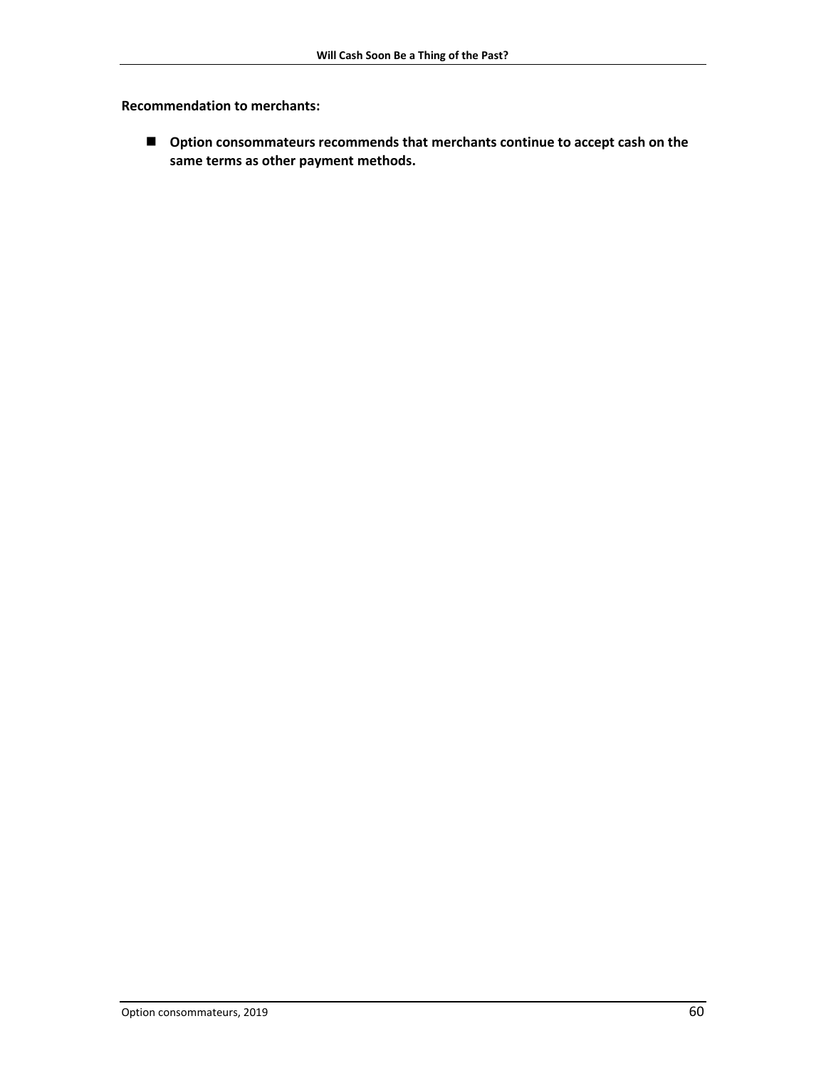**Recommendation to merchants:**

- **Option consommateurs recommends that merchants continue to accept cash on the same terms as other payment methods.**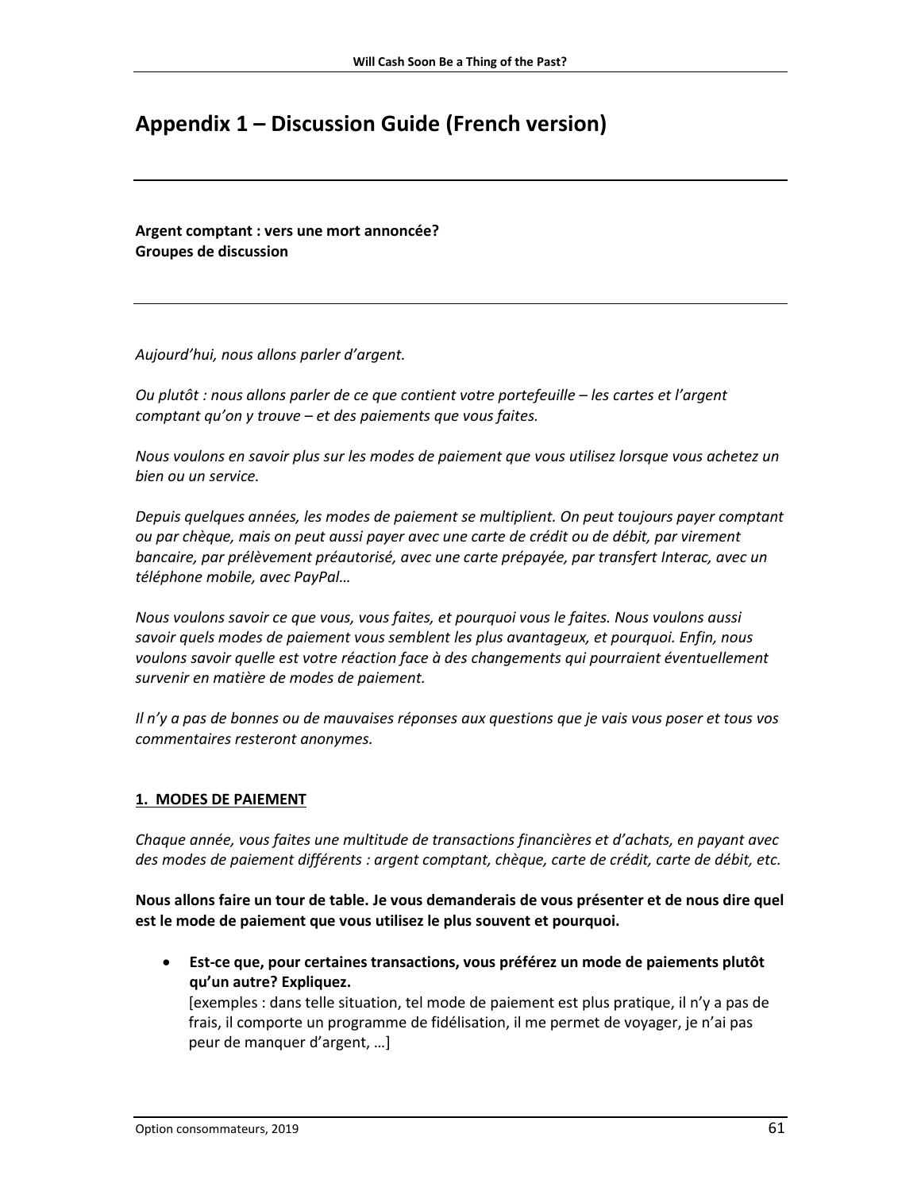# Appendix 1 – Discussion Guide (French version)

---

**Argent comptant : vers une mort annoncée?**
**Groupes de discussion**

---

*Aujourd'hui, nous allons parler d'argent.*

*Ou plutôt : nous allons parler de ce que contient votre portefeuille – les cartes et l'argent comptant qu'on y trouve – et des paiements que vous faites.*

*Nous voulons en savoir plus sur les modes de paiement que vous utilisez lorsque vous achetez un bien ou un service.*

*Depuis quelques années, les modes de paiement se multiplient. On peut toujours payer comptant ou par chèque, mais on peut aussi payer avec une carte de crédit ou de débit, par virement bancaire, par prélèvement préautorisé, avec une carte prépayée, par transfert Interac, avec un téléphone mobile, avec PayPal…*

*Nous voulons savoir ce que vous, vous faites, et pourquoi vous le faites. Nous voulons aussi savoir quels modes de paiement vous semblent les plus avantageux, et pourquoi. Enfin, nous voulons savoir quelle est votre réaction face à des changements qui pourraient éventuellement survenir en matière de modes de paiement.*

*Il n'y a pas de bonnes ou de mauvaises réponses aux questions que je vais vous poser et tous vos commentaires resteront anonymes.*

## 1. MODES DE PAIEMENT

*Chaque année, vous faites une multitude de transactions financières et d'achats, en payant avec des modes de paiement différents : argent comptant, chèque, carte de crédit, carte de débit, etc.*

**Nous allons faire un tour de table. Je vous demanderais de vous présenter et de nous dire quel est le mode de paiement que vous utilisez le plus souvent et pourquoi.**

- **Est-ce que, pour certaines transactions, vous préférez un mode de paiements plutôt qu'un autre? Expliquez.**
  [exemples : dans telle situation, tel mode de paiement est plus pratique, il n'y a pas de frais, il comporte un programme de fidélisation, il me permet de voyager, je n'ai pas peur de manquer d'argent, …]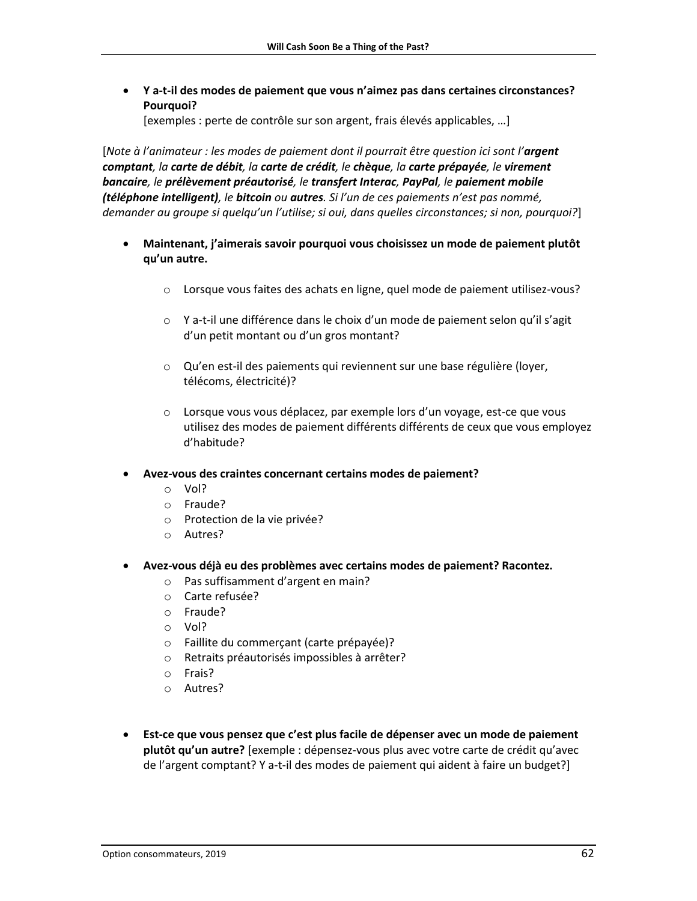- **Y a-t-il des modes de paiement que vous n'aimez pas dans certaines circonstances? Pourquoi?**
  [exemples : perte de contrôle sur son argent, frais élevés applicables, …]

[*Note à l'animateur : les modes de paiement dont il pourrait être question ici sont l'**argent comptant**, la **carte de débit**, la **carte de crédit**, le **chèque**, la **carte prépayée**, le **virement bancaire**, le **prélèvement préautorisé**, le **transfert Interac**, **PayPal**, le **paiement mobile (téléphone intelligent)**, le **bitcoin** ou **autres**. Si l'un de ces paiements n'est pas nommé, demander au groupe si quelqu'un l'utilise; si oui, dans quelles circonstances; si non, pourquoi?*]

- **Maintenant, j'aimerais savoir pourquoi vous choisissez un mode de paiement plutôt qu'un autre.**
  - Lorsque vous faites des achats en ligne, quel mode de paiement utilisez-vous?
  - Y a-t-il une différence dans le choix d'un mode de paiement selon qu'il s'agit d'un petit montant ou d'un gros montant?
  - Qu'en est-il des paiements qui reviennent sur une base régulière (loyer, télécoms, électricité)?
  - Lorsque vous vous déplacez, par exemple lors d'un voyage, est-ce que vous utilisez des modes de paiement différents différents de ceux que vous employez d'habitude?

- **Avez-vous des craintes concernant certains modes de paiement?**
  - Vol?
  - Fraude?
  - Protection de la vie privée?
  - Autres?

- **Avez-vous déjà eu des problèmes avec certains modes de paiement? Racontez.**
  - Pas suffisamment d'argent en main?
  - Carte refusée?
  - Fraude?
  - Vol?
  - Faillite du commerçant (carte prépayée)?
  - Retraits préautorisés impossibles à arrêter?
  - Frais?
  - Autres?

- **Est-ce que vous pensez que c'est plus facile de dépenser avec un mode de paiement plutôt qu'un autre?** [exemple : dépensez-vous plus avec votre carte de crédit qu'avec de l'argent comptant? Y a-t-il des modes de paiement qui aident à faire un budget?]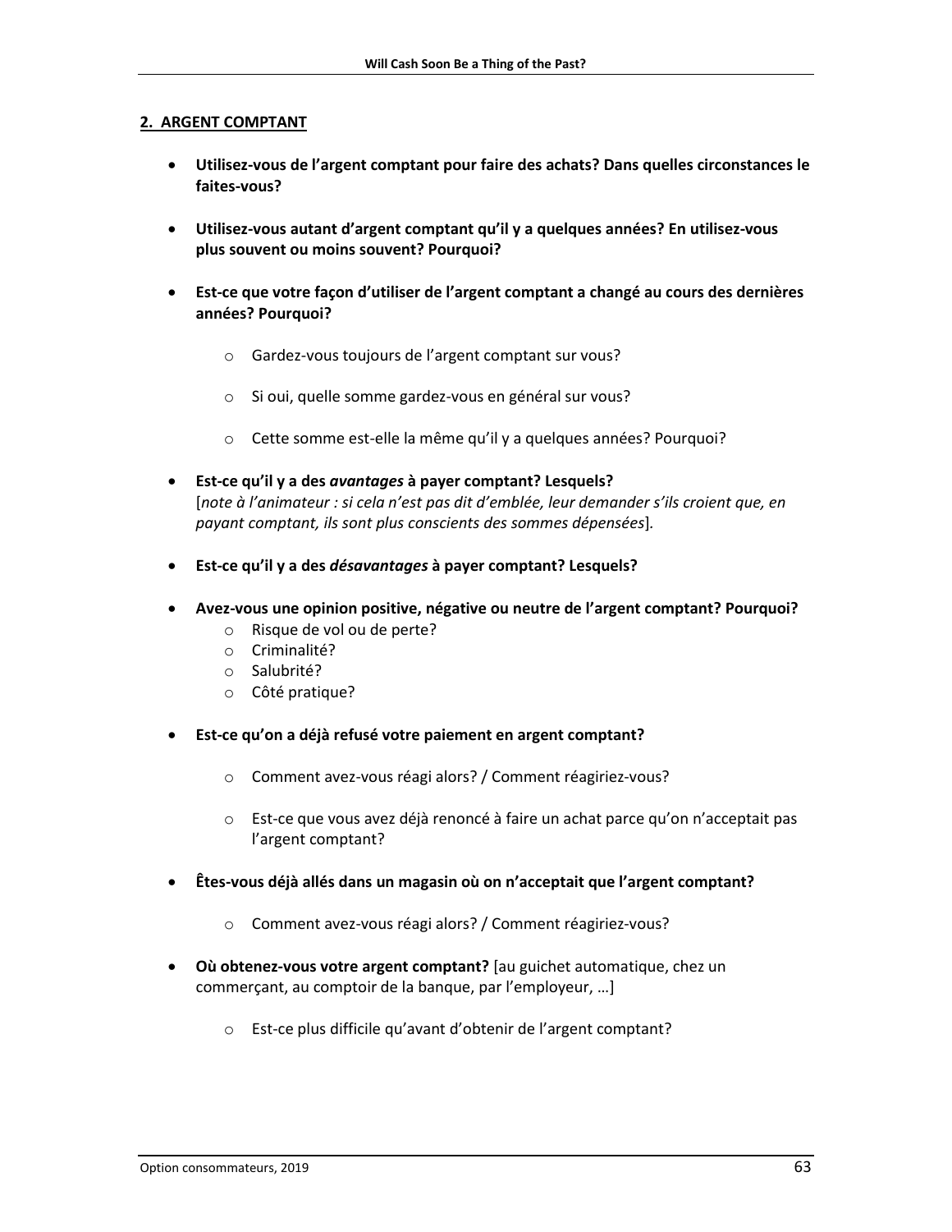## 2. ARGENT COMPTANT

- **Utilisez-vous de l'argent comptant pour faire des achats? Dans quelles circonstances le faites-vous?**

- **Utilisez-vous autant d'argent comptant qu'il y a quelques années? En utilisez-vous plus souvent ou moins souvent? Pourquoi?**

- **Est-ce que votre façon d'utiliser de l'argent comptant a changé au cours des dernières années? Pourquoi?**

    - Gardez-vous toujours de l'argent comptant sur vous?

    - Si oui, quelle somme gardez-vous en général sur vous?

    - Cette somme est-elle la même qu'il y a quelques années? Pourquoi?

- **Est-ce qu'il y a des *avantages* à payer comptant? Lesquels?**
  [*note à l'animateur : si cela n'est pas dit d'emblée, leur demander s'ils croient que, en payant comptant, ils sont plus conscients des sommes dépensées*].

- **Est-ce qu'il y a des *désavantages* à payer comptant? Lesquels?**

- **Avez-vous une opinion positive, négative ou neutre de l'argent comptant? Pourquoi?**
    - Risque de vol ou de perte?
    - Criminalité?
    - Salubrité?
    - Côté pratique?

- **Est-ce qu'on a déjà refusé votre paiement en argent comptant?**

    - Comment avez-vous réagi alors? / Comment réagiriez-vous?

    - Est-ce que vous avez déjà renoncé à faire un achat parce qu'on n'acceptait pas l'argent comptant?

- **Êtes-vous déjà allés dans un magasin où on n'acceptait que l'argent comptant?**

    - Comment avez-vous réagi alors? / Comment réagiriez-vous?

- **Où obtenez-vous votre argent comptant?** [au guichet automatique, chez un commerçant, au comptoir de la banque, par l'employeur, …]

    - Est-ce plus difficile qu'avant d'obtenir de l'argent comptant?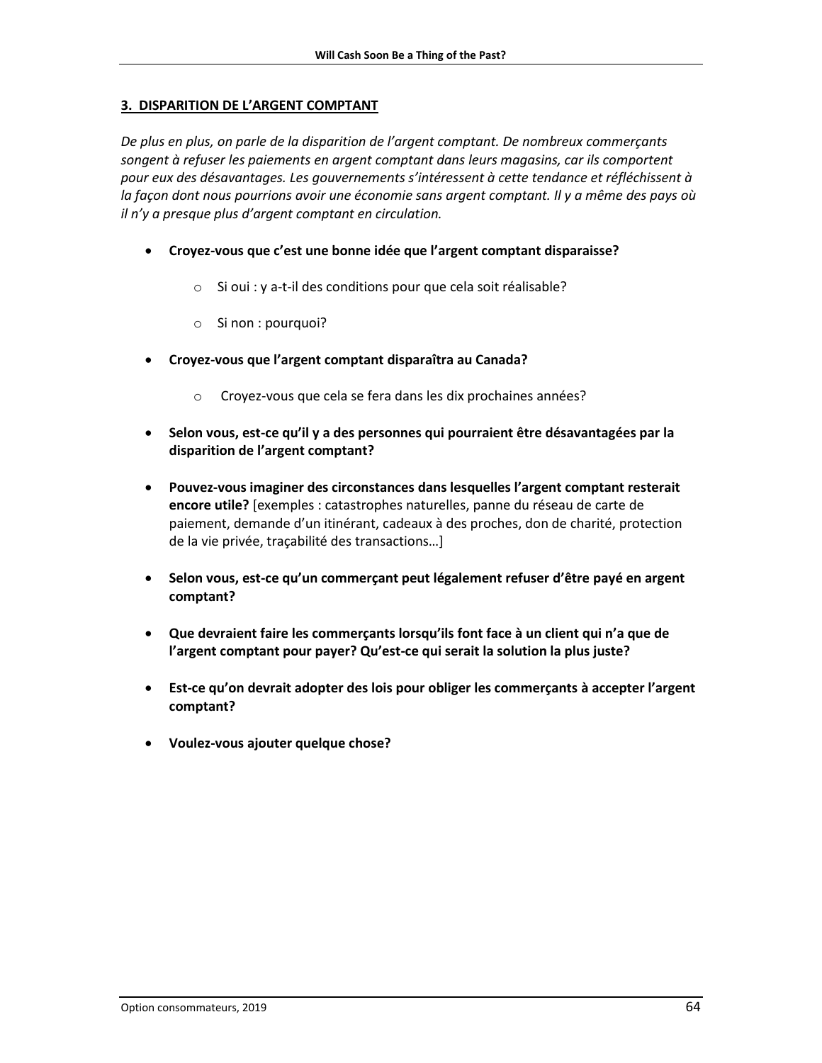## 3. DISPARITION DE L'ARGENT COMPTANT

*De plus en plus, on parle de la disparition de l'argent comptant. De nombreux commerçants songent à refuser les paiements en argent comptant dans leurs magasins, car ils comportent pour eux des désavantages. Les gouvernements s'intéressent à cette tendance et réfléchissent à la façon dont nous pourrions avoir une économie sans argent comptant. Il y a même des pays où il n'y a presque plus d'argent comptant en circulation.*

- **Croyez-vous que c'est une bonne idée que l'argent comptant disparaisse?**
  - Si oui : y a-t-il des conditions pour que cela soit réalisable?
  - Si non : pourquoi?
- **Croyez-vous que l'argent comptant disparaîtra au Canada?**
  - Croyez-vous que cela se fera dans les dix prochaines années?
- **Selon vous, est-ce qu'il y a des personnes qui pourraient être désavantagées par la disparition de l'argent comptant?**
- **Pouvez-vous imaginer des circonstances dans lesquelles l'argent comptant resterait encore utile?** [exemples : catastrophes naturelles, panne du réseau de carte de paiement, demande d'un itinérant, cadeaux à des proches, don de charité, protection de la vie privée, traçabilité des transactions…]
- **Selon vous, est-ce qu'un commerçant peut légalement refuser d'être payé en argent comptant?**
- **Que devraient faire les commerçants lorsqu'ils font face à un client qui n'a que de l'argent comptant pour payer? Qu'est-ce qui serait la solution la plus juste?**
- **Est-ce qu'on devrait adopter des lois pour obliger les commerçants à accepter l'argent comptant?**
- **Voulez-vous ajouter quelque chose?**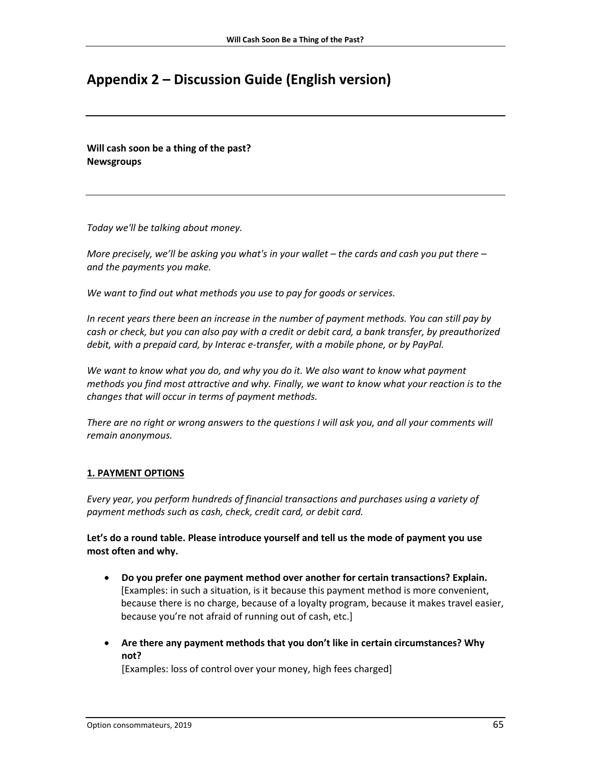# Appendix 2 – Discussion Guide (English version)

---

**Will cash soon be a thing of the past?**
**Newsgroups**

---

*Today we'll be talking about money.*

*More precisely, we'll be asking you what's in your wallet – the cards and cash you put there – and the payments you make.*

*We want to find out what methods you use to pay for goods or services.*

*In recent years there been an increase in the number of payment methods. You can still pay by cash or check, but you can also pay with a credit or debit card, a bank transfer, by preauthorized debit, with a prepaid card, by Interac e-transfer, with a mobile phone, or by PayPal.*

*We want to know what you do, and why you do it. We also want to know what payment methods you find most attractive and why. Finally, we want to know what your reaction is to the changes that will occur in terms of payment methods.*

*There are no right or wrong answers to the questions I will ask you, and all your comments will remain anonymous.*

## 1. PAYMENT OPTIONS

*Every year, you perform hundreds of financial transactions and purchases using a variety of payment methods such as cash, check, credit card, or debit card.*

**Let's do a round table. Please introduce yourself and tell us the mode of payment you use most often and why.**

- **Do you prefer one payment method over another for certain transactions? Explain.** [Examples: in such a situation, is it because this payment method is more convenient, because there is no charge, because of a loyalty program, because it makes travel easier, because you're not afraid of running out of cash, etc.]
- **Are there any payment methods that you don't like in certain circumstances? Why not?** [Examples: loss of control over your money, high fees charged]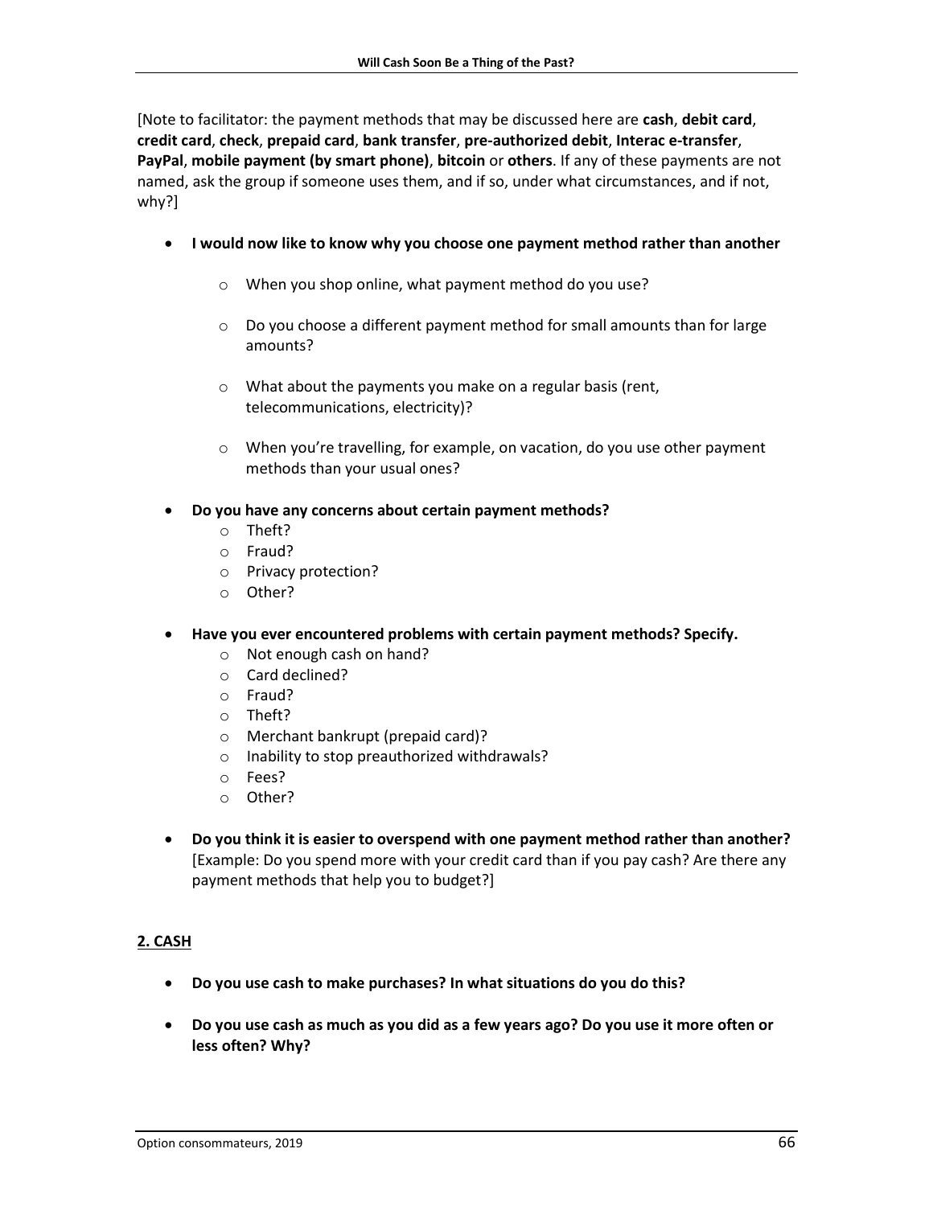[Note to facilitator: the payment methods that may be discussed here are **cash**, **debit card**, **credit card**, **check**, **prepaid card**, **bank transfer**, **pre-authorized debit**, **Interac e-transfer**, **PayPal**, **mobile payment (by smart phone)**, **bitcoin** or **others**. If any of these payments are not named, ask the group if someone uses them, and if so, under what circumstances, and if not, why?]

- **I would now like to know why you choose one payment method rather than another**
    - When you shop online, what payment method do you use?
    - Do you choose a different payment method for small amounts than for large amounts?
    - What about the payments you make on a regular basis (rent, telecommunications, electricity)?
    - When you're travelling, for example, on vacation, do you use other payment methods than your usual ones?

- **Do you have any concerns about certain payment methods?**
    - Theft?
    - Fraud?
    - Privacy protection?
    - Other?

- **Have you ever encountered problems with certain payment methods? Specify.**
    - Not enough cash on hand?
    - Card declined?
    - Fraud?
    - Theft?
    - Merchant bankrupt (prepaid card)?
    - Inability to stop preauthorized withdrawals?
    - Fees?
    - Other?

- **Do you think it is easier to overspend with one payment method rather than another?** [Example: Do you spend more with your credit card than if you pay cash? Are there any payment methods that help you to budget?]

## 2. CASH

- **Do you use cash to make purchases? In what situations do you do this?**

- **Do you use cash as much as you did as a few years ago? Do you use it more often or less often? Why?**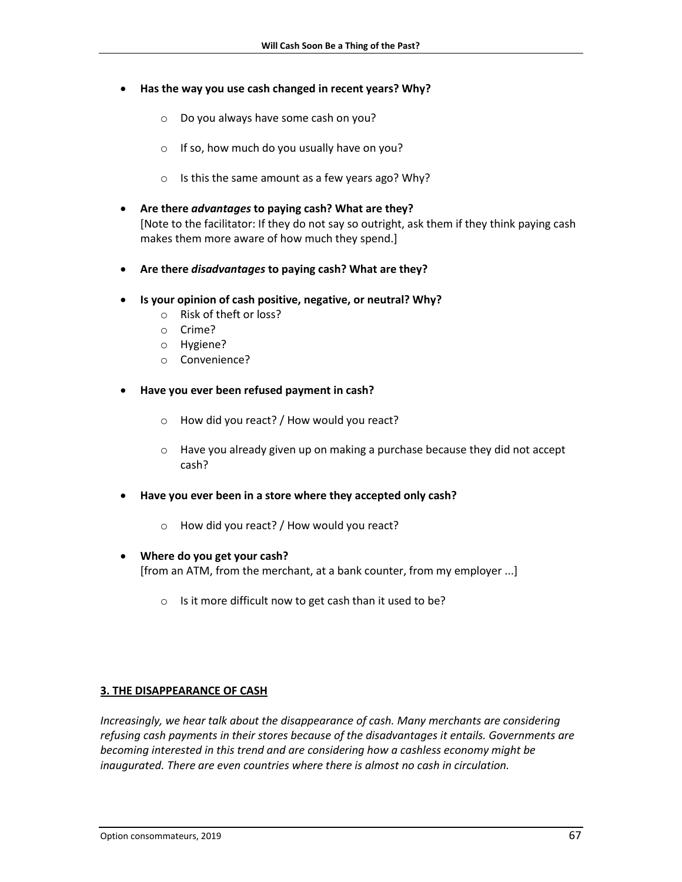- **Has the way you use cash changed in recent years? Why?**
  - Do you always have some cash on you?
  - If so, how much do you usually have on you?
  - Is this the same amount as a few years ago? Why?

- **Are there *advantages* to paying cash? What are they?**
  [Note to the facilitator: If they do not say so outright, ask them if they think paying cash makes them more aware of how much they spend.]

- **Are there *disadvantages* to paying cash? What are they?**

- **Is your opinion of cash positive, negative, or neutral? Why?**
  - Risk of theft or loss?
  - Crime?
  - Hygiene?
  - Convenience?

- **Have you ever been refused payment in cash?**
  - How did you react? / How would you react?
  - Have you already given up on making a purchase because they did not accept cash?

- **Have you ever been in a store where they accepted only cash?**
  - How did you react? / How would you react?

- **Where do you get your cash?**
  [from an ATM, from the merchant, at a bank counter, from my employer ...]
  - Is it more difficult now to get cash than it used to be?

## 3. THE DISAPPEARANCE OF CASH

*Increasingly, we hear talk about the disappearance of cash. Many merchants are considering refusing cash payments in their stores because of the disadvantages it entails. Governments are becoming interested in this trend and are considering how a cashless economy might be inaugurated. There are even countries where there is almost no cash in circulation.*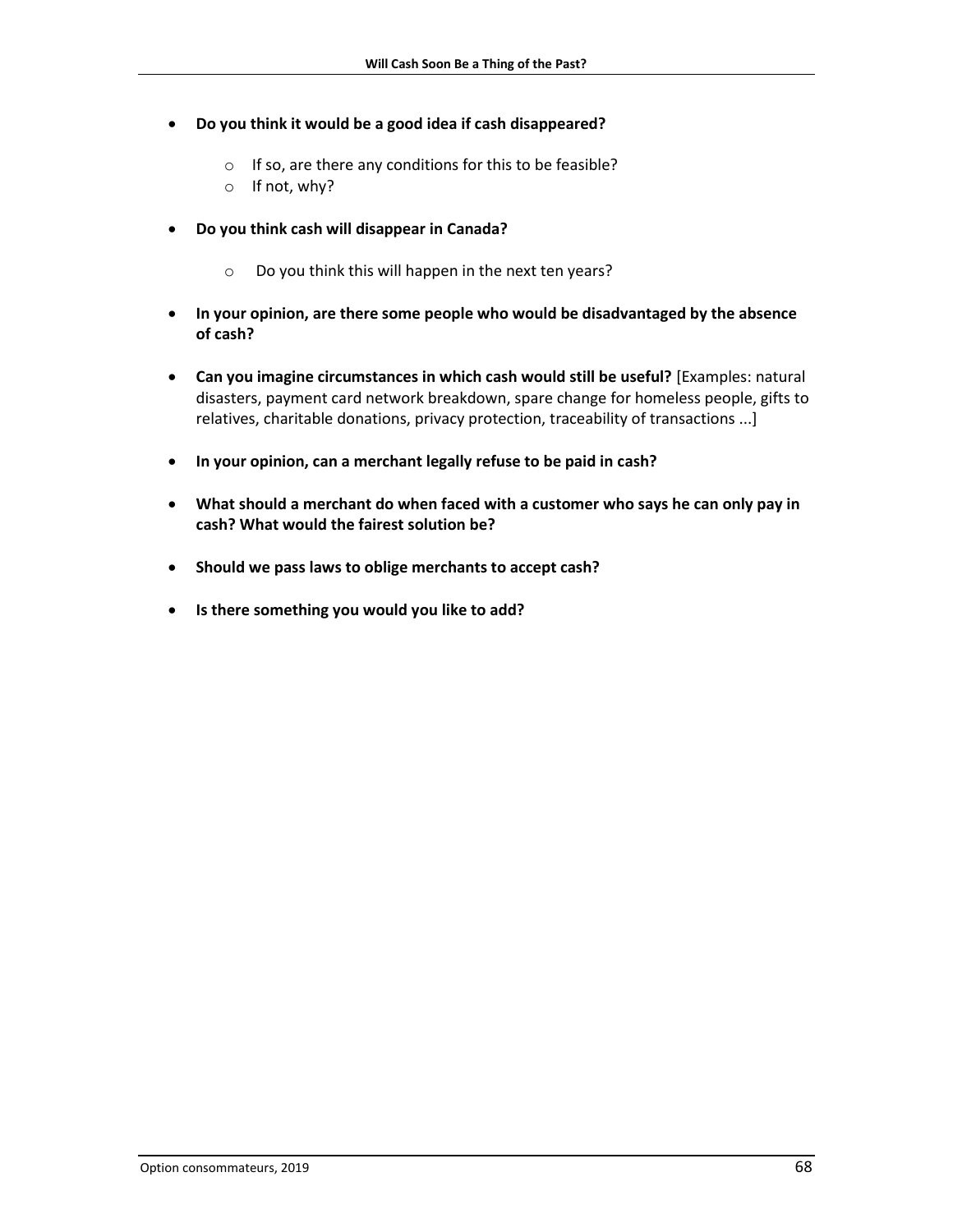- **Do you think it would be a good idea if cash disappeared?**
  - If so, are there any conditions for this to be feasible?
  - If not, why?
- **Do you think cash will disappear in Canada?**
  - Do you think this will happen in the next ten years?
- **In your opinion, are there some people who would be disadvantaged by the absence of cash?**
- **Can you imagine circumstances in which cash would still be useful?** [Examples: natural disasters, payment card network breakdown, spare change for homeless people, gifts to relatives, charitable donations, privacy protection, traceability of transactions ...]
- **In your opinion, can a merchant legally refuse to be paid in cash?**
- **What should a merchant do when faced with a customer who says he can only pay in cash? What would the fairest solution be?**
- **Should we pass laws to oblige merchants to accept cash?**
- **Is there something you would you like to add?**